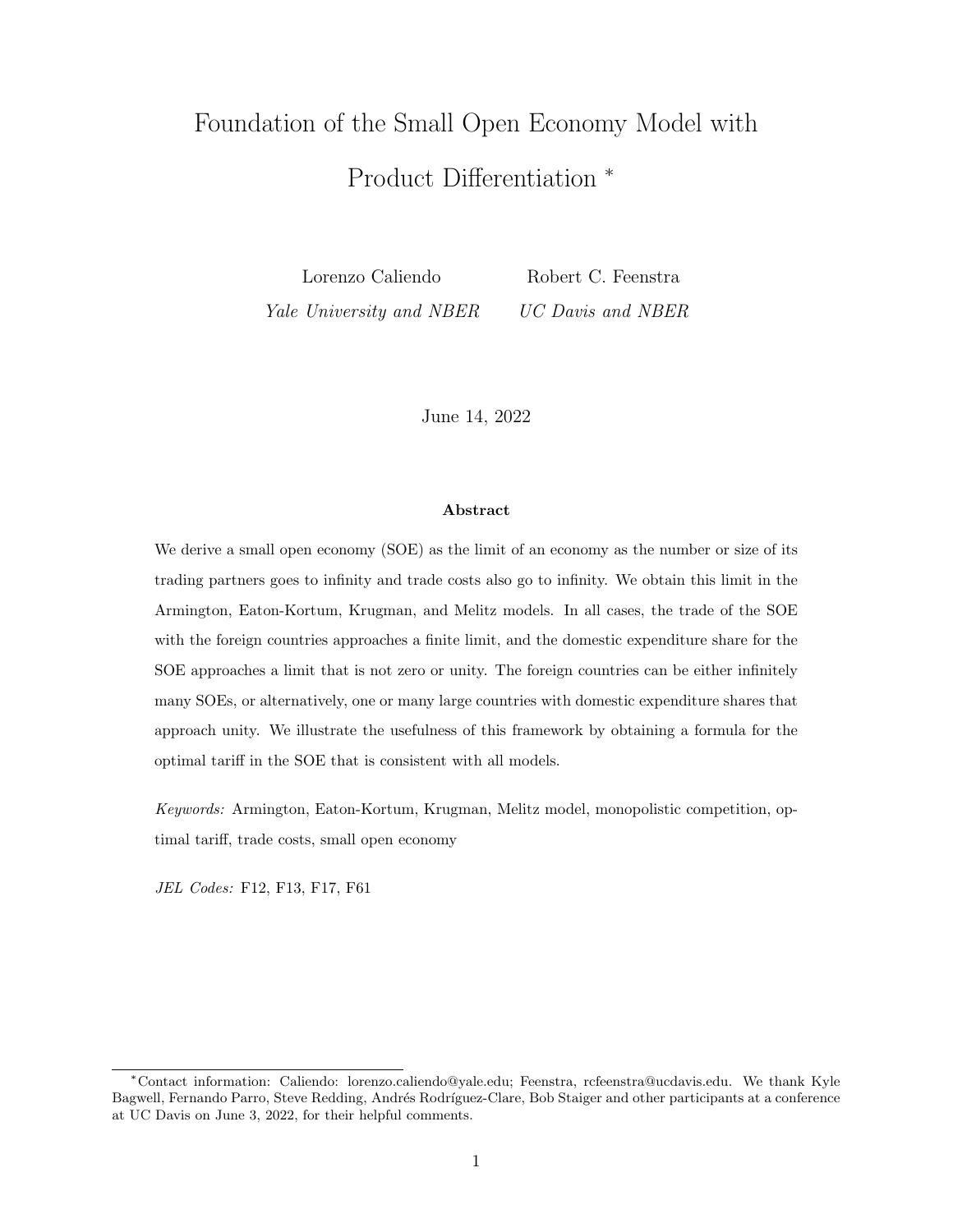# Foundation of the Small Open Economy Model with Product Differentiation *

Lorenzo Caliendo
*Yale University and NBER*

Robert C. Feenstra
*UC Davis and NBER*

June 14, 2022

**Abstract**

We derive a small open economy (SOE) as the limit of an economy as the number or size of its trading partners goes to infinity and trade costs also go to infinity. We obtain this limit in the Armington, Eaton-Kortum, Krugman, and Melitz models. In all cases, the trade of the SOE with the foreign countries approaches a finite limit, and the domestic expenditure share for the SOE approaches a limit that is not zero or unity. The foreign countries can be either infinitely many SOEs, or alternatively, one or many large countries with domestic expenditure shares that approach unity. We illustrate the usefulness of this framework by obtaining a formula for the optimal tariff in the SOE that is consistent with all models.

*Keywords:* Armington, Eaton-Kortum, Krugman, Melitz model, monopolistic competition, optimal tariff, trade costs, small open economy

*JEL Codes:* F12, F13, F17, F61

---

*Contact information: Caliendo: lorenzo.caliendo@yale.edu; Feenstra, rcfeenstra@ucdavis.edu. We thank Kyle Bagwell, Fernando Parro, Steve Redding, Andrés Rodríguez-Clare, Bob Staiger and other participants at a conference at UC Davis on June 3, 2022, for their helpful comments.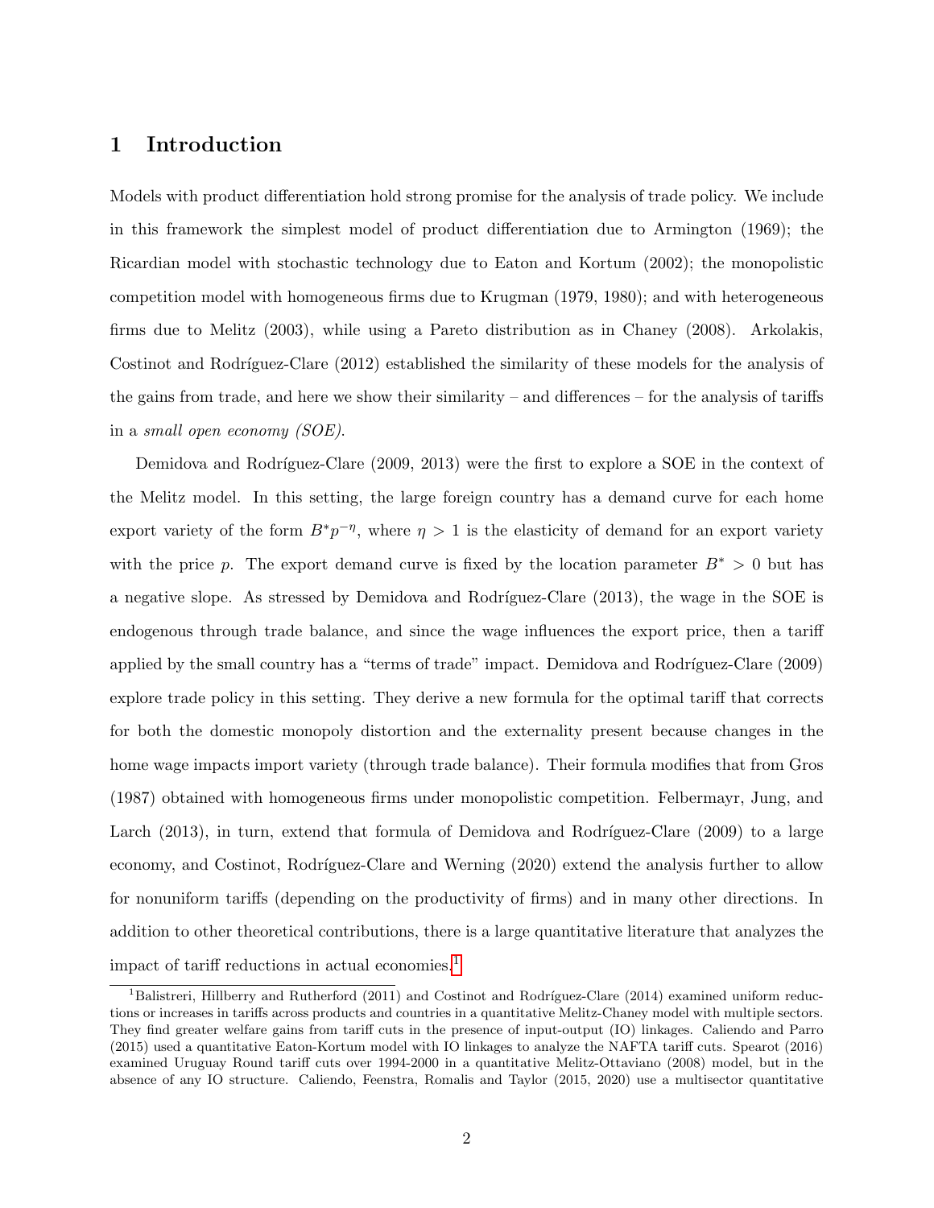# 1 Introduction

Models with product differentiation hold strong promise for the analysis of trade policy. We include in this framework the simplest model of product differentiation due to Armington (1969); the Ricardian model with stochastic technology due to Eaton and Kortum (2002); the monopolistic competition model with homogeneous firms due to Krugman (1979, 1980); and with heterogeneous firms due to Melitz (2003), while using a Pareto distribution as in Chaney (2008). Arkolakis, Costinot and Rodríguez-Clare (2012) established the similarity of these models for the analysis of the gains from trade, and here we show their similarity – and differences – for the analysis of tariffs in a *small open economy (SOE)*.

Demidova and Rodríguez-Clare (2009, 2013) were the first to explore a SOE in the context of the Melitz model. In this setting, the large foreign country has a demand curve for each home export variety of the form $B^* p^{-\eta}$, where $\eta > 1$ is the elasticity of demand for an export variety with the price $p$. The export demand curve is fixed by the location parameter $B^* > 0$ but has a negative slope. As stressed by Demidova and Rodríguez-Clare (2013), the wage in the SOE is endogenous through trade balance, and since the wage influences the export price, then a tariff applied by the small country has a "terms of trade" impact. Demidova and Rodríguez-Clare (2009) explore trade policy in this setting. They derive a new formula for the optimal tariff that corrects for both the domestic monopoly distortion and the externality present because changes in the home wage impacts import variety (through trade balance). Their formula modifies that from Gros (1987) obtained with homogeneous firms under monopolistic competition. Felbermayr, Jung, and Larch (2013), in turn, extend that formula of Demidova and Rodríguez-Clare (2009) to a large economy, and Costinot, Rodríguez-Clare and Werning (2020) extend the analysis further to allow for nonuniform tariffs (depending on the productivity of firms) and in many other directions. In addition to other theoretical contributions, there is a large quantitative literature that analyzes the impact of tariff reductions in actual economies.[1]

[1] Balistreri, Hillberry and Rutherford (2011) and Costinot and Rodríguez-Clare (2014) examined uniform reductions or increases in tariffs across products and countries in a quantitative Melitz-Chaney model with multiple sectors. They find greater welfare gains from tariff cuts in the presence of input-output (IO) linkages. Caliendo and Parro (2015) used a quantitative Eaton-Kortum model with IO linkages to analyze the NAFTA tariff cuts. Spearot (2016) examined Uruguay Round tariff cuts over 1994-2000 in a quantitative Melitz-Ottaviano (2008) model, but in the absence of any IO structure. Caliendo, Feenstra, Romalis and Taylor (2015, 2020) use a multisector quantitative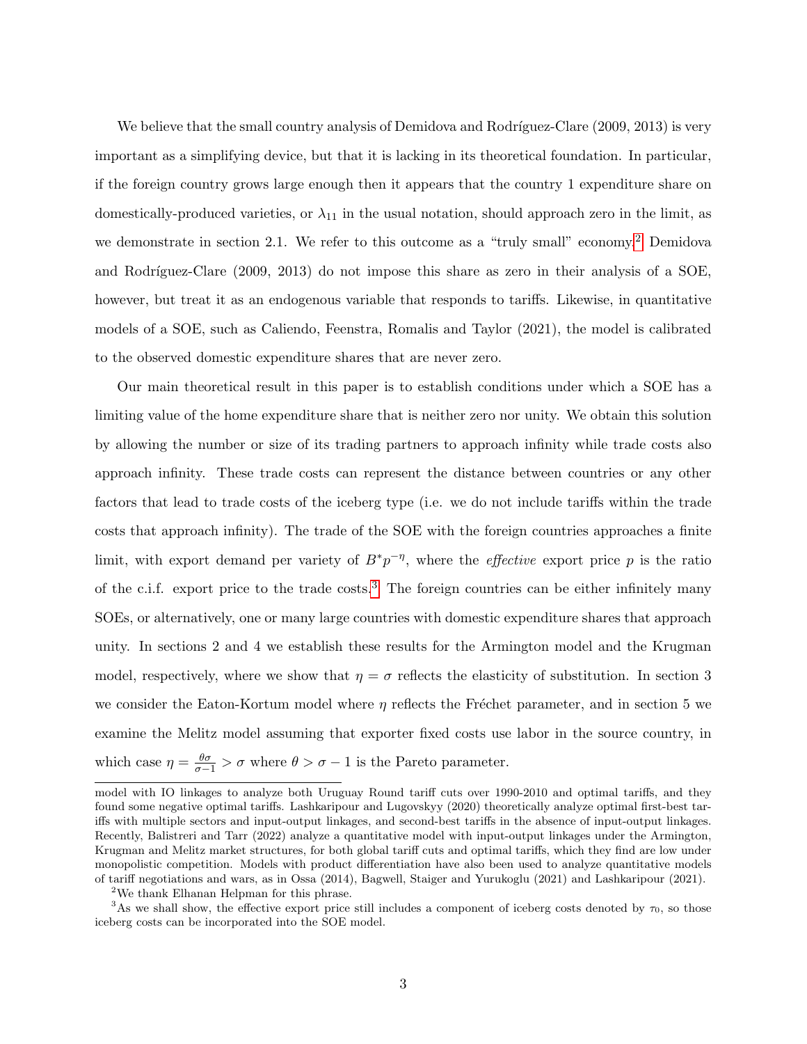We believe that the small country analysis of Demidova and Rodríguez-Clare (2009, 2013) is very important as a simplifying device, but that it is lacking in its theoretical foundation. In particular, if the foreign country grows large enough then it appears that the country 1 expenditure share on domestically-produced varieties, or $\lambda_{11}$ in the usual notation, should approach zero in the limit, as we demonstrate in section 2.1. We refer to this outcome as a "truly small" economy.[2] Demidova and Rodríguez-Clare (2009, 2013) do not impose this share as zero in their analysis of a SOE, however, but treat it as an endogenous variable that responds to tariffs. Likewise, in quantitative models of a SOE, such as Caliendo, Feenstra, Romalis and Taylor (2021), the model is calibrated to the observed domestic expenditure shares that are never zero.

Our main theoretical result in this paper is to establish conditions under which a SOE has a limiting value of the home expenditure share that is neither zero nor unity. We obtain this solution by allowing the number or size of its trading partners to approach infinity while trade costs also approach infinity. These trade costs can represent the distance between countries or any other factors that lead to trade costs of the iceberg type (i.e. we do not include tariffs within the trade costs that approach infinity). The trade of the SOE with the foreign countries approaches a finite limit, with export demand per variety of $B^* p^{-\eta}$, where the *effective* export price $p$ is the ratio of the c.i.f. export price to the trade costs.[3] The foreign countries can be either infinitely many SOEs, or alternatively, one or many large countries with domestic expenditure shares that approach unity. In sections 2 and 4 we establish these results for the Armington model and the Krugman model, respectively, where we show that $\eta = \sigma$ reflects the elasticity of substitution. In section 3 we consider the Eaton-Kortum model where $\eta$ reflects the Fréchet parameter, and in section 5 we examine the Melitz model assuming that exporter fixed costs use labor in the source country, in which case $\eta = \frac{\theta\sigma}{\sigma-1} > \sigma$ where $\theta > \sigma - 1$ is the Pareto parameter.

model with IO linkages to analyze both Uruguay Round tariff cuts over 1990-2010 and optimal tariffs, and they found some negative optimal tariffs. Lashkaripour and Lugovskyy (2020) theoretically analyze optimal first-best tariffs with multiple sectors and input-output linkages, and second-best tariffs in the absence of input-output linkages. Recently, Balistreri and Tarr (2022) analyze a quantitative model with input-output linkages under the Armington, Krugman and Melitz market structures, for both global tariff cuts and optimal tariffs, which they find are low under monopolistic competition. Models with product differentiation have also been used to analyze quantitative models of tariff negotiations and wars, as in Ossa (2014), Bagwell, Staiger and Yurukoglu (2021) and Lashkaripour (2021).

[2] We thank Elhanan Helpman for this phrase.

[3] As we shall show, the effective export price still includes a component of iceberg costs denoted by $\tau_0$, so those iceberg costs can be incorporated into the SOE model.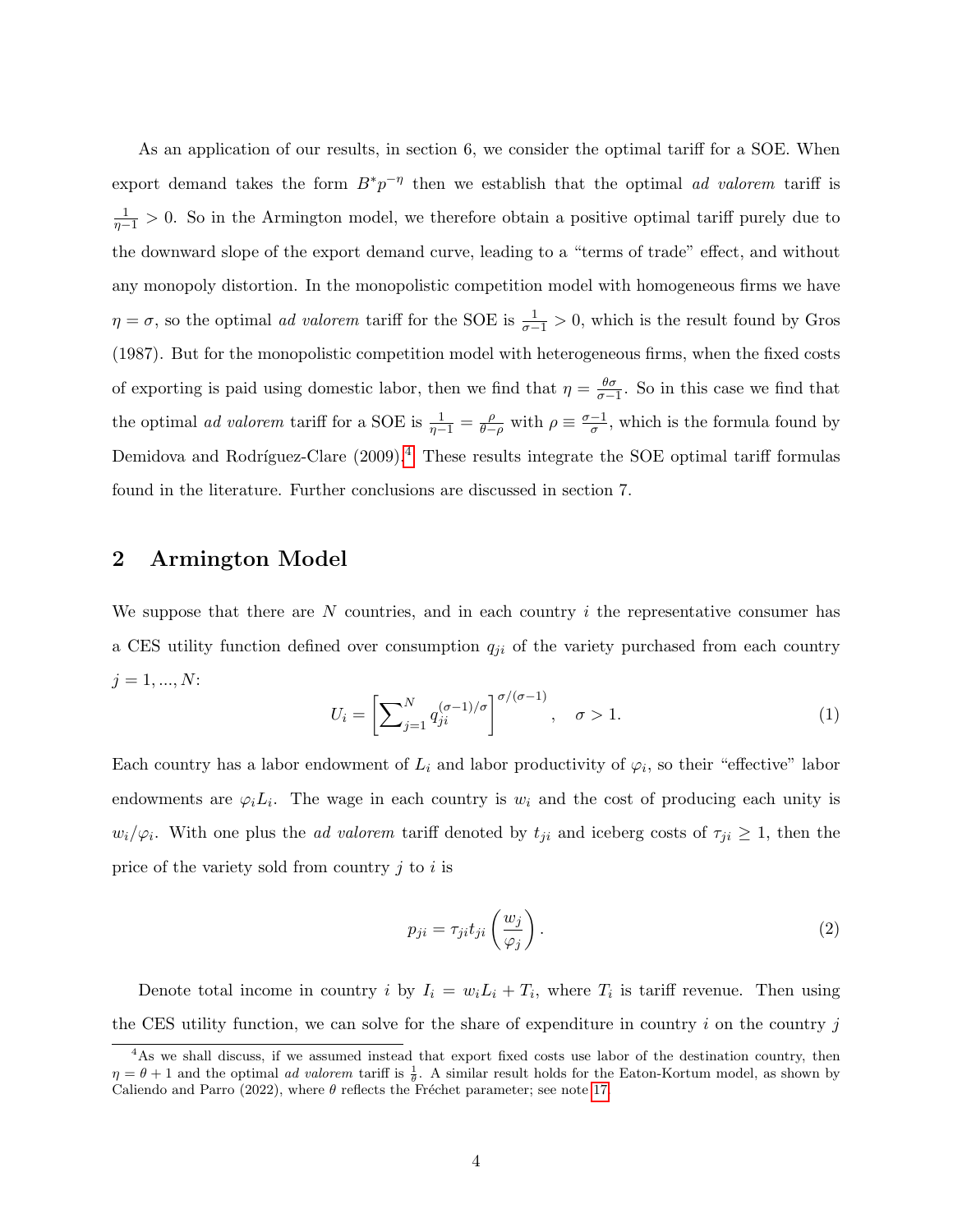As an application of our results, in section 6, we consider the optimal tariff for a SOE. When export demand takes the form $B^* p^{-\eta}$ then we establish that the optimal *ad valorem* tariff is $\frac{1}{\eta - 1} > 0$. So in the Armington model, we therefore obtain a positive optimal tariff purely due to the downward slope of the export demand curve, leading to a "terms of trade" effect, and without any monopoly distortion. In the monopolistic competition model with homogeneous firms we have $\eta = \sigma$, so the optimal *ad valorem* tariff for the SOE is $\frac{1}{\sigma - 1} > 0$, which is the result found by Gros (1987). But for the monopolistic competition model with heterogeneous firms, when the fixed costs of exporting is paid using domestic labor, then we find that $\eta = \frac{\theta \sigma}{\sigma - 1}$. So in this case we find that the optimal *ad valorem* tariff for a SOE is $\frac{1}{\eta - 1} = \frac{\rho}{\theta - \rho}$ with $\rho \equiv \frac{\sigma - 1}{\sigma}$, which is the formula found by Demidova and Rodríguez-Clare (2009).[4] These results integrate the SOE optimal tariff formulas found in the literature. Further conclusions are discussed in section 7.

## 2 Armington Model

We suppose that there are $N$ countries, and in each country $i$ the representative consumer has a CES utility function defined over consumption $q_{ji}$ of the variety purchased from each country $j = 1, ..., N$:

$$U_i = \left[ \sum\nolimits_{j=1}^{N} q_{ji}^{(\sigma-1)/\sigma} \right]^{\sigma/(\sigma-1)}, \quad \sigma > 1. \tag{1}$$

Each country has a labor endowment of $L_i$ and labor productivity of $\varphi_i$, so their "effective" labor endowments are $\varphi_i L_i$. The wage in each country is $w_i$ and the cost of producing each unity is $w_i / \varphi_i$. With one plus the *ad valorem* tariff denoted by $t_{ji}$ and iceberg costs of $\tau_{ji} \geq 1$, then the price of the variety sold from country $j$ to $i$ is

$$p_{ji} = \tau_{ji} t_{ji} \left( \frac{w_j}{\varphi_j} \right). \tag{2}$$

Denote total income in country $i$ by $I_i = w_i L_i + T_i$, where $T_i$ is tariff revenue. Then using the CES utility function, we can solve for the share of expenditure in country $i$ on the country $j$

[4] As we shall discuss, if we assumed instead that export fixed costs use labor of the destination country, then $\eta = \theta + 1$ and the optimal *ad valorem* tariff is $\frac{1}{\theta}$. A similar result holds for the Eaton-Kortum model, as shown by Caliendo and Parro (2022), where $\theta$ reflects the Fréchet parameter; see note 17.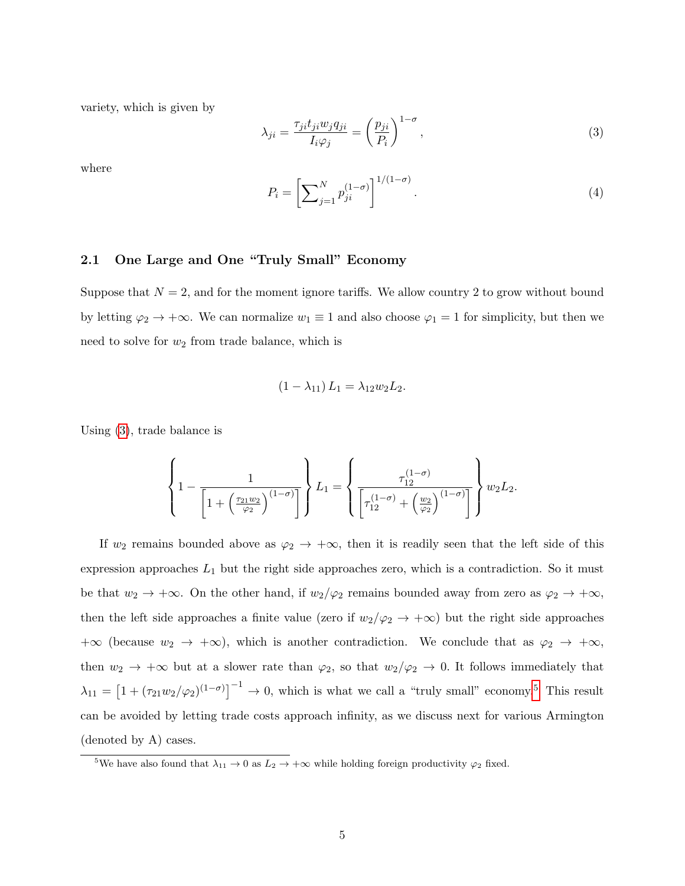variety, which is given by

$$
\lambda_{ji} = \frac{\tau_{ji} t_{ji} w_j q_{ji}}{I_i \varphi_j} = \left(\frac{p_{ji}}{P_i}\right)^{1-\sigma}, \tag{3}
$$

where

$$
P_i = \left[\sum_{j=1}^{N} p_{ji}^{(1-\sigma)}\right]^{1/(1-\sigma)}. \tag{4}
$$

### 2.1 One Large and One "Truly Small" Economy

Suppose that $N = 2$, and for the moment ignore tariffs. We allow country 2 to grow without bound by letting $\varphi_2 \to +\infty$. We can normalize $w_1 \equiv 1$ and also choose $\varphi_1 = 1$ for simplicity, but then we need to solve for $w_2$ from trade balance, which is

$$
(1 - \lambda_{11}) L_1 = \lambda_{12} w_2 L_2.
$$

Using (3), trade balance is

$$
\left\{ 1 - \frac{1}{\left[1 + \left(\frac{\tau_{21} w_2}{\varphi_2}\right)^{(1-\sigma)}\right]} \right\} L_1 = \left\{ \frac{\tau_{12}^{(1-\sigma)}}{\left[\tau_{12}^{(1-\sigma)} + \left(\frac{w_2}{\varphi_2}\right)^{(1-\sigma)}\right]} \right\} w_2 L_2.
$$

If $w_2$ remains bounded above as $\varphi_2 \to +\infty$, then it is readily seen that the left side of this expression approaches $L_1$ but the right side approaches zero, which is a contradiction. So it must be that $w_2 \to +\infty$. On the other hand, if $w_2/\varphi_2$ remains bounded away from zero as $\varphi_2 \to +\infty$, then the left side approaches a finite value (zero if $w_2/\varphi_2 \to +\infty$) but the right side approaches $+\infty$ (because $w_2 \to +\infty$), which is another contradiction. We conclude that as $\varphi_2 \to +\infty$, then $w_2 \to +\infty$ but at a slower rate than $\varphi_2$, so that $w_2/\varphi_2 \to 0$. It follows immediately that $\lambda_{11} = \left[1 + (\tau_{21} w_2/\varphi_2)^{(1-\sigma)}\right]^{-1} \to 0$, which is what we call a "truly small" economy.[5] This result can be avoided by letting trade costs approach infinity, as we discuss next for various Armington (denoted by A) cases.

[5] We have also found that $\lambda_{11} \to 0$ as $L_2 \to +\infty$ while holding foreign productivity $\varphi_2$ fixed.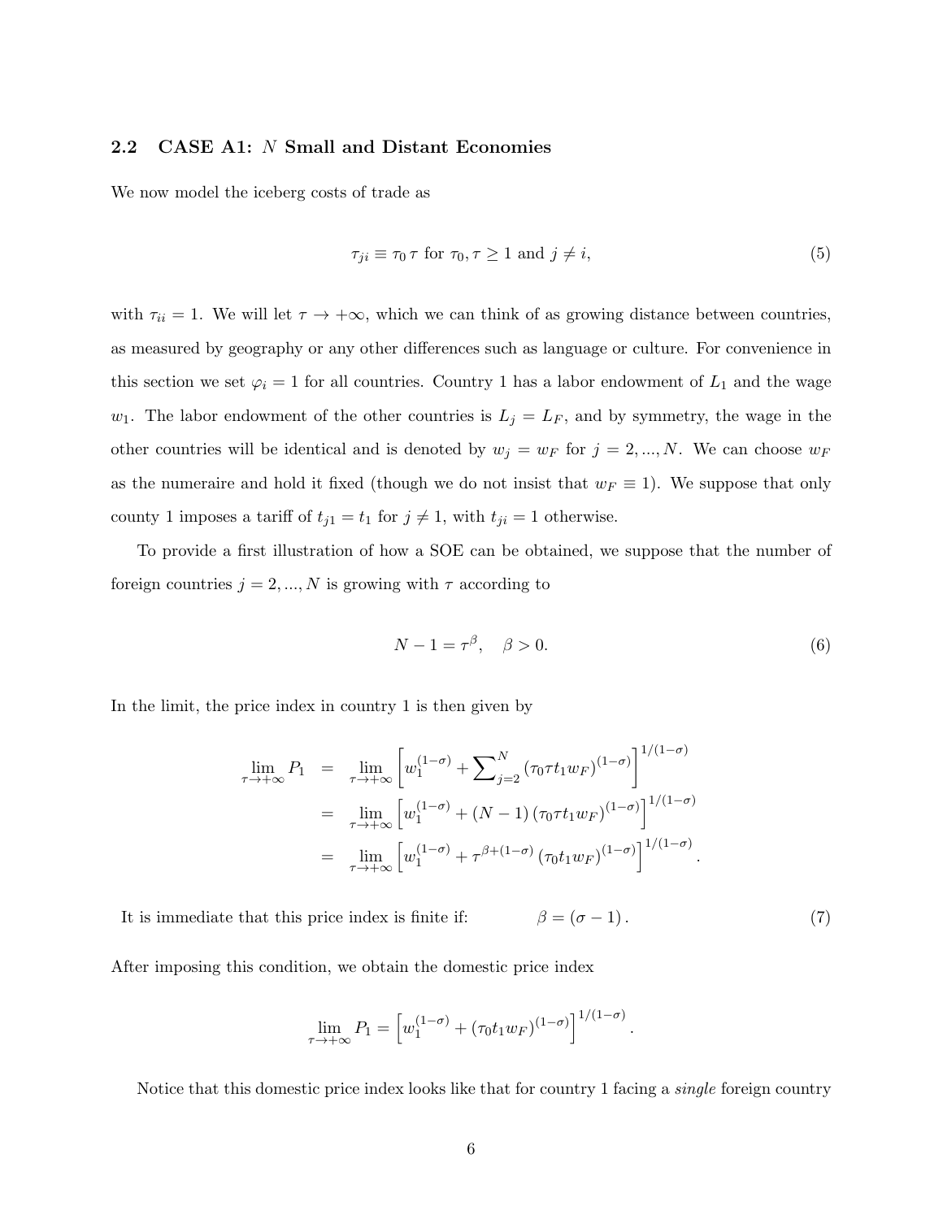### 2.2 CASE A1: $N$ Small and Distant Economies

We now model the iceberg costs of trade as

$$\tau_{ji} \equiv \tau_0 \, \tau \text{ for } \tau_0, \tau \geq 1 \text{ and } j \neq i, \tag{5}$$

with $\tau_{ii} = 1$. We will let $\tau \to +\infty$, which we can think of as growing distance between countries, as measured by geography or any other differences such as language or culture. For convenience in this section we set $\varphi_i = 1$ for all countries. Country 1 has a labor endowment of $L_1$ and the wage $w_1$. The labor endowment of the other countries is $L_j = L_F$, and by symmetry, the wage in the other countries will be identical and is denoted by $w_j = w_F$ for $j = 2, ..., N$. We can choose $w_F$ as the numeraire and hold it fixed (though we do not insist that $w_F \equiv 1$). We suppose that only county 1 imposes a tariff of $t_{j1} = t_1$ for $j \neq 1$, with $t_{ji} = 1$ otherwise.

To provide a first illustration of how a SOE can be obtained, we suppose that the number of foreign countries $j = 2, ..., N$ is growing with $\tau$ according to

$$N - 1 = \tau^{\beta}, \quad \beta > 0. \tag{6}$$

In the limit, the price index in country 1 is then given by

$$\begin{aligned}
\lim_{\tau \to +\infty} P_1 &= \lim_{\tau \to +\infty} \left[ w_1^{(1-\sigma)} + \sum\nolimits_{j=2}^{N} \left( \tau_0 \tau t_1 w_F \right)^{(1-\sigma)} \right]^{1/(1-\sigma)} \\
&= \lim_{\tau \to +\infty} \left[ w_1^{(1-\sigma)} + (N-1) \left( \tau_0 \tau t_1 w_F \right)^{(1-\sigma)} \right]^{1/(1-\sigma)} \\
&= \lim_{\tau \to +\infty} \left[ w_1^{(1-\sigma)} + \tau^{\beta + (1-\sigma)} \left( \tau_0 t_1 w_F \right)^{(1-\sigma)} \right]^{1/(1-\sigma)}.
\end{aligned}$$

It is immediate that this price index is finite if:

$$\beta = (\sigma - 1). \tag{7}$$

After imposing this condition, we obtain the domestic price index

$$\lim_{\tau \to +\infty} P_1 = \left[ w_1^{(1-\sigma)} + \left( \tau_0 t_1 w_F \right)^{(1-\sigma)} \right]^{1/(1-\sigma)}.$$

Notice that this domestic price index looks like that for country 1 facing a *single* foreign country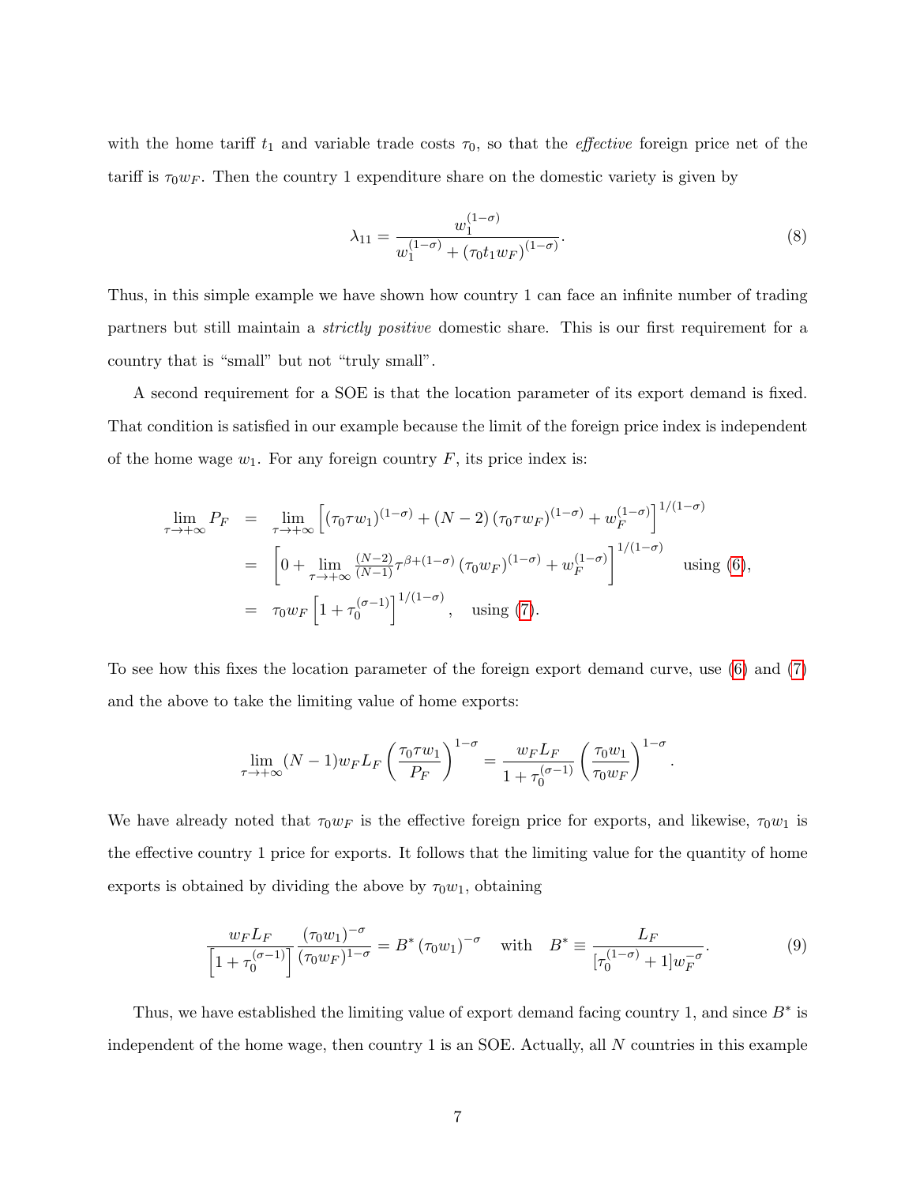with the home tariff $t_1$ and variable trade costs $\tau_0$, so that the *effective* foreign price net of the tariff is $\tau_0 w_F$. Then the country 1 expenditure share on the domestic variety is given by

$$\lambda_{11} = \frac{w_1^{(1-\sigma)}}{w_1^{(1-\sigma)} + (\tau_0 t_1 w_F)^{(1-\sigma)}}. \tag{8}$$

Thus, in this simple example we have shown how country 1 can face an infinite number of trading partners but still maintain a *strictly positive* domestic share. This is our first requirement for a country that is "small" but not "truly small".

A second requirement for a SOE is that the location parameter of its export demand is fixed. That condition is satisfied in our example because the limit of the foreign price index is independent of the home wage $w_1$. For any foreign country $F$, its price index is:

$$\begin{aligned}
\lim_{\tau\to+\infty} P_F &= \lim_{\tau\to+\infty} \left[ (\tau_0 \tau w_1)^{(1-\sigma)} + (N-2)\,(\tau_0 \tau w_F)^{(1-\sigma)} + w_F^{(1-\sigma)} \right]^{1/(1-\sigma)} \\
&= \left[ 0 + \lim_{\tau\to+\infty} \tfrac{(N-2)}{(N-1)} \tau^{\beta+(1-\sigma)}\,(\tau_0 w_F)^{(1-\sigma)} + w_F^{(1-\sigma)} \right]^{1/(1-\sigma)} \quad \text{using (6)}, \\
&= \tau_0 w_F \left[ 1 + \tau_0^{(\sigma-1)} \right]^{1/(1-\sigma)}, \quad \text{using (7)}.
\end{aligned}$$

To see how this fixes the location parameter of the foreign export demand curve, use (6) and (7) and the above to take the limiting value of home exports:

$$\lim_{\tau\to+\infty} (N-1) w_F L_F \left( \frac{\tau_0 \tau w_1}{P_F} \right)^{1-\sigma} = \frac{w_F L_F}{1+\tau_0^{(\sigma-1)}} \left( \frac{\tau_0 w_1}{\tau_0 w_F} \right)^{1-\sigma}.$$

We have already noted that $\tau_0 w_F$ is the effective foreign price for exports, and likewise, $\tau_0 w_1$ is the effective country 1 price for exports. It follows that the limiting value for the quantity of home exports is obtained by dividing the above by $\tau_0 w_1$, obtaining

$$\frac{w_F L_F}{\left[1+\tau_0^{(\sigma-1)}\right]} \frac{(\tau_0 w_1)^{-\sigma}}{(\tau_0 w_F)^{1-\sigma}} = B^* (\tau_0 w_1)^{-\sigma} \quad \text{with} \quad B^* \equiv \frac{L_F}{[\tau_0^{(1-\sigma)}+1] w_F^{-\sigma}}. \tag{9}$$

Thus, we have established the limiting value of export demand facing country 1, and since $B^*$ is independent of the home wage, then country 1 is an SOE. Actually, all $N$ countries in this example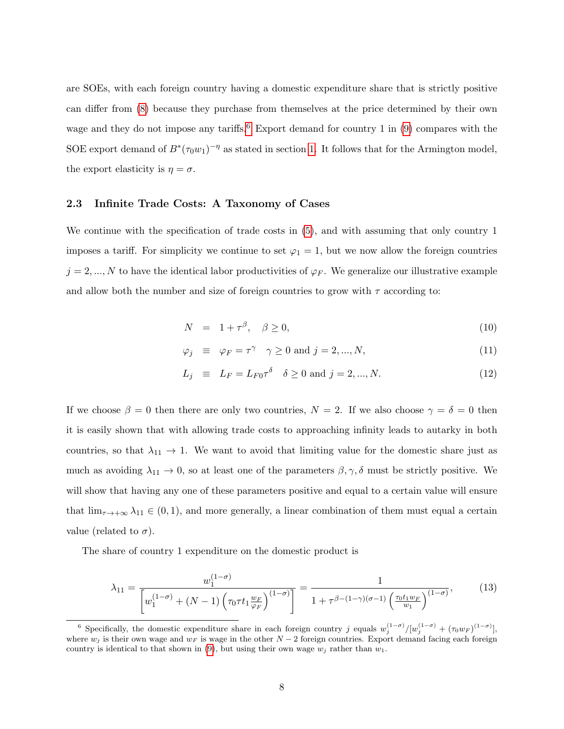are SOEs, with each foreign country having a domestic expenditure share that is strictly positive can differ from (8) because they purchase from themselves at the price determined by their own wage and they do not impose any tariffs.[6] Export demand for country 1 in (9) compares with the SOE export demand of $B^*(\tau_0 w_1)^{-\eta}$ as stated in section 1. It follows that for the Armington model, the export elasticity is $\eta = \sigma$.

### 2.3 Infinite Trade Costs: A Taxonomy of Cases

We continue with the specification of trade costs in (5), and with assuming that only country 1 imposes a tariff. For simplicity we continue to set $\varphi_1 = 1$, but we now allow the foreign countries $j = 2, ..., N$ to have the identical labor productivities of $\varphi_F$. We generalize our illustrative example and allow both the number and size of foreign countries to grow with $\tau$ according to:

$$N = 1 + \tau^{\beta}, \quad \beta \geq 0, \tag{10}$$

$$\varphi_j \equiv \varphi_F = \tau^{\gamma} \quad \gamma \geq 0 \text{ and } j = 2, ..., N, \tag{11}$$

$$L_j \equiv L_F = L_{F0}\tau^{\delta} \quad \delta \geq 0 \text{ and } j = 2, ..., N. \tag{12}$$

If we choose $\beta = 0$ then there are only two countries, $N = 2$. If we also choose $\gamma = \delta = 0$ then it is easily shown that with allowing trade costs to approaching infinity leads to autarky in both countries, so that $\lambda_{11} \to 1$. We want to avoid that limiting value for the domestic share just as much as avoiding $\lambda_{11} \to 0$, so at least one of the parameters $\beta, \gamma, \delta$ must be strictly positive. We will show that having any one of these parameters positive and equal to a certain value will ensure that $\lim_{\tau \to +\infty} \lambda_{11} \in (0, 1)$, and more generally, a linear combination of them must equal a certain value (related to $\sigma$).

The share of country 1 expenditure on the domestic product is

$$\lambda_{11} = \frac{w_1^{(1-\sigma)}}{\left[w_1^{(1-\sigma)} + (N-1)\left(\tau_0 \tau t_1 \frac{w_F}{\varphi_F}\right)^{(1-\sigma)}\right]} = \frac{1}{1 + \tau^{\beta-(1-\gamma)(\sigma-1)}\left(\frac{\tau_0 t_1 w_F}{w_1}\right)^{(1-\sigma)}}, \tag{13}$$

[6] Specifically, the domestic expenditure share in each foreign country $j$ equals $w_j^{(1-\sigma)}/[w_j^{(1-\sigma)} + (\tau_0 w_F)^{(1-\sigma)}]$, where $w_j$ is their own wage and $w_F$ is wage in the other $N-2$ foreign countries. Export demand facing each foreign country is identical to that shown in (9), but using their own wage $w_j$ rather than $w_1$.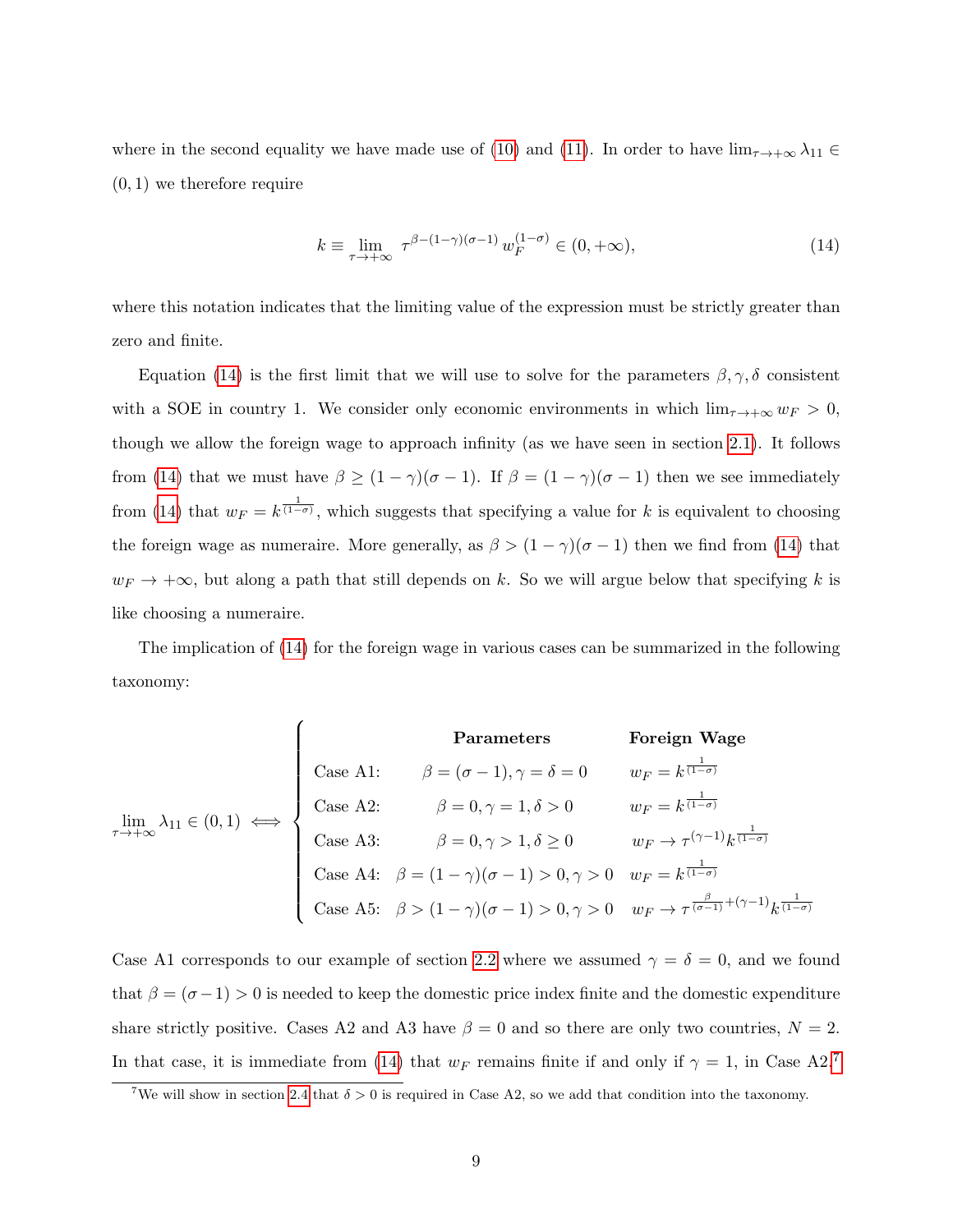where in the second equality we have made use of (10) and (11). In order to have $\lim_{\tau \to +\infty} \lambda_{11} \in (0,1)$ we therefore require

$$k \equiv \lim_{\tau \to +\infty} \tau^{\beta-(1-\gamma)(\sigma-1)} \, w_F^{(1-\sigma)} \in (0, +\infty), \tag{14}$$

where this notation indicates that the limiting value of the expression must be strictly greater than zero and finite.

Equation (14) is the first limit that we will use to solve for the parameters $\beta, \gamma, \delta$ consistent with a SOE in country 1. We consider only economic environments in which $\lim_{\tau \to +\infty} w_F > 0$, though we allow the foreign wage to approach infinity (as we have seen in section 2.1). It follows from (14) that we must have $\beta \geq (1-\gamma)(\sigma-1)$. If $\beta = (1-\gamma)(\sigma-1)$ then we see immediately from (14) that $w_F = k^{\frac{1}{(1-\sigma)}}$, which suggests that specifying a value for $k$ is equivalent to choosing the foreign wage as numeraire. More generally, as $\beta > (1-\gamma)(\sigma-1)$ then we find from (14) that $w_F \to +\infty$, but along a path that still depends on $k$. So we will argue below that specifying $k$ is like choosing a numeraire.

The implication of (14) for the foreign wage in various cases can be summarized in the following taxonomy:

$$\lim_{\tau \to +\infty} \lambda_{11} \in (0,1) \iff \begin{cases} & \textbf{Parameters} & \textbf{Foreign Wage} \\ \text{Case A1:} & \beta = (\sigma-1), \gamma = \delta = 0 & w_F = k^{\frac{1}{(1-\sigma)}} \\ \text{Case A2:} & \beta = 0, \gamma = 1, \delta > 0 & w_F = k^{\frac{1}{(1-\sigma)}} \\ \text{Case A3:} & \beta = 0, \gamma > 1, \delta \geq 0 & w_F \to \tau^{(\gamma-1)} k^{\frac{1}{(1-\sigma)}} \\ \text{Case A4:} & \beta = (1-\gamma)(\sigma-1) > 0, \gamma > 0 & w_F = k^{\frac{1}{(1-\sigma)}} \\ \text{Case A5:} & \beta > (1-\gamma)(\sigma-1) > 0, \gamma > 0 & w_F \to \tau^{\frac{\beta}{(\sigma-1)}+(\gamma-1)} k^{\frac{1}{(1-\sigma)}} \end{cases}$$

Case A1 corresponds to our example of section 2.2 where we assumed $\gamma = \delta = 0$, and we found that $\beta = (\sigma-1) > 0$ is needed to keep the domestic price index finite and the domestic expenditure share strictly positive. Cases A2 and A3 have $\beta = 0$ and so there are only two countries, $N = 2$. In that case, it is immediate from (14) that $w_F$ remains finite if and only if $\gamma = 1$, in Case A2.[7]

[7] We will show in section 2.4 that $\delta > 0$ is required in Case A2, so we add that condition into the taxonomy.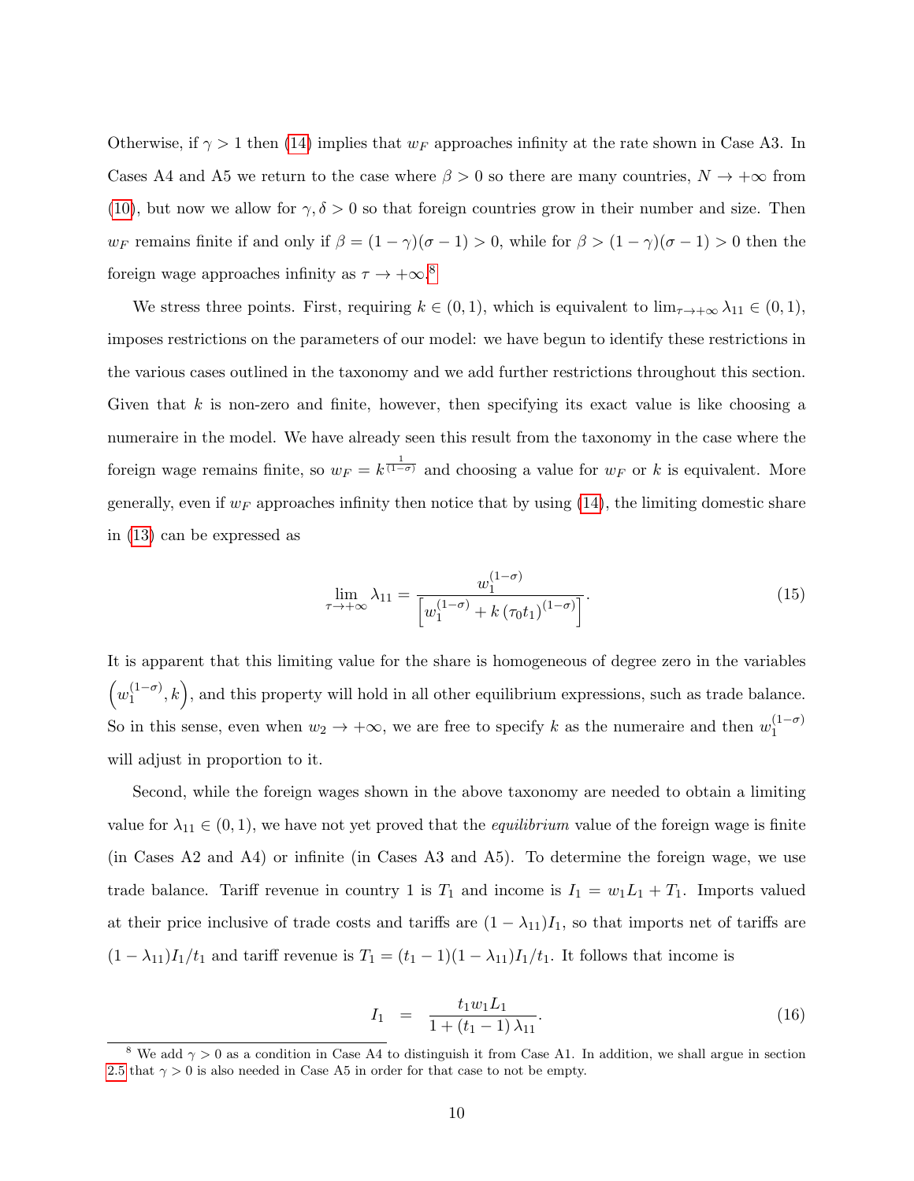Otherwise, if $\gamma > 1$ then (14) implies that $w_F$ approaches infinity at the rate shown in Case A3. In Cases A4 and A5 we return to the case where $\beta > 0$ so there are many countries, $N \to +\infty$ from (10), but now we allow for $\gamma, \delta > 0$ so that foreign countries grow in their number and size. Then $w_F$ remains finite if and only if $\beta = (1-\gamma)(\sigma - 1) > 0$, while for $\beta > (1-\gamma)(\sigma-1) > 0$ then the foreign wage approaches infinity as $\tau \to +\infty$.[8]

We stress three points. First, requiring $k \in (0,1)$, which is equivalent to $\lim_{\tau\to+\infty} \lambda_{11} \in (0,1)$, imposes restrictions on the parameters of our model: we have begun to identify these restrictions in the various cases outlined in the taxonomy and we add further restrictions throughout this section. Given that $k$ is non-zero and finite, however, then specifying its exact value is like choosing a numeraire in the model. We have already seen this result from the taxonomy in the case where the foreign wage remains finite, so $w_F = k^{\frac{1}{(1-\sigma)}}$ and choosing a value for $w_F$ or $k$ is equivalent. More generally, even if $w_F$ approaches infinity then notice that by using (14), the limiting domestic share in (13) can be expressed as

$$\lim_{\tau\to+\infty} \lambda_{11} = \frac{w_1^{(1-\sigma)}}{\left[w_1^{(1-\sigma)} + k\left(\tau_0 t_1\right)^{(1-\sigma)}\right]}. \tag{15}$$

It is apparent that this limiting value for the share is homogeneous of degree zero in the variables $\left(w_1^{(1-\sigma)}, k\right)$, and this property will hold in all other equilibrium expressions, such as trade balance. So in this sense, even when $w_2 \to +\infty$, we are free to specify $k$ as the numeraire and then $w_1^{(1-\sigma)}$ will adjust in proportion to it.

Second, while the foreign wages shown in the above taxonomy are needed to obtain a limiting value for $\lambda_{11} \in (0,1)$, we have not yet proved that the *equilibrium* value of the foreign wage is finite (in Cases A2 and A4) or infinite (in Cases A3 and A5). To determine the foreign wage, we use trade balance. Tariff revenue in country 1 is $T_1$ and income is $I_1 = w_1 L_1 + T_1$. Imports valued at their price inclusive of trade costs and tariffs are $(1-\lambda_{11})I_1$, so that imports net of tariffs are $(1-\lambda_{11})I_1/t_1$ and tariff revenue is $T_1 = (t_1 - 1)(1-\lambda_{11})I_1/t_1$. It follows that income is

$$I_1 \;\; = \;\; \frac{t_1 w_1 L_1}{1 + (t_1 - 1)\lambda_{11}}. \tag{16}$$

[8] We add $\gamma > 0$ as a condition in Case A4 to distinguish it from Case A1. In addition, we shall argue in section 2.5 that $\gamma > 0$ is also needed in Case A5 in order for that case to not be empty.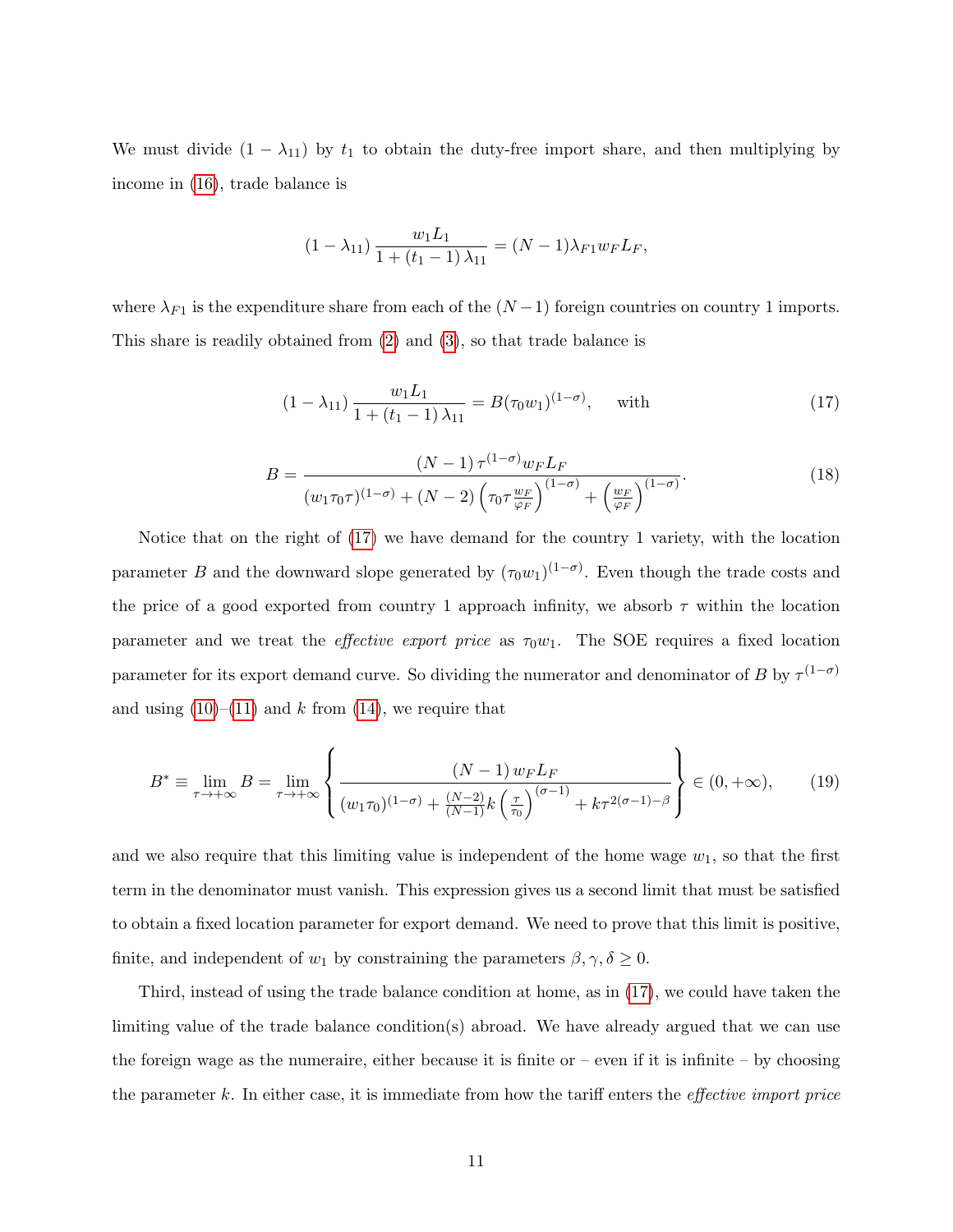We must divide $(1 - \lambda_{11})$ by $t_1$ to obtain the duty-free import share, and then multiplying by income in (16), trade balance is

$$(1 - \lambda_{11}) \frac{w_1 L_1}{1 + (t_1 - 1) \lambda_{11}} = (N-1) \lambda_{F1} w_F L_F,$$

where $\lambda_{F1}$ is the expenditure share from each of the $(N-1)$ foreign countries on country 1 imports. This share is readily obtained from (2) and (3), so that trade balance is

$$(1 - \lambda_{11}) \frac{w_1 L_1}{1 + (t_1 - 1) \lambda_{11}} = B (\tau_0 w_1)^{(1-\sigma)}, \quad \text{with} \tag{17}$$

$$B = \frac{(N-1)\, \tau^{(1-\sigma)} w_F L_F}{(w_1 \tau_0 \tau)^{(1-\sigma)} + (N-2) \left( \tau_0 \tau \frac{w_F}{\varphi_F} \right)^{(1-\sigma)} + \left( \frac{w_F}{\varphi_F} \right)^{(1-\sigma)}}. \tag{18}$$

Notice that on the right of (17) we have demand for the country 1 variety, with the location parameter $B$ and the downward slope generated by $(\tau_0 w_1)^{(1-\sigma)}$. Even though the trade costs and the price of a good exported from country 1 approach infinity, we absorb $\tau$ within the location parameter and we treat the *effective export price* as $\tau_0 w_1$. The SOE requires a fixed location parameter for its export demand curve. So dividing the numerator and denominator of $B$ by $\tau^{(1-\sigma)}$ and using (10)–(11) and $k$ from (14), we require that

$$B^* \equiv \lim_{\tau \to +\infty} B = \lim_{\tau \to +\infty} \left\{ \frac{(N-1)\, w_F L_F}{(w_1 \tau_0)^{(1-\sigma)} + \frac{(N-2)}{(N-1)} k \left( \frac{\tau}{\tau_0} \right)^{(\sigma-1)} + k \tau^{2(\sigma-1)-\beta}} \right\} \in (0, +\infty), \tag{19}$$

and we also require that this limiting value is independent of the home wage $w_1$, so that the first term in the denominator must vanish. This expression gives us a second limit that must be satisfied to obtain a fixed location parameter for export demand. We need to prove that this limit is positive, finite, and independent of $w_1$ by constraining the parameters $\beta, \gamma, \delta \geq 0$.

Third, instead of using the trade balance condition at home, as in (17), we could have taken the limiting value of the trade balance condition(s) abroad. We have already argued that we can use the foreign wage as the numeraire, either because it is finite or – even if it is infinite – by choosing the parameter $k$. In either case, it is immediate from how the tariff enters the *effective import price*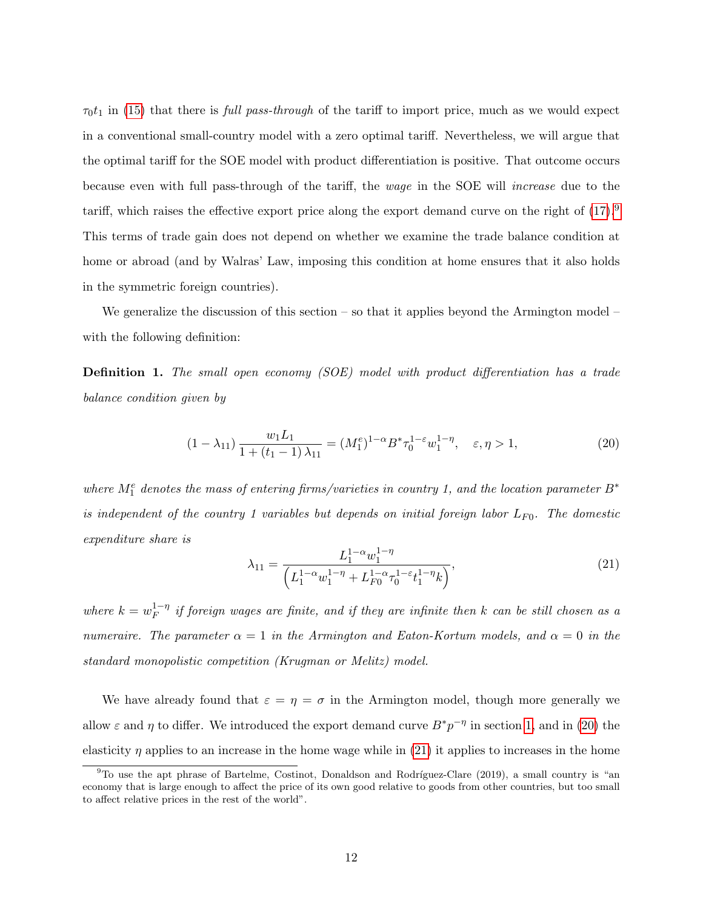$\tau_0 t_1$ in (15) that there is *full pass-through* of the tariff to import price, much as we would expect in a conventional small-country model with a zero optimal tariff. Nevertheless, we will argue that the optimal tariff for the SOE model with product differentiation is positive. That outcome occurs because even with full pass-through of the tariff, the *wage* in the SOE will *increase* due to the tariff, which raises the effective export price along the export demand curve on the right of (17).[9] This terms of trade gain does not depend on whether we examine the trade balance condition at home or abroad (and by Walras' Law, imposing this condition at home ensures that it also holds in the symmetric foreign countries).

We generalize the discussion of this section – so that it applies beyond the Armington model – with the following definition:

**Definition 1.** *The small open economy (SOE) model with product differentiation has a trade balance condition given by*

$$(1 - \lambda_{11}) \frac{w_1 L_1}{1 + (t_1 - 1) \lambda_{11}} = (M_1^e)^{1-\alpha} B^* \tau_0^{1-\varepsilon} w_1^{1-\eta}, \quad \varepsilon, \eta > 1, \tag{20}$$

*where $M_1^e$ denotes the mass of entering firms/varieties in country 1, and the location parameter $B^*$ is independent of the country 1 variables but depends on initial foreign labor $L_{F0}$. The domestic expenditure share is*

$$\lambda_{11} = \frac{L_1^{1-\alpha} w_1^{1-\eta}}{\left(L_1^{1-\alpha} w_1^{1-\eta} + L_{F0}^{1-\alpha} \tau_0^{1-\varepsilon} t_1^{1-\eta} k\right)}, \tag{21}$$

*where $k = w_F^{1-\eta}$ if foreign wages are finite, and if they are infinite then $k$ can be still chosen as a numeraire. The parameter $\alpha = 1$ in the Armington and Eaton-Kortum models, and $\alpha = 0$ in the standard monopolistic competition (Krugman or Melitz) model.*

We have already found that $\varepsilon = \eta = \sigma$ in the Armington model, though more generally we allow $\varepsilon$ and $\eta$ to differ. We introduced the export demand curve $B^* p^{-\eta}$ in section 1, and in (20) the elasticity $\eta$ applies to an increase in the home wage while in (21) it applies to increases in the home

[9] To use the apt phrase of Bartelme, Costinot, Donaldson and Rodríguez-Clare (2019), a small country is "an economy that is large enough to affect the price of its own good relative to goods from other countries, but too small to affect relative prices in the rest of the world".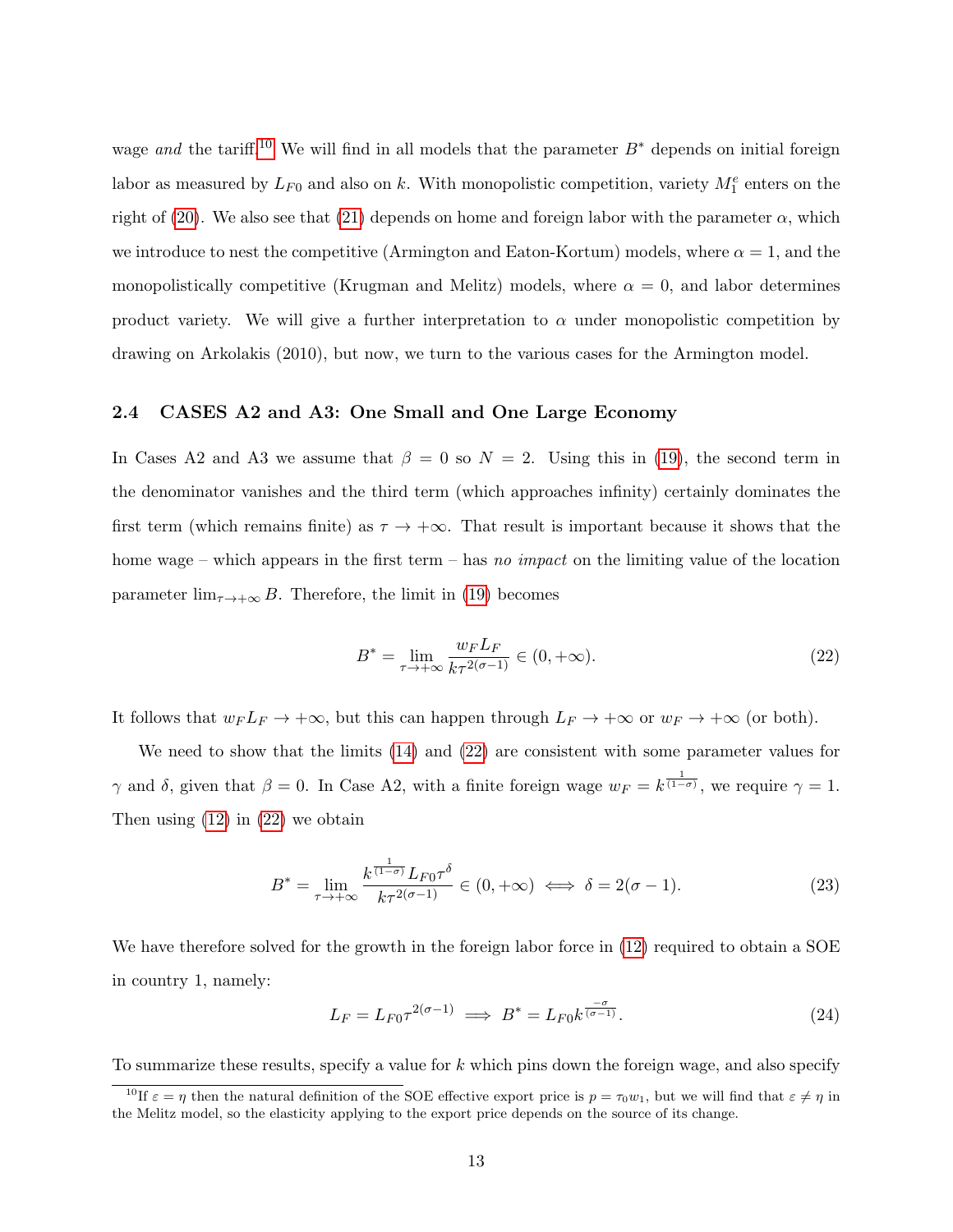wage *and* the tariff.[10] We will find in all models that the parameter $B^*$ depends on initial foreign labor as measured by $L_{F0}$ and also on $k$. With monopolistic competition, variety $M_1^e$ enters on the right of (20). We also see that (21) depends on home and foreign labor with the parameter $\alpha$, which we introduce to nest the competitive (Armington and Eaton-Kortum) models, where $\alpha = 1$, and the monopolistically competitive (Krugman and Melitz) models, where $\alpha = 0$, and labor determines product variety. We will give a further interpretation to $\alpha$ under monopolistic competition by drawing on Arkolakis (2010), but now, we turn to the various cases for the Armington model.

### 2.4 CASES A2 and A3: One Small and One Large Economy

In Cases A2 and A3 we assume that $\beta = 0$ so $N = 2$. Using this in (19), the second term in the denominator vanishes and the third term (which approaches infinity) certainly dominates the first term (which remains finite) as $\tau \to +\infty$. That result is important because it shows that the home wage – which appears in the first term – has *no impact* on the limiting value of the location parameter $\lim_{\tau\to+\infty} B$. Therefore, the limit in (19) becomes

$$B^* = \lim_{\tau\to+\infty} \frac{w_F L_F}{k\tau^{2(\sigma-1)}} \in (0, +\infty). \tag{22}$$

It follows that $w_F L_F \to +\infty$, but this can happen through $L_F \to +\infty$ or $w_F \to +\infty$ (or both).

We need to show that the limits (14) and (22) are consistent with some parameter values for $\gamma$ and $\delta$, given that $\beta = 0$. In Case A2, with a finite foreign wage $w_F = k^{\frac{1}{(1-\sigma)}}$, we require $\gamma = 1$. Then using (12) in (22) we obtain

$$B^* = \lim_{\tau\to+\infty} \frac{k^{\frac{1}{(1-\sigma)}} L_{F0}\tau^{\delta}}{k\tau^{2(\sigma-1)}} \in (0, +\infty) \iff \delta = 2(\sigma - 1). \tag{23}$$

We have therefore solved for the growth in the foreign labor force in (12) required to obtain a SOE in country 1, namely:

$$L_F = L_{F0}\tau^{2(\sigma-1)} \implies B^* = L_{F0}k^{\frac{-\sigma}{(\sigma-1)}}. \tag{24}$$

To summarize these results, specify a value for $k$ which pins down the foreign wage, and also specify

[10] If $\varepsilon = \eta$ then the natural definition of the SOE effective export price is $p = \tau_0 w_1$, but we will find that $\varepsilon \neq \eta$ in the Melitz model, so the elasticity applying to the export price depends on the source of its change.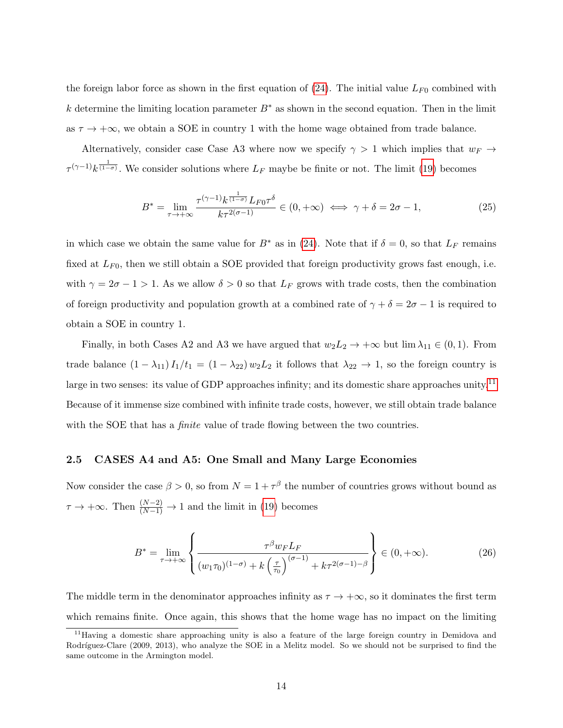the foreign labor force as shown in the first equation of (24). The initial value $L_{F0}$ combined with $k$ determine the limiting location parameter $B^*$ as shown in the second equation. Then in the limit as $\tau \to +\infty$, we obtain a SOE in country 1 with the home wage obtained from trade balance.

Alternatively, consider case Case A3 where now we specify $\gamma > 1$ which implies that $w_F \to \tau^{(\gamma-1)} k^{\frac{1}{(1-\sigma)}}$. We consider solutions where $L_F$ maybe be finite or not. The limit (19) becomes

$$B^* = \lim_{\tau \to +\infty} \frac{\tau^{(\gamma-1)} k^{\frac{1}{(1-\sigma)}} L_{F0} \tau^{\delta}}{k \tau^{2(\sigma-1)}} \in (0, +\infty) \iff \gamma + \delta = 2\sigma - 1, \tag{25}$$

in which case we obtain the same value for $B^*$ as in (24). Note that if $\delta = 0$, so that $L_F$ remains fixed at $L_{F0}$, then we still obtain a SOE provided that foreign productivity grows fast enough, i.e. with $\gamma = 2\sigma - 1 > 1$. As we allow $\delta > 0$ so that $L_F$ grows with trade costs, then the combination of foreign productivity and population growth at a combined rate of $\gamma + \delta = 2\sigma - 1$ is required to obtain a SOE in country 1.

Finally, in both Cases A2 and A3 we have argued that $w_2 L_2 \to +\infty$ but $\lim \lambda_{11} \in (0, 1)$. From trade balance $(1 - \lambda_{11}) I_1/t_1 = (1 - \lambda_{22}) w_2 L_2$ it follows that $\lambda_{22} \to 1$, so the foreign country is large in two senses: its value of GDP approaches infinity; and its domestic share approaches unity.[11] Because of it immense size combined with infinite trade costs, however, we still obtain trade balance with the SOE that has a *finite* value of trade flowing between the two countries.

### 2.5 CASES A4 and A5: One Small and Many Large Economies

Now consider the case $\beta > 0$, so from $N = 1 + \tau^{\beta}$ the number of countries grows without bound as $\tau \to +\infty$. Then $\frac{(N-2)}{(N-1)} \to 1$ and the limit in (19) becomes

$$B^* = \lim_{\tau \to +\infty} \left\{ \frac{\tau^{\beta} w_F L_F}{(w_1 \tau_0)^{(1-\sigma)} + k \left(\frac{\tau}{\tau_0}\right)^{(\sigma-1)} + k \tau^{2(\sigma-1)-\beta}} \right\} \in (0, +\infty). \tag{26}$$

The middle term in the denominator approaches infinity as $\tau \to +\infty$, so it dominates the first term which remains finite. Once again, this shows that the home wage has no impact on the limiting

[11] Having a domestic share approaching unity is also a feature of the large foreign country in Demidova and Rodríguez-Clare (2009, 2013), who analyze the SOE in a Melitz model. So we should not be surprised to find the same outcome in the Armington model.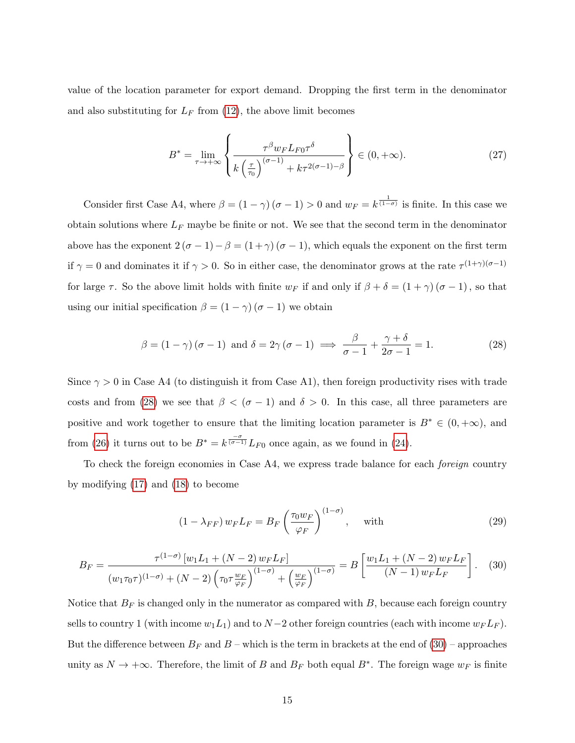value of the location parameter for export demand. Dropping the first term in the denominator and also substituting for $L_F$ from (12), the above limit becomes

$$B^* = \lim_{\tau \to +\infty} \left\{ \frac{\tau^{\beta} w_F L_{F0} \tau^{\delta}}{k \left(\frac{\tau}{\tau_0}\right)^{(\sigma-1)} + k\tau^{2(\sigma-1)-\beta}} \right\} \in (0, +\infty). \tag{27}$$

Consider first Case A4, where $\beta = (1-\gamma)(\sigma-1) > 0$ and $w_F = k^{\frac{1}{(1-\sigma)}}$ is finite. In this case we obtain solutions where $L_F$ maybe be finite or not. We see that the second term in the denominator above has the exponent $2(\sigma-1) - \beta = (1+\gamma)(\sigma-1)$, which equals the exponent on the first term if $\gamma = 0$ and dominates it if $\gamma > 0$. So in either case, the denominator grows at the rate $\tau^{(1+\gamma)(\sigma-1)}$ for large $\tau$. So the above limit holds with finite $w_F$ if and only if $\beta + \delta = (1+\gamma)(\sigma-1)$, so that using our initial specification $\beta = (1-\gamma)(\sigma-1)$ we obtain

$$\beta = (1-\gamma)(\sigma-1) \text{ and } \delta = 2\gamma(\sigma-1) \implies \frac{\beta}{\sigma-1} + \frac{\gamma+\delta}{2\sigma-1} = 1. \tag{28}$$

Since $\gamma > 0$ in Case A4 (to distinguish it from Case A1), then foreign productivity rises with trade costs and from (28) we see that $\beta < (\sigma-1)$ and $\delta > 0$. In this case, all three parameters are positive and work together to ensure that the limiting location parameter is $B^* \in (0, +\infty)$, and from (26) it turns out to be $B^* = k^{\frac{-\sigma}{(\sigma-1)}} L_{F0}$ once again, as we found in (24).

To check the foreign economies in Case A4, we express trade balance for each *foreign* country by modifying (17) and (18) to become

$$(1-\lambda_{FF}) w_F L_F = B_F \left(\frac{\tau_0 w_F}{\varphi_F}\right)^{(1-\sigma)}, \quad \text{with} \tag{29}$$

$$B_F = \frac{\tau^{(1-\sigma)} \left[w_1 L_1 + (N-2) w_F L_F\right]}{(w_1 \tau_0 \tau)^{(1-\sigma)} + (N-2)\left(\tau_0 \tau \frac{w_F}{\varphi_F}\right)^{(1-\sigma)} + \left(\frac{w_F}{\varphi_F}\right)^{(1-\sigma)}} = B\left[\frac{w_1 L_1 + (N-2) w_F L_F}{(N-1) w_F L_F}\right]. \tag{30}$$

Notice that $B_F$ is changed only in the numerator as compared with $B$, because each foreign country sells to country 1 (with income $w_1 L_1$) and to $N-2$ other foreign countries (each with income $w_F L_F$). But the difference between $B_F$ and $B$ – which is the term in brackets at the end of (30) – approaches unity as $N \to +\infty$. Therefore, the limit of $B$ and $B_F$ both equal $B^*$. The foreign wage $w_F$ is finite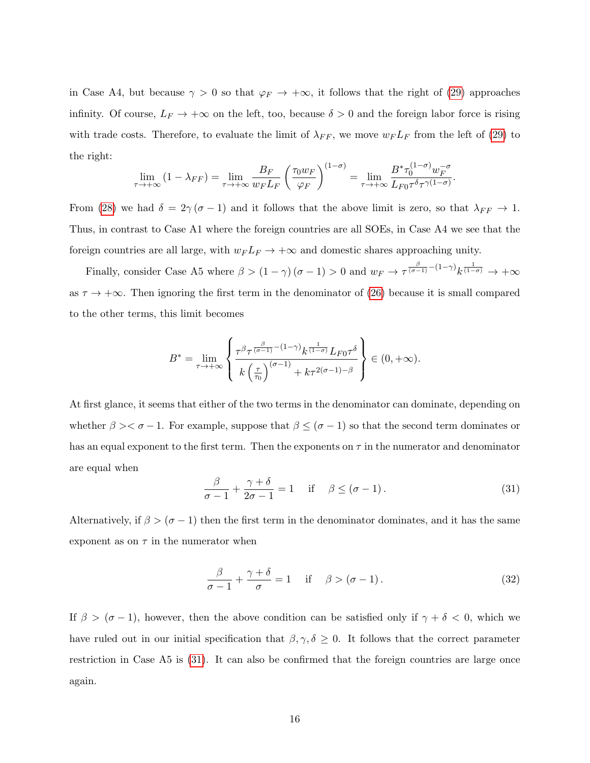in Case A4, but because $\gamma > 0$ so that $\varphi_F \to +\infty$, it follows that the right of (29) approaches infinity. Of course, $L_F \to +\infty$ on the left, too, because $\delta > 0$ and the foreign labor force is rising with trade costs. Therefore, to evaluate the limit of $\lambda_{FF}$, we move $w_F L_F$ from the left of (29) to the right:

$$\lim_{\tau \to +\infty} (1 - \lambda_{FF}) = \lim_{\tau \to +\infty} \frac{B_F}{w_F L_F} \left( \frac{\tau_0 w_F}{\varphi_F} \right)^{(1-\sigma)} = \lim_{\tau \to +\infty} \frac{B^* \tau_0^{(1-\sigma)} w_F^{-\sigma}}{L_{F0} \tau^{\delta} \tau^{\gamma(1-\sigma)}}.$$

From (28) we had $\delta = 2\gamma(\sigma - 1)$ and it follows that the above limit is zero, so that $\lambda_{FF} \to 1$. Thus, in contrast to Case A1 where the foreign countries are all SOEs, in Case A4 we see that the foreign countries are all large, with $w_F L_F \to +\infty$ and domestic shares approaching unity.

Finally, consider Case A5 where $\beta > (1-\gamma)(\sigma - 1) > 0$ and $w_F \to \tau^{\frac{\beta}{(\sigma-1)} - (1-\gamma)} k^{\frac{1}{(1-\sigma)}} \to +\infty$ as $\tau \to +\infty$. Then ignoring the first term in the denominator of (26) because it is small compared to the other terms, this limit becomes

$$B^* = \lim_{\tau \to +\infty} \left\{ \frac{\tau^{\beta} \tau^{\frac{\beta}{(\sigma-1)} - (1-\gamma)} k^{\frac{1}{(1-\sigma)}} L_{F0} \tau^{\delta}}{k \left( \frac{\tau}{\tau_0} \right)^{(\sigma - 1)} + k \tau^{2(\sigma-1) - \beta}} \right\} \in (0, +\infty).$$

At first glance, it seems that either of the two terms in the denominator can dominate, depending on whether $\beta >< \sigma - 1$. For example, suppose that $\beta \leq (\sigma - 1)$ so that the second term dominates or has an equal exponent to the first term. Then the exponents on $\tau$ in the numerator and denominator are equal when

$$\frac{\beta}{\sigma - 1} + \frac{\gamma + \delta}{2\sigma - 1} = 1 \quad \text{if} \quad \beta \leq (\sigma - 1). \tag{31}$$

Alternatively, if $\beta > (\sigma - 1)$ then the first term in the denominator dominates, and it has the same exponent as on $\tau$ in the numerator when

$$\frac{\beta}{\sigma - 1} + \frac{\gamma + \delta}{\sigma} = 1 \quad \text{if} \quad \beta > (\sigma - 1). \tag{32}$$

If $\beta > (\sigma - 1)$, however, then the above condition can be satisfied only if $\gamma + \delta < 0$, which we have ruled out in our initial specification that $\beta, \gamma, \delta \geq 0$. It follows that the correct parameter restriction in Case A5 is (31). It can also be confirmed that the foreign countries are large once again.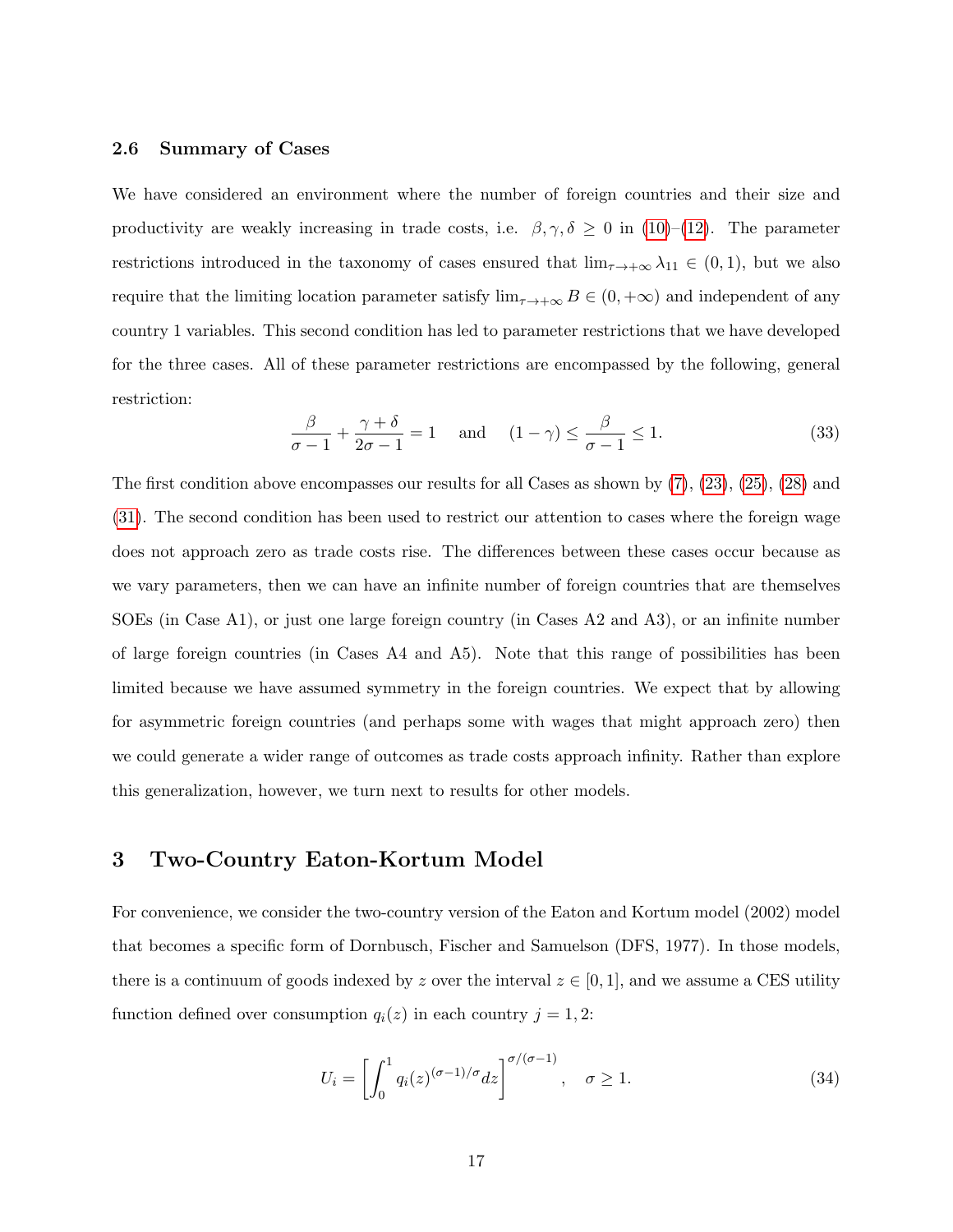### 2.6 Summary of Cases

We have considered an environment where the number of foreign countries and their size and productivity are weakly increasing in trade costs, i.e. $\beta, \gamma, \delta \geq 0$ in (10)–(12). The parameter restrictions introduced in the taxonomy of cases ensured that $\lim_{\tau \to +\infty} \lambda_{11} \in (0, 1)$, but we also require that the limiting location parameter satisfy $\lim_{\tau \to +\infty} B \in (0, +\infty)$ and independent of any country 1 variables. This second condition has led to parameter restrictions that we have developed for the three cases. All of these parameter restrictions are encompassed by the following, general restriction:

$$\frac{\beta}{\sigma - 1} + \frac{\gamma + \delta}{2\sigma - 1} = 1 \quad \text{and} \quad (1 - \gamma) \leq \frac{\beta}{\sigma - 1} \leq 1. \tag{33}$$

The first condition above encompasses our results for all Cases as shown by (7), (23), (25), (28) and (31). The second condition has been used to restrict our attention to cases where the foreign wage does not approach zero as trade costs rise. The differences between these cases occur because as we vary parameters, then we can have an infinite number of foreign countries that are themselves SOEs (in Case A1), or just one large foreign country (in Cases A2 and A3), or an infinite number of large foreign countries (in Cases A4 and A5). Note that this range of possibilities has been limited because we have assumed symmetry in the foreign countries. We expect that by allowing for asymmetric foreign countries (and perhaps some with wages that might approach zero) then we could generate a wider range of outcomes as trade costs approach infinity. Rather than explore this generalization, however, we turn next to results for other models.

# 3 Two-Country Eaton-Kortum Model

For convenience, we consider the two-country version of the Eaton and Kortum model (2002) model that becomes a specific form of Dornbusch, Fischer and Samuelson (DFS, 1977). In those models, there is a continuum of goods indexed by $z$ over the interval $z \in [0, 1]$, and we assume a CES utility function defined over consumption $q_i(z)$ in each country $j = 1, 2$:

$$U_i = \left[ \int_0^1 q_i(z)^{(\sigma-1)/\sigma} dz \right]^{\sigma/(\sigma-1)}, \quad \sigma \geq 1. \tag{34}$$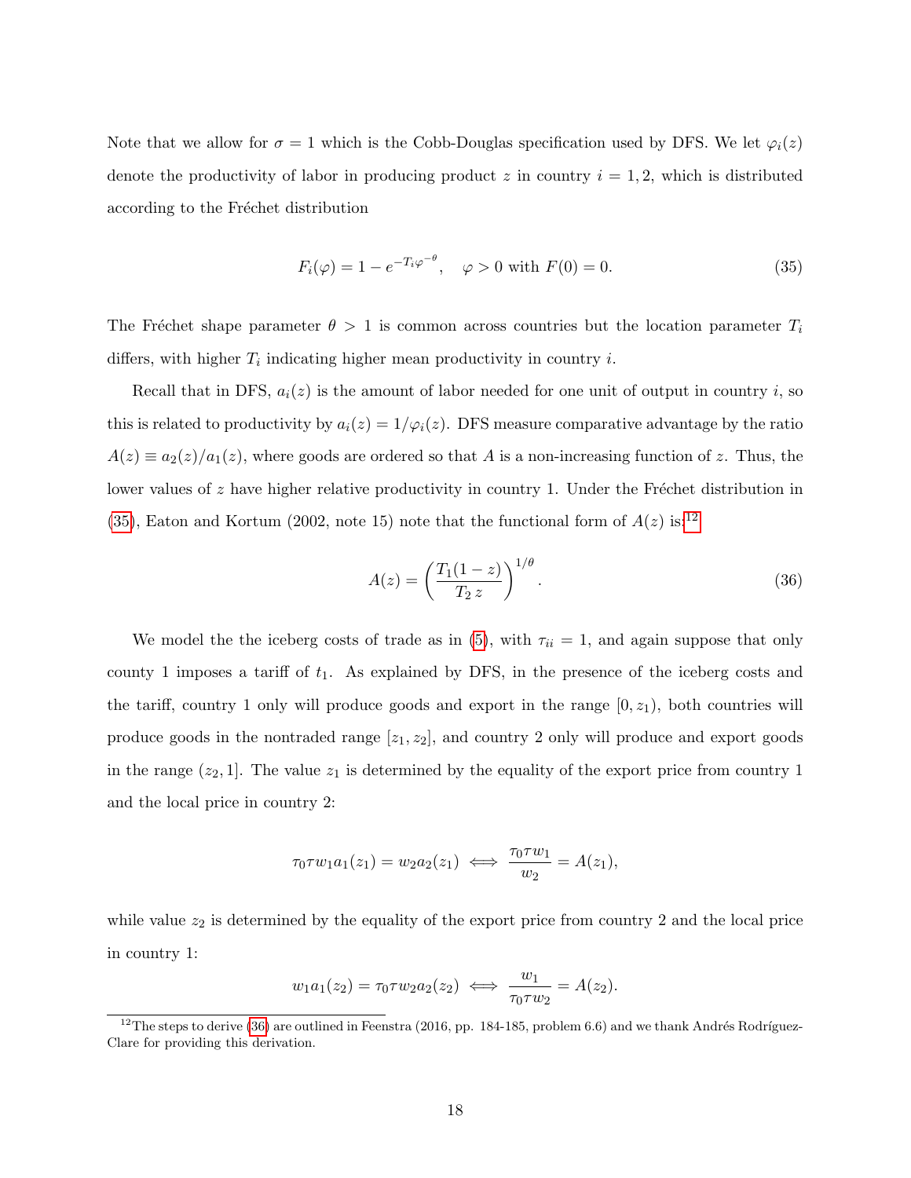Note that we allow for $\sigma = 1$ which is the Cobb-Douglas specification used by DFS. We let $\varphi_i(z)$ denote the productivity of labor in producing product $z$ in country $i = 1, 2$, which is distributed according to the Fréchet distribution

$$F_i(\varphi) = 1 - e^{-T_i \varphi^{-\theta}}, \quad \varphi > 0 \text{ with } F(0) = 0. \tag{35}$$

The Fréchet shape parameter $\theta > 1$ is common across countries but the location parameter $T_i$ differs, with higher $T_i$ indicating higher mean productivity in country $i$.

Recall that in DFS, $a_i(z)$ is the amount of labor needed for one unit of output in country $i$, so this is related to productivity by $a_i(z) = 1/\varphi_i(z)$. DFS measure comparative advantage by the ratio $A(z) \equiv a_2(z)/a_1(z)$, where goods are ordered so that $A$ is a non-increasing function of $z$. Thus, the lower values of $z$ have higher relative productivity in country 1. Under the Fréchet distribution in (35), Eaton and Kortum (2002, note 15) note that the functional form of $A(z)$ is:[12]

$$A(z) = \left( \frac{T_1(1-z)}{T_2\, z} \right)^{1/\theta}. \tag{36}$$

We model the the iceberg costs of trade as in (5), with $\tau_{ii} = 1$, and again suppose that only county 1 imposes a tariff of $t_1$. As explained by DFS, in the presence of the iceberg costs and the tariff, country 1 only will produce goods and export in the range $[0, z_1)$, both countries will produce goods in the nontraded range $[z_1, z_2]$, and country 2 only will produce and export goods in the range $(z_2, 1]$. The value $z_1$ is determined by the equality of the export price from country 1 and the local price in country 2:

$$\tau_0 \tau w_1 a_1(z_1) = w_2 a_2(z_1) \iff \frac{\tau_0 \tau w_1}{w_2} = A(z_1),$$

while value $z_2$ is determined by the equality of the export price from country 2 and the local price in country 1:

$$w_1 a_1(z_2) = \tau_0 \tau w_2 a_2(z_2) \iff \frac{w_1}{\tau_0 \tau w_2} = A(z_2).$$

[12] The steps to derive (36) are outlined in Feenstra (2016, pp. 184-185, problem 6.6) and we thank Andrés Rodríguez-Clare for providing this derivation.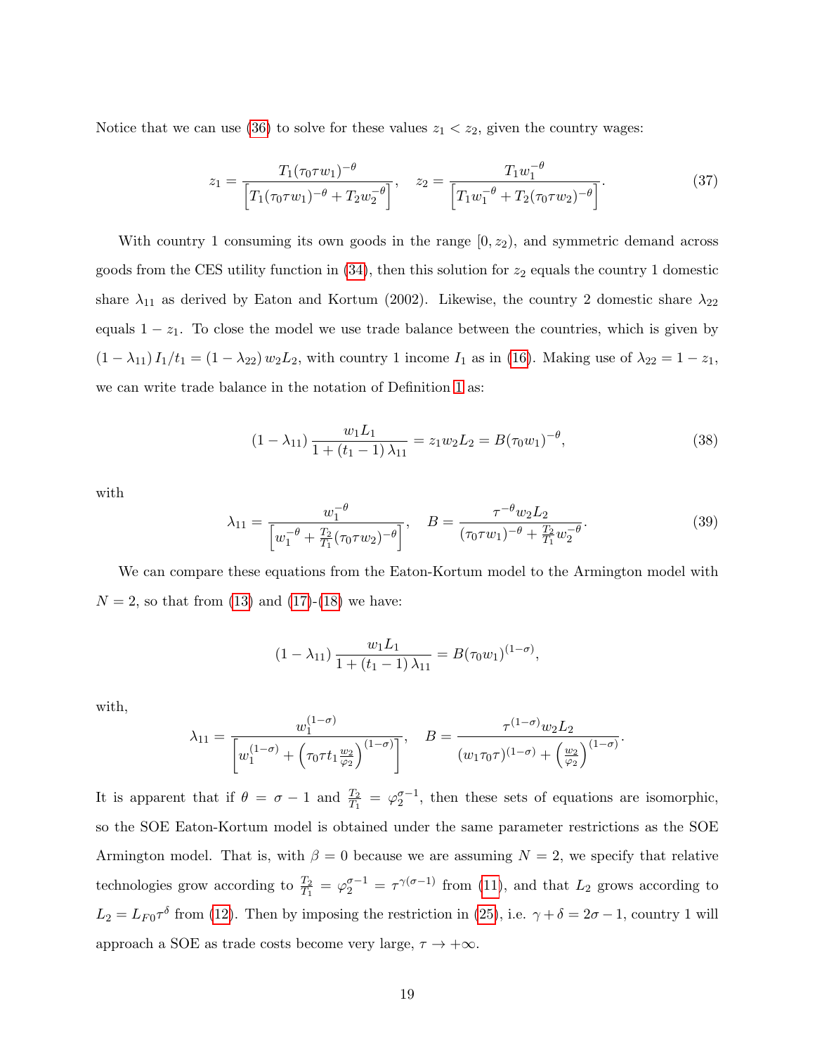Notice that we can use (36) to solve for these values $z_1 < z_2$, given the country wages:

$$z_1 = \frac{T_1(\tau_0 \tau w_1)^{-\theta}}{\left[T_1(\tau_0 \tau w_1)^{-\theta} + T_2 w_2^{-\theta}\right]}, \quad z_2 = \frac{T_1 w_1^{-\theta}}{\left[T_1 w_1^{-\theta} + T_2(\tau_0 \tau w_2)^{-\theta}\right]}. \tag{37}$$

With country 1 consuming its own goods in the range $[0, z_2)$, and symmetric demand across goods from the CES utility function in (34), then this solution for $z_2$ equals the country 1 domestic share $\lambda_{11}$ as derived by Eaton and Kortum (2002). Likewise, the country 2 domestic share $\lambda_{22}$ equals $1 - z_1$. To close the model we use trade balance between the countries, which is given by $(1 - \lambda_{11}) I_1/t_1 = (1 - \lambda_{22}) w_2 L_2$, with country 1 income $I_1$ as in (16). Making use of $\lambda_{22} = 1 - z_1$, we can write trade balance in the notation of Definition 1 as:

$$(1 - \lambda_{11}) \frac{w_1 L_1}{1 + (t_1 - 1) \lambda_{11}} = z_1 w_2 L_2 = B(\tau_0 w_1)^{-\theta}, \tag{38}$$

with

$$\lambda_{11} = \frac{w_1^{-\theta}}{\left[w_1^{-\theta} + \frac{T_2}{T_1}(\tau_0 \tau w_2)^{-\theta}\right]}, \quad B = \frac{\tau^{-\theta} w_2 L_2}{(\tau_0 \tau w_1)^{-\theta} + \frac{T_2}{T_1} w_2^{-\theta}}. \tag{39}$$

We can compare these equations from the Eaton-Kortum model to the Armington model with $N = 2$, so that from (13) and (17)-(18) we have:

$$(1 - \lambda_{11}) \frac{w_1 L_1}{1 + (t_1 - 1) \lambda_{11}} = B(\tau_0 w_1)^{(1-\sigma)},$$

with,

$$\lambda_{11} = \frac{w_1^{(1-\sigma)}}{\left[w_1^{(1-\sigma)} + \left(\tau_0 \tau t_1 \frac{w_2}{\varphi_2}\right)^{(1-\sigma)}\right]}, \quad B = \frac{\tau^{(1-\sigma)} w_2 L_2}{(w_1 \tau_0 \tau)^{(1-\sigma)} + \left(\frac{w_2}{\varphi_2}\right)^{(1-\sigma)}}.$$

It is apparent that if $\theta = \sigma - 1$ and $\frac{T_2}{T_1} = \varphi_2^{\sigma-1}$, then these sets of equations are isomorphic, so the SOE Eaton-Kortum model is obtained under the same parameter restrictions as the SOE Armington model. That is, with $\beta = 0$ because we are assuming $N = 2$, we specify that relative technologies grow according to $\frac{T_2}{T_1} = \varphi_2^{\sigma-1} = \tau^{\gamma(\sigma-1)}$ from (11), and that $L_2$ grows according to $L_2 = L_{F0}\tau^{\delta}$ from (12). Then by imposing the restriction in (25), i.e. $\gamma + \delta = 2\sigma - 1$, country 1 will approach a SOE as trade costs become very large, $\tau \to +\infty$.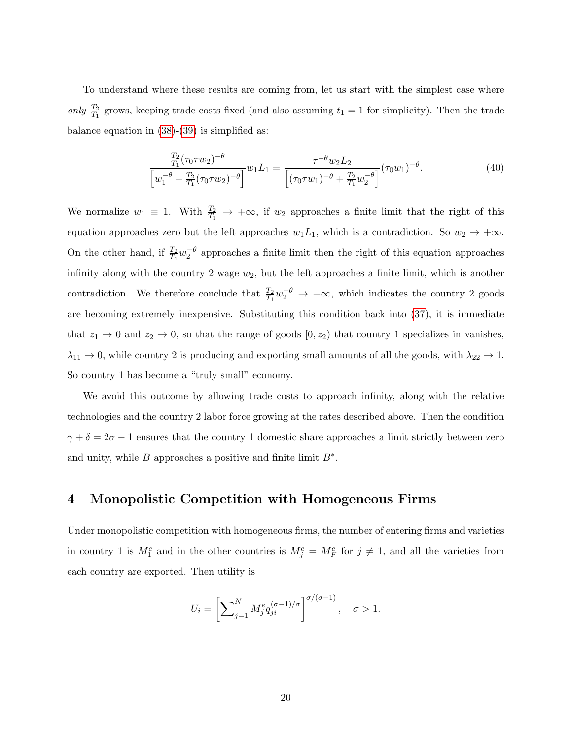To understand where these results are coming from, let us start with the simplest case where *only* $\frac{T_2}{T_1}$ grows, keeping trade costs fixed (and also assuming $t_1 = 1$ for simplicity). Then the trade balance equation in (38)-(39) is simplified as:

$$\frac{\frac{T_2}{T_1}(\tau_0 \tau w_2)^{-\theta}}{\left[w_1^{-\theta} + \frac{T_2}{T_1}(\tau_0 \tau w_2)^{-\theta}\right]} w_1 L_1 = \frac{\tau^{-\theta} w_2 L_2}{\left[(\tau_0 \tau w_1)^{-\theta} + \frac{T_2}{T_1} w_2^{-\theta}\right]} (\tau_0 w_1)^{-\theta}. \tag{40}$$

We normalize $w_1 \equiv 1$. With $\frac{T_2}{T_1} \to +\infty$, if $w_2$ approaches a finite limit that the right of this equation approaches zero but the left approaches $w_1 L_1$, which is a contradiction. So $w_2 \to +\infty$. On the other hand, if $\frac{T_2}{T_1} w_2^{-\theta}$ approaches a finite limit then the right of this equation approaches infinity along with the country 2 wage $w_2$, but the left approaches a finite limit, which is another contradiction. We therefore conclude that $\frac{T_2}{T_1} w_2^{-\theta} \to +\infty$, which indicates the country 2 goods are becoming extremely inexpensive. Substituting this condition back into (37), it is immediate that $z_1 \to 0$ and $z_2 \to 0$, so that the range of goods $[0, z_2)$ that country 1 specializes in vanishes, $\lambda_{11} \to 0$, while country 2 is producing and exporting small amounts of all the goods, with $\lambda_{22} \to 1$. So country 1 has become a "truly small" economy.

We avoid this outcome by allowing trade costs to approach infinity, along with the relative technologies and the country 2 labor force growing at the rates described above. Then the condition $\gamma + \delta = 2\sigma - 1$ ensures that the country 1 domestic share approaches a limit strictly between zero and unity, while $B$ approaches a positive and finite limit $B^*$.

# 4 Monopolistic Competition with Homogeneous Firms

Under monopolistic competition with homogeneous firms, the number of entering firms and varieties in country 1 is $M_1^e$ and in the other countries is $M_j^e = M_F^e$ for $j \neq 1$, and all the varieties from each country are exported. Then utility is

$$U_i = \left[\sum_{j=1}^{N} M_j^e q_{ji}^{(\sigma-1)/\sigma}\right]^{\sigma/(\sigma-1)}, \quad \sigma > 1.$$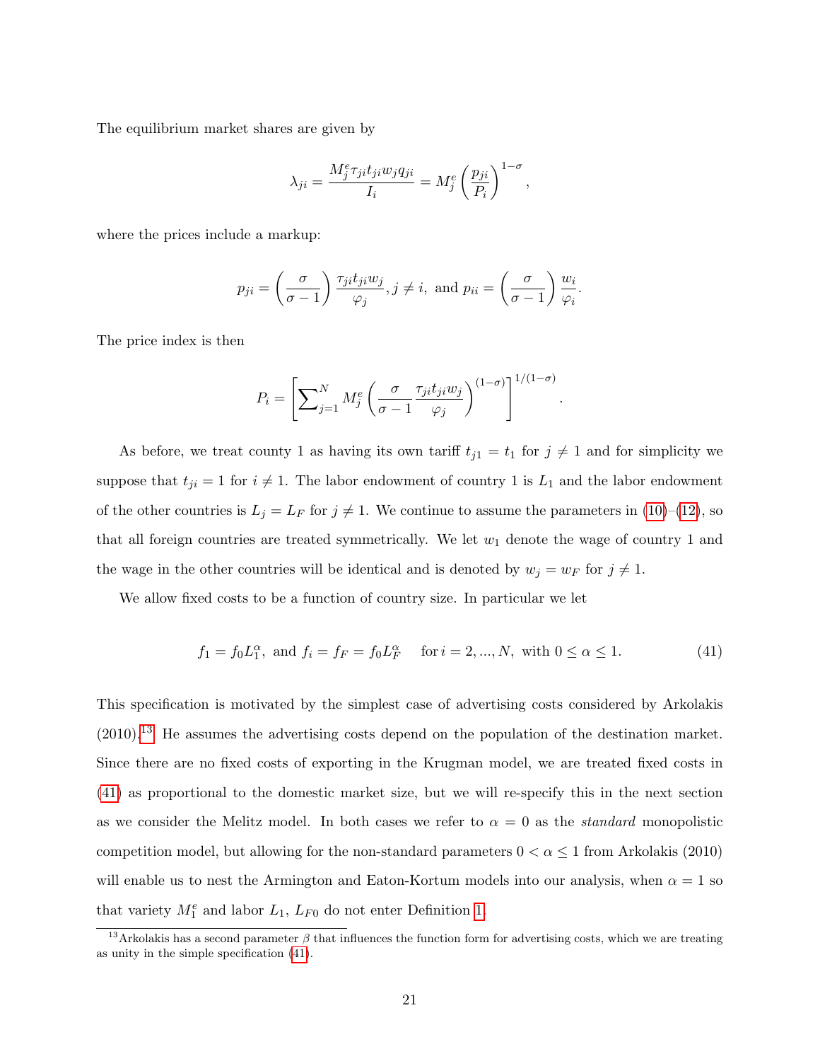The equilibrium market shares are given by

$$\lambda_{ji} = \frac{M_j^e \tau_{ji} t_{ji} w_j q_{ji}}{I_i} = M_j^e \left( \frac{p_{ji}}{P_i} \right)^{1-\sigma},$$

where the prices include a markup:

$$p_{ji} = \left( \frac{\sigma}{\sigma - 1} \right) \frac{\tau_{ji} t_{ji} w_j}{\varphi_j}, j \neq i, \text{ and } p_{ii} = \left( \frac{\sigma}{\sigma - 1} \right) \frac{w_i}{\varphi_i}.$$

The price index is then

$$P_i = \left[ \sum\nolimits_{j=1}^{N} M_j^e \left( \frac{\sigma}{\sigma - 1} \frac{\tau_{ji} t_{ji} w_j}{\varphi_j} \right)^{(1-\sigma)} \right]^{1/(1-\sigma)}.$$

As before, we treat county 1 as having its own tariff $t_{j1} = t_1$ for $j \neq 1$ and for simplicity we suppose that $t_{ji} = 1$ for $i \neq 1$. The labor endowment of country 1 is $L_1$ and the labor endowment of the other countries is $L_j = L_F$ for $j \neq 1$. We continue to assume the parameters in (10)–(12), so that all foreign countries are treated symmetrically. We let $w_1$ denote the wage of country 1 and the wage in the other countries will be identical and is denoted by $w_j = w_F$ for $j \neq 1$.

We allow fixed costs to be a function of country size. In particular we let

$$f_1 = f_0 L_1^{\alpha}, \text{ and } f_i = f_F = f_0 L_F^{\alpha} \quad \text{for } i = 2, ..., N, \text{ with } 0 \leq \alpha \leq 1. \tag{41}$$

This specification is motivated by the simplest case of advertising costs considered by Arkolakis (2010).[13] He assumes the advertising costs depend on the population of the destination market. Since there are no fixed costs of exporting in the Krugman model, we are treated fixed costs in (41) as proportional to the domestic market size, but we will re-specify this in the next section as we consider the Melitz model. In both cases we refer to $\alpha = 0$ as the *standard* monopolistic competition model, but allowing for the non-standard parameters $0 < \alpha \leq 1$ from Arkolakis (2010) will enable us to nest the Armington and Eaton-Kortum models into our analysis, when $\alpha = 1$ so that variety $M_1^e$ and labor $L_1$, $L_{F0}$ do not enter Definition 1.

[13] Arkolakis has a second parameter $\beta$ that influences the function form for advertising costs, which we are treating as unity in the simple specification (41).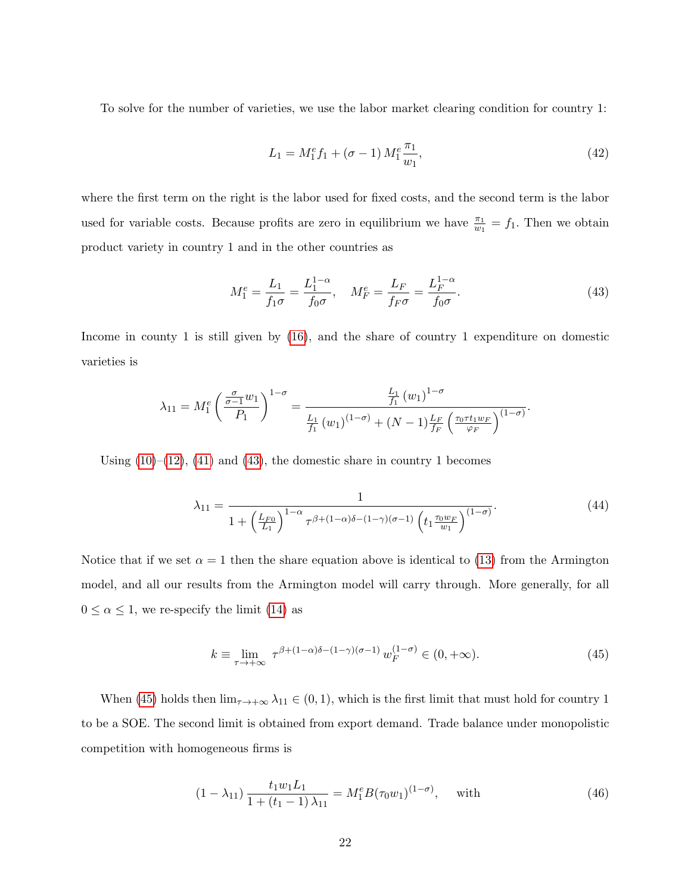To solve for the number of varieties, we use the labor market clearing condition for country 1:

$$L_1 = M_1^e f_1 + (\sigma - 1) M_1^e \frac{\pi_1}{w_1}, \tag{42}$$

where the first term on the right is the labor used for fixed costs, and the second term is the labor used for variable costs. Because profits are zero in equilibrium we have $\frac{\pi_1}{w_1} = f_1$. Then we obtain product variety in country 1 and in the other countries as

$$M_1^e = \frac{L_1}{f_1 \sigma} = \frac{L_1^{1-\alpha}}{f_0 \sigma}, \quad M_F^e = \frac{L_F}{f_F \sigma} = \frac{L_F^{1-\alpha}}{f_0 \sigma}. \tag{43}$$

Income in county 1 is still given by (16), and the share of country 1 expenditure on domestic varieties is

$$\lambda_{11} = M_1^e \left( \frac{\frac{\sigma}{\sigma - 1} w_1}{P_1} \right)^{1-\sigma} = \frac{\frac{L_1}{f_1} (w_1)^{1-\sigma}}{\frac{L_1}{f_1} (w_1)^{(1-\sigma)} + (N-1) \frac{L_F}{f_F} \left( \frac{\tau_0 \tau t_1 w_F}{\varphi_F} \right)^{(1-\sigma)}}.$$

Using (10)–(12), (41) and (43), the domestic share in country 1 becomes

$$\lambda_{11} = \frac{1}{1 + \left( \frac{L_{F0}}{L_1} \right)^{1-\alpha} \tau^{\beta + (1-\alpha)\delta - (1-\gamma)(\sigma-1)} \left( t_1 \frac{\tau_0 w_F}{w_1} \right)^{(1-\sigma)}}. \tag{44}$$

Notice that if we set $\alpha = 1$ then the share equation above is identical to (13) from the Armington model, and all our results from the Armington model will carry through. More generally, for all $0 \leq \alpha \leq 1$, we re-specify the limit (14) as

$$k \equiv \lim_{\tau \to +\infty} \tau^{\beta + (1-\alpha)\delta - (1-\gamma)(\sigma-1)} w_F^{(1-\sigma)} \in (0, +\infty). \tag{45}$$

When (45) holds then $\lim_{\tau \to +\infty} \lambda_{11} \in (0, 1)$, which is the first limit that must hold for country 1 to be a SOE. The second limit is obtained from export demand. Trade balance under monopolistic competition with homogeneous firms is

$$(1 - \lambda_{11}) \frac{t_1 w_1 L_1}{1 + (t_1 - 1) \lambda_{11}} = M_1^e B (\tau_0 w_1)^{(1-\sigma)}, \quad \text{with} \tag{46}$$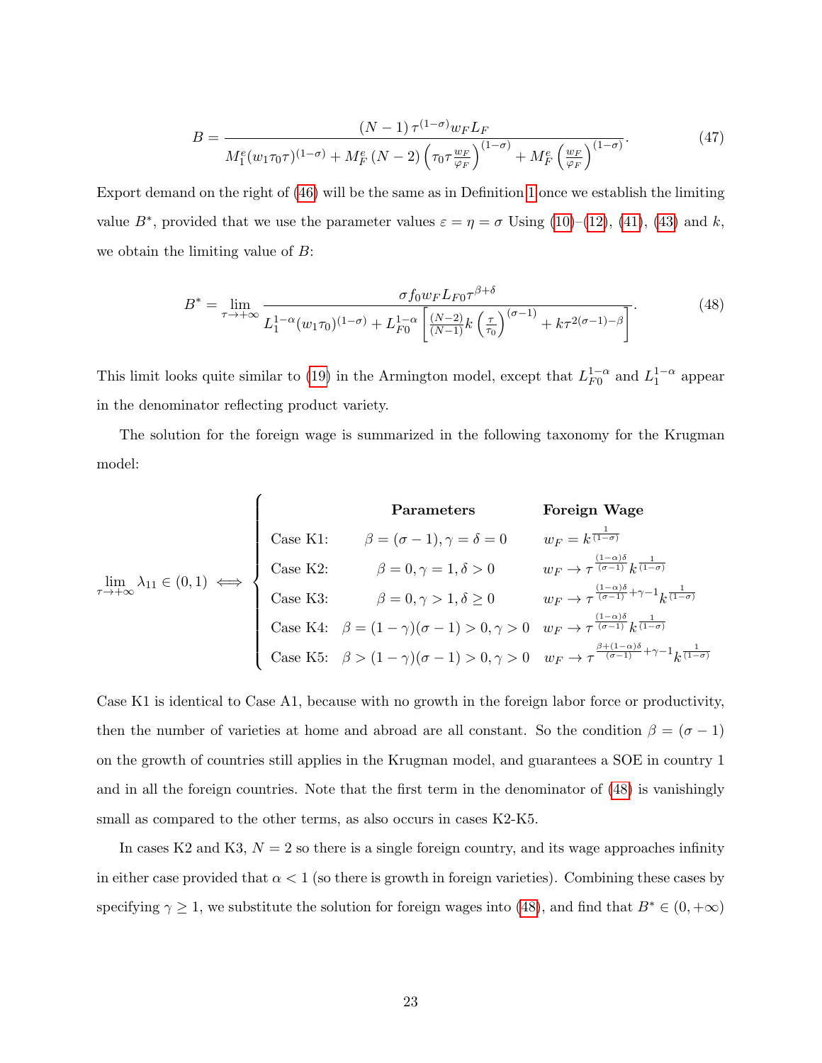$$B = \frac{(N-1)\,\tau^{(1-\sigma)} w_F L_F}{M_1^e (w_1 \tau_0 \tau)^{(1-\sigma)} + M_F^e\,(N-2)\left(\tau_0 \tau \frac{w_F}{\varphi_F}\right)^{(1-\sigma)} + M_F^e \left(\frac{w_F}{\varphi_F}\right)^{(1-\sigma)}}. \tag{47}$$

Export demand on the right of (46) will be the same as in Definition 1 once we establish the limiting value $B^*$, provided that we use the parameter values $\varepsilon = \eta = \sigma$ Using (10)–(12), (41), (43) and $k$, we obtain the limiting value of $B$:

$$B^* = \lim_{\tau \to +\infty} \frac{\sigma f_0 w_F L_{F0} \tau^{\beta+\delta}}{L_1^{1-\alpha}(w_1 \tau_0)^{(1-\sigma)} + L_{F0}^{1-\alpha}\left[\frac{(N-2)}{(N-1)} k \left(\frac{\tau}{\tau_0}\right)^{(\sigma-1)} + k \tau^{2(\sigma-1)-\beta}\right]}. \tag{48}$$

This limit looks quite similar to (19) in the Armington model, except that $L_{F0}^{1-\alpha}$ and $L_1^{1-\alpha}$ appear in the denominator reflecting product variety.

The solution for the foreign wage is summarized in the following taxonomy for the Krugman model:

$$\lim_{\tau \to +\infty} \lambda_{11} \in (0,1) \iff \begin{cases} & \textbf{Parameters} & \textbf{Foreign Wage} \\ \text{Case K1:} & \beta = (\sigma-1), \gamma = \delta = 0 & w_F = k^{\frac{1}{(1-\sigma)}} \\ \text{Case K2:} & \beta = 0, \gamma = 1, \delta > 0 & w_F \to \tau^{\frac{(1-\alpha)\delta}{(\sigma-1)}} k^{\frac{1}{(1-\sigma)}} \\ \text{Case K3:} & \beta = 0, \gamma > 1, \delta \geq 0 & w_F \to \tau^{\frac{(1-\alpha)\delta}{(\sigma-1)}+\gamma-1} k^{\frac{1}{(1-\sigma)}} \\ \text{Case K4:} & \beta = (1-\gamma)(\sigma-1) > 0, \gamma > 0 & w_F \to \tau^{\frac{(1-\alpha)\delta}{(\sigma-1)}} k^{\frac{1}{(1-\sigma)}} \\ \text{Case K5:} & \beta > (1-\gamma)(\sigma-1) > 0, \gamma > 0 & w_F \to \tau^{\frac{\beta+(1-\alpha)\delta}{(\sigma-1)}+\gamma-1} k^{\frac{1}{(1-\sigma)}} \end{cases}$$

Case K1 is identical to Case A1, because with no growth in the foreign labor force or productivity, then the number of varieties at home and abroad are all constant. So the condition $\beta = (\sigma - 1)$ on the growth of countries still applies in the Krugman model, and guarantees a SOE in country 1 and in all the foreign countries. Note that the first term in the denominator of (48) is vanishingly small as compared to the other terms, as also occurs in cases K2-K5.

In cases K2 and K3, $N = 2$ so there is a single foreign country, and its wage approaches infinity in either case provided that $\alpha < 1$ (so there is growth in foreign varieties). Combining these cases by specifying $\gamma \geq 1$, we substitute the solution for foreign wages into (48), and find that $B^* \in (0, +\infty)$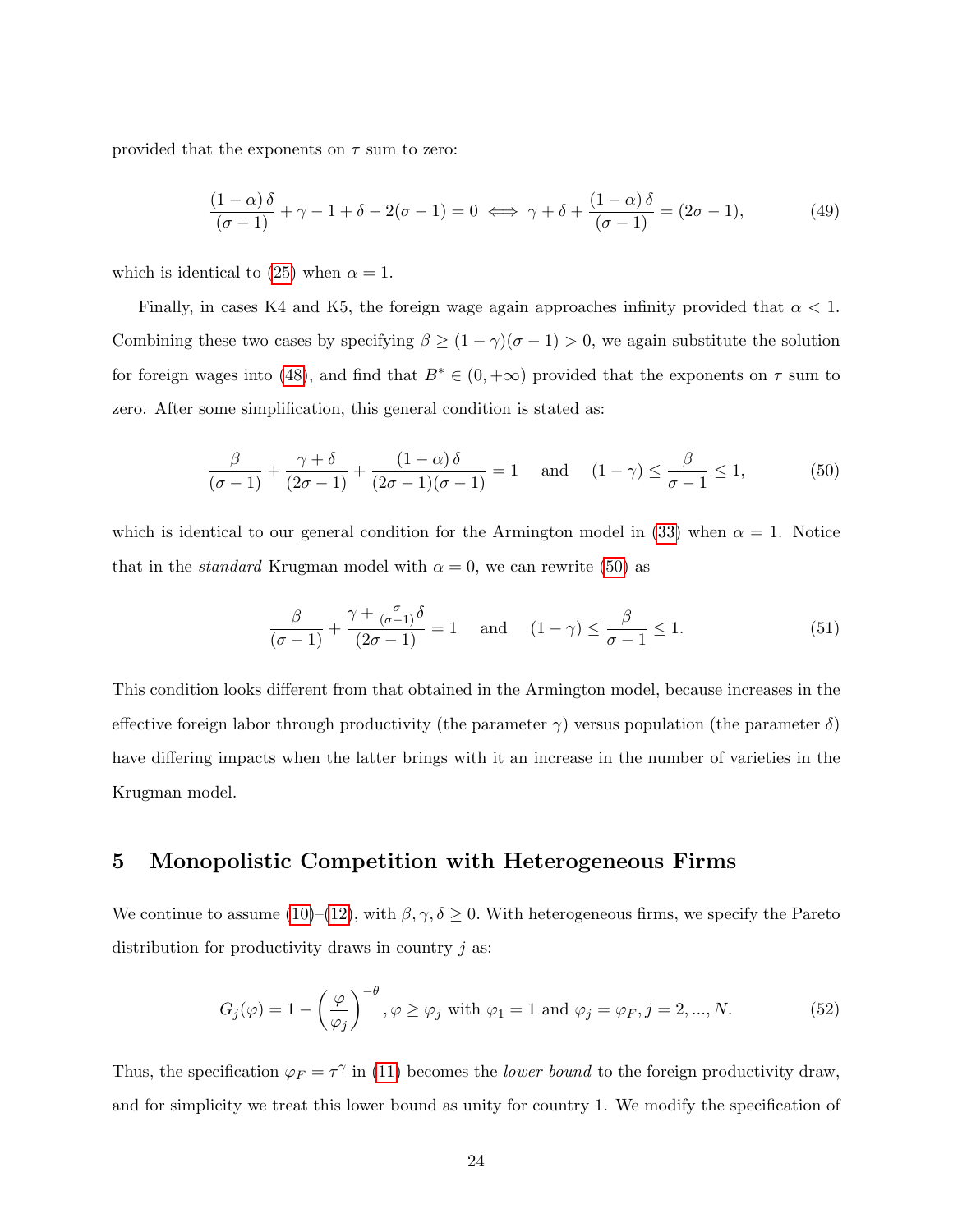provided that the exponents on $\tau$ sum to zero:

$$\frac{(1-\alpha)\,\delta}{(\sigma-1)}+\gamma-1+\delta-2(\sigma-1)=0 \iff \gamma+\delta+\frac{(1-\alpha)\,\delta}{(\sigma-1)}=(2\sigma-1), \tag{49}$$

which is identical to (25) when $\alpha = 1$.

Finally, in cases K4 and K5, the foreign wage again approaches infinity provided that $\alpha < 1$. Combining these two cases by specifying $\beta \geq (1-\gamma)(\sigma-1) > 0$, we again substitute the solution for foreign wages into (48), and find that $B^* \in (0, +\infty)$ provided that the exponents on $\tau$ sum to zero. After some simplification, this general condition is stated as:

$$\frac{\beta}{(\sigma-1)}+\frac{\gamma+\delta}{(2\sigma-1)}+\frac{(1-\alpha)\,\delta}{(2\sigma-1)(\sigma-1)}=1 \quad \text{and} \quad (1-\gamma)\leq\frac{\beta}{\sigma-1}\leq 1, \tag{50}$$

which is identical to our general condition for the Armington model in (33) when $\alpha = 1$. Notice that in the *standard* Krugman model with $\alpha = 0$, we can rewrite (50) as

$$\frac{\beta}{(\sigma-1)}+\frac{\gamma+\frac{\sigma}{(\sigma-1)}\delta}{(2\sigma-1)}=1 \quad \text{and} \quad (1-\gamma)\leq\frac{\beta}{\sigma-1}\leq 1. \tag{51}$$

This condition looks different from that obtained in the Armington model, because increases in the effective foreign labor through productivity (the parameter $\gamma$) versus population (the parameter $\delta$) have differing impacts when the latter brings with it an increase in the number of varieties in the Krugman model.

## 5 Monopolistic Competition with Heterogeneous Firms

We continue to assume (10)–(12), with $\beta, \gamma, \delta \geq 0$. With heterogeneous firms, we specify the Pareto distribution for productivity draws in country $j$ as:

$$G_j(\varphi)=1-\left(\frac{\varphi}{\varphi_j}\right)^{-\theta}, \varphi\geq\varphi_j \text{ with } \varphi_1=1 \text{ and } \varphi_j=\varphi_F, j=2,...,N. \tag{52}$$

Thus, the specification $\varphi_F = \tau^\gamma$ in (11) becomes the *lower bound* to the foreign productivity draw, and for simplicity we treat this lower bound as unity for country 1. We modify the specification of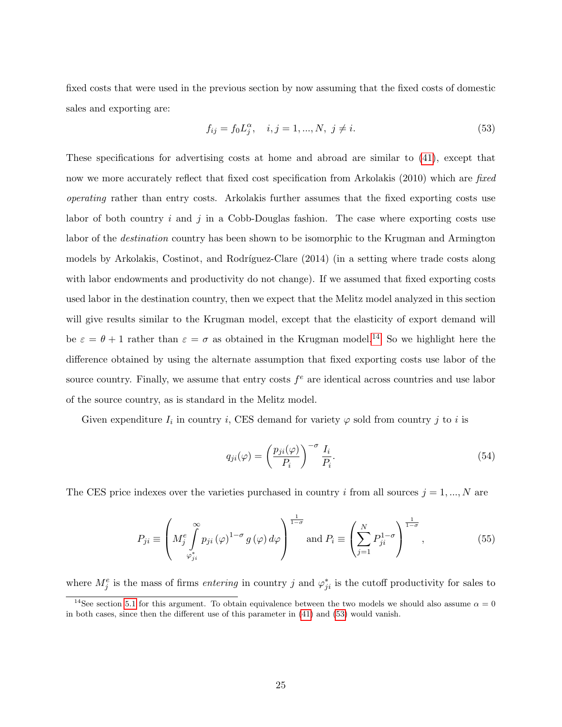fixed costs that were used in the previous section by now assuming that the fixed costs of domestic sales and exporting are:

$$f_{ij} = f_0 L_j^{\alpha}, \quad i, j = 1, ..., N, \ j \neq i. \tag{53}$$

These specifications for advertising costs at home and abroad are similar to (41), except that now we more accurately reflect that fixed cost specification from Arkolakis (2010) which are *fixed operating* rather than entry costs. Arkolakis further assumes that the fixed exporting costs use labor of both country $i$ and $j$ in a Cobb-Douglas fashion. The case where exporting costs use labor of the *destination* country has been shown to be isomorphic to the Krugman and Armington models by Arkolakis, Costinot, and Rodríguez-Clare (2014) (in a setting where trade costs along with labor endowments and productivity do not change). If we assumed that fixed exporting costs used labor in the destination country, then we expect that the Melitz model analyzed in this section will give results similar to the Krugman model, except that the elasticity of export demand will be $\varepsilon = \theta + 1$ rather than $\varepsilon = \sigma$ as obtained in the Krugman model.[14] So we highlight here the difference obtained by using the alternate assumption that fixed exporting costs use labor of the source country. Finally, we assume that entry costs $f^e$ are identical across countries and use labor of the source country, as is standard in the Melitz model.

Given expenditure $I_i$ in country $i$, CES demand for variety $\varphi$ sold from country $j$ to $i$ is

$$q_{ji}(\varphi) = \left(\frac{p_{ji}(\varphi)}{P_i}\right)^{-\sigma} \frac{I_i}{P_i}. \tag{54}$$

The CES price indexes over the varieties purchased in country $i$ from all sources $j = 1, ..., N$ are

$$P_{ji} \equiv \left( M_j^e \int_{\varphi_{ji}^*}^{\infty} p_{ji}(\varphi)^{1-\sigma} g(\varphi) \, d\varphi \right)^{\frac{1}{1-\sigma}} \text{ and } P_i \equiv \left( \sum_{j=1}^{N} P_{ji}^{1-\sigma} \right)^{\frac{1}{1-\sigma}}, \tag{55}$$

where $M_j^e$ is the mass of firms *entering* in country $j$ and $\varphi_{ji}^*$ is the cutoff productivity for sales to

[14] See section 5.1 for this argument. To obtain equivalence between the two models we should also assume $\alpha = 0$ in both cases, since then the different use of this parameter in (41) and (53) would vanish.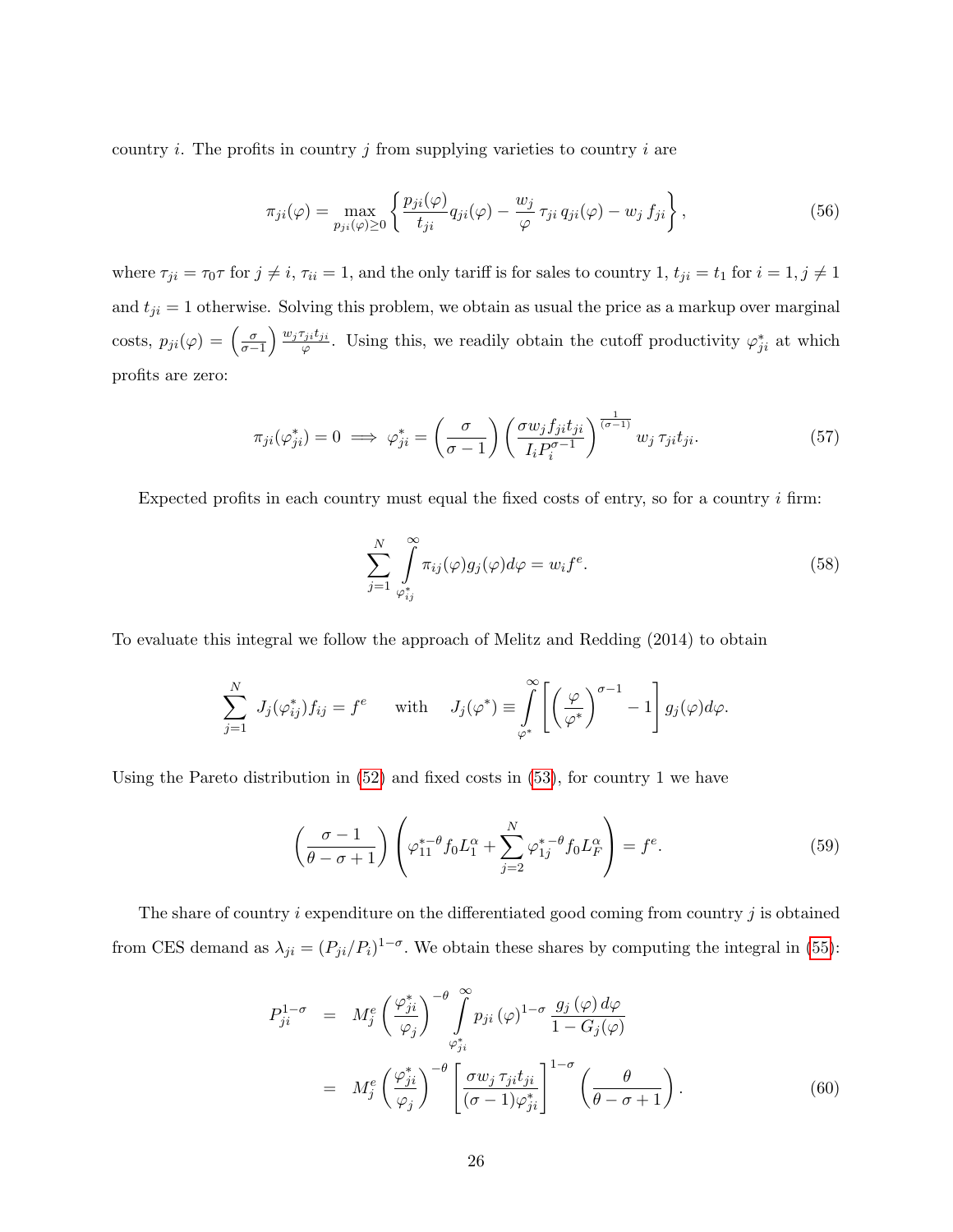country $i$. The profits in country $j$ from supplying varieties to country $i$ are

$$\pi_{ji}(\varphi) = \max_{p_{ji}(\varphi)\geq 0} \left\{ \frac{p_{ji}(\varphi)}{t_{ji}} q_{ji}(\varphi) - \frac{w_j}{\varphi}\, \tau_{ji}\, q_{ji}(\varphi) - w_j\, f_{ji} \right\}, \tag{56}$$

where $\tau_{ji} = \tau_0 \tau$ for $j \neq i$, $\tau_{ii} = 1$, and the only tariff is for sales to country 1, $t_{ji} = t_1$ for $i = 1, j \neq 1$ and $t_{ji} = 1$ otherwise. Solving this problem, we obtain as usual the price as a markup over marginal costs, $p_{ji}(\varphi) = \left(\frac{\sigma}{\sigma-1}\right) \frac{w_j \tau_{ji} t_{ji}}{\varphi}$. Using this, we readily obtain the cutoff productivity $\varphi^*_{ji}$ at which profits are zero:

$$\pi_{ji}(\varphi^*_{ji}) = 0 \implies \varphi^*_{ji} = \left(\frac{\sigma}{\sigma-1}\right) \left(\frac{\sigma w_j f_{ji} t_{ji}}{I_i P_i^{\sigma-1}}\right)^{\frac{1}{(\sigma-1)}} w_j\, \tau_{ji} t_{ji}. \tag{57}$$

Expected profits in each country must equal the fixed costs of entry, so for a country $i$ firm:

$$\sum_{j=1}^{N} \int_{\varphi^*_{ij}}^{\infty} \pi_{ij}(\varphi) g_j(\varphi) d\varphi = w_i f^e. \tag{58}$$

To evaluate this integral we follow the approach of Melitz and Redding (2014) to obtain

$$\sum_{j=1}^{N} J_j(\varphi^*_{ij}) f_{ij} = f^e \qquad \text{with} \qquad J_j(\varphi^*) \equiv \int_{\varphi^*}^{\infty} \left[ \left(\frac{\varphi}{\varphi^*}\right)^{\sigma-1} - 1 \right] g_j(\varphi) d\varphi.$$

Using the Pareto distribution in (52) and fixed costs in (53), for country 1 we have

$$\left(\frac{\sigma-1}{\theta-\sigma+1}\right) \left( \varphi_{11}^{*-\theta} f_0 L_1^{\alpha} + \sum_{j=2}^{N} \varphi_{1j}^{*-\theta} f_0 L_F^{\alpha} \right) = f^e. \tag{59}$$

The share of country $i$ expenditure on the differentiated good coming from country $j$ is obtained from CES demand as $\lambda_{ji} = (P_{ji}/P_i)^{1-\sigma}$. We obtain these shares by computing the integral in (55):

$$\begin{aligned} P_{ji}^{1-\sigma} &= M_j^e \left(\frac{\varphi^*_{ji}}{\varphi_j}\right)^{-\theta} \int_{\varphi^*_{ji}}^{\infty} p_{ji}(\varphi)^{1-\sigma} \frac{g_j(\varphi)\, d\varphi}{1 - G_j(\varphi)} \\ &= M_j^e \left(\frac{\varphi^*_{ji}}{\varphi_j}\right)^{-\theta} \left[\frac{\sigma w_j\, \tau_{ji} t_{ji}}{(\sigma-1)\varphi^*_{ji}}\right]^{1-\sigma} \left(\frac{\theta}{\theta-\sigma+1}\right). \end{aligned} \tag{60}$$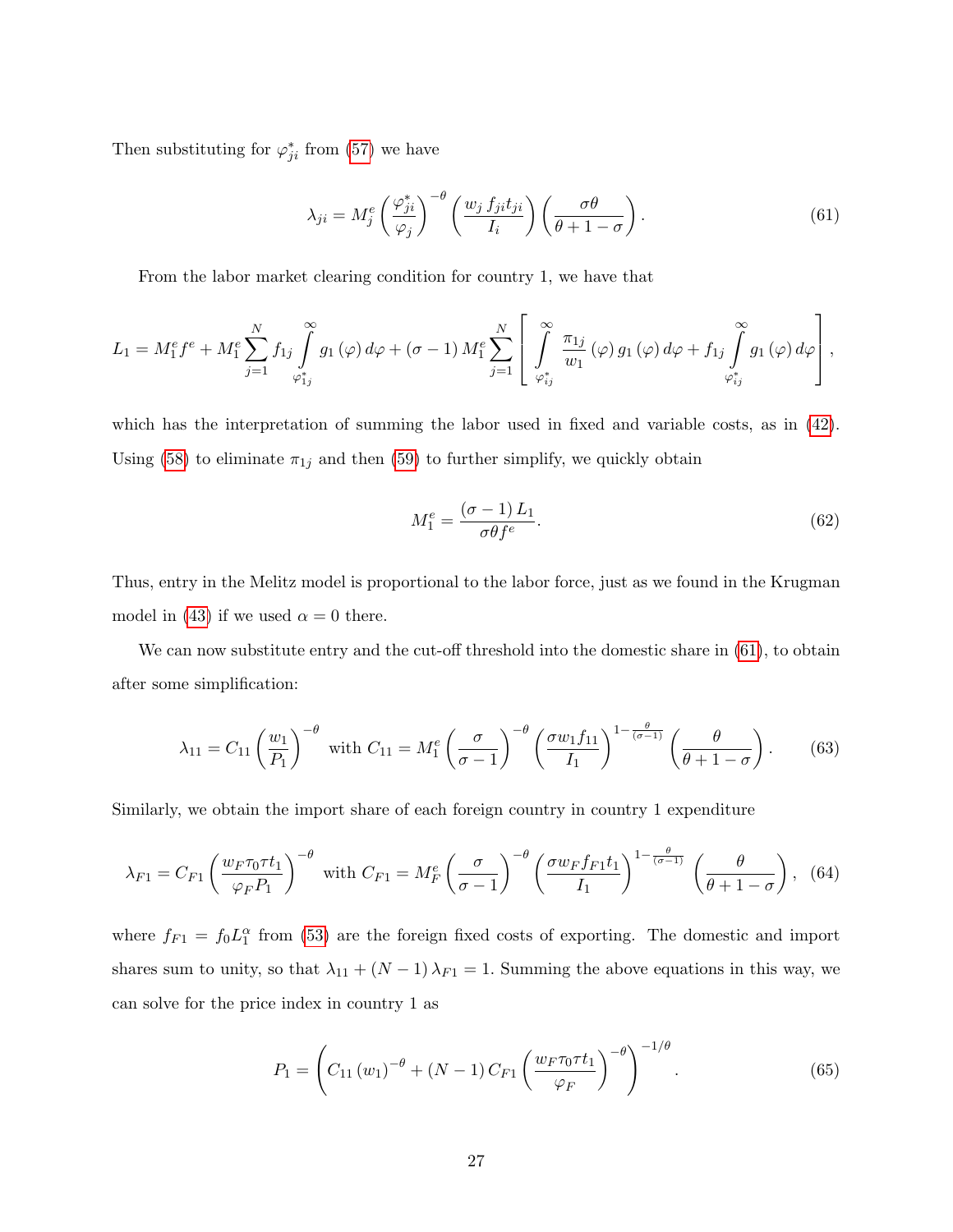Then substituting for $\varphi_{ji}^*$ from (57) we have

$$\lambda_{ji} = M_j^e \left(\frac{\varphi_{ji}^*}{\varphi_j}\right)^{-\theta} \left(\frac{w_j\, f_{ji} t_{ji}}{I_i}\right) \left(\frac{\sigma\theta}{\theta + 1 - \sigma}\right). \tag{61}$$

From the labor market clearing condition for country 1, we have that

$$L_1 = M_1^e f^e + M_1^e \sum_{j=1}^{N} f_{1j} \int_{\varphi_{1j}^*}^{\infty} g_1(\varphi)\, d\varphi + (\sigma - 1) M_1^e \sum_{j=1}^{N} \left[ \int_{\varphi_{ij}^*}^{\infty} \frac{\pi_{1j}}{w_1}(\varphi)\, g_1(\varphi)\, d\varphi + f_{1j} \int_{\varphi_{ij}^*}^{\infty} g_1(\varphi)\, d\varphi \right],$$

which has the interpretation of summing the labor used in fixed and variable costs, as in (42). Using (58) to eliminate $\pi_{1j}$ and then (59) to further simplify, we quickly obtain

$$M_1^e = \frac{(\sigma - 1) L_1}{\sigma \theta f^e}. \tag{62}$$

Thus, entry in the Melitz model is proportional to the labor force, just as we found in the Krugman model in (43) if we used $\alpha = 0$ there.

We can now substitute entry and the cut-off threshold into the domestic share in (61), to obtain after some simplification:

$$\lambda_{11} = C_{11} \left(\frac{w_1}{P_1}\right)^{-\theta} \text{ with } C_{11} = M_1^e \left(\frac{\sigma}{\sigma - 1}\right)^{-\theta} \left(\frac{\sigma w_1 f_{11}}{I_1}\right)^{1 - \frac{\theta}{(\sigma - 1)}} \left(\frac{\theta}{\theta + 1 - \sigma}\right). \tag{63}$$

Similarly, we obtain the import share of each foreign country in country 1 expenditure

$$\lambda_{F1} = C_{F1} \left(\frac{w_F \tau_0 \tau t_1}{\varphi_F P_1}\right)^{-\theta} \text{ with } C_{F1} = M_F^e \left(\frac{\sigma}{\sigma - 1}\right)^{-\theta} \left(\frac{\sigma w_F f_{F1} t_1}{I_1}\right)^{1 - \frac{\theta}{(\sigma - 1)}} \left(\frac{\theta}{\theta + 1 - \sigma}\right), \tag{64}$$

where $f_{F1} = f_0 L_1^{\alpha}$ from (53) are the foreign fixed costs of exporting. The domestic and import shares sum to unity, so that $\lambda_{11} + (N - 1)\lambda_{F1} = 1$. Summing the above equations in this way, we can solve for the price index in country 1 as

$$P_1 = \left( C_{11} (w_1)^{-\theta} + (N - 1) C_{F1} \left(\frac{w_F \tau_0 \tau t_1}{\varphi_F}\right)^{-\theta} \right)^{-1/\theta}. \tag{65}$$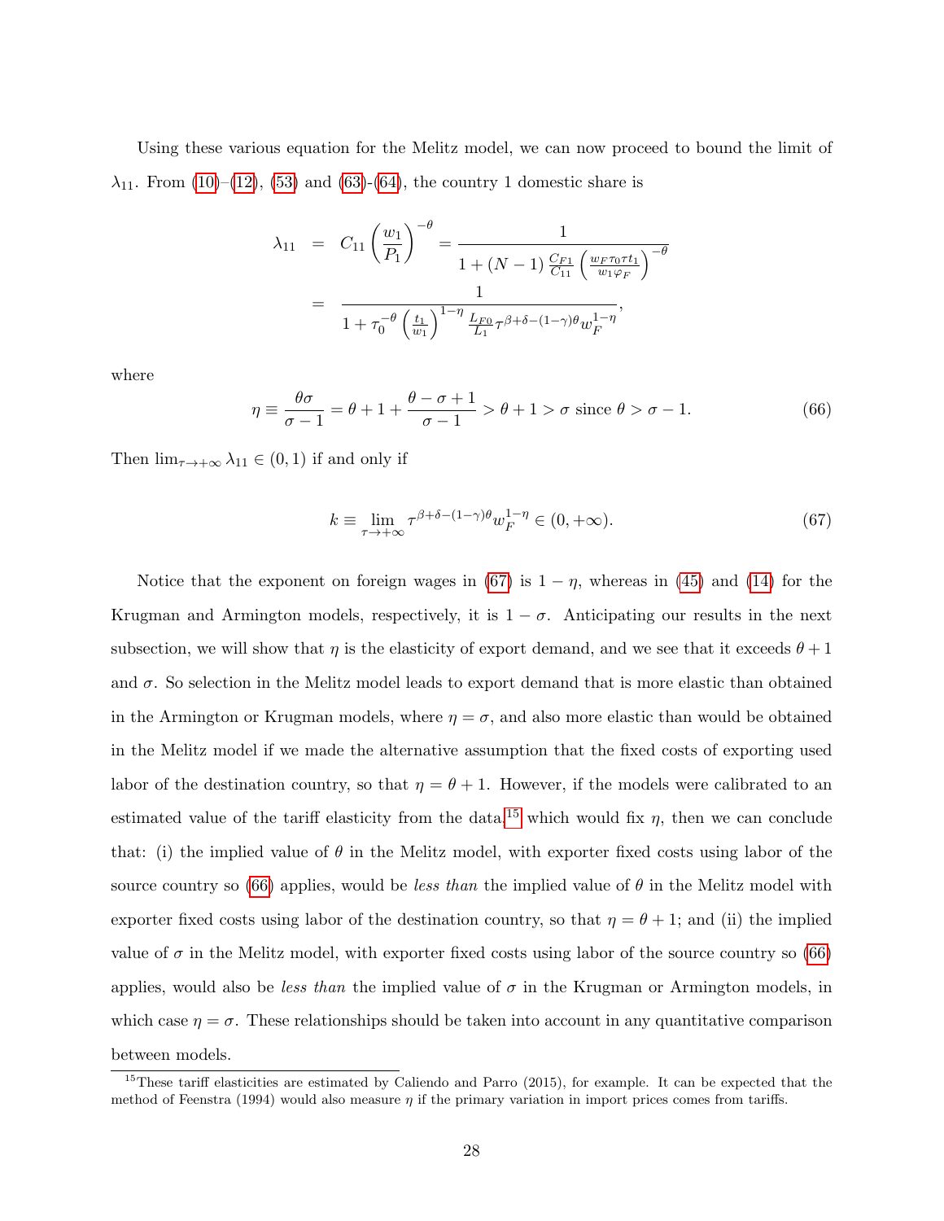Using these various equation for the Melitz model, we can now proceed to bound the limit of $\lambda_{11}$. From (10)–(12), (53) and (63)-(64), the country 1 domestic share is

$$
\begin{aligned}
\lambda_{11} &= C_{11}\left(\frac{w_1}{P_1}\right)^{-\theta} = \frac{1}{1+(N-1)\frac{C_{F1}}{C_{11}}\left(\frac{w_F\tau_0\tau t_1}{w_1\varphi_F}\right)^{-\theta}} \\
&= \frac{1}{1+\tau_0^{-\theta}\left(\frac{t_1}{w_1}\right)^{1-\eta}\frac{L_{F0}}{L_1}\tau^{\beta+\delta-(1-\gamma)\theta}w_F^{1-\eta}},
\end{aligned}
$$

where

$$
\eta \equiv \frac{\theta\sigma}{\sigma-1} = \theta + 1 + \frac{\theta-\sigma+1}{\sigma-1} > \theta+1 > \sigma \text{ since } \theta > \sigma - 1. \tag{66}
$$

Then $\lim_{\tau\to+\infty}\lambda_{11} \in (0,1)$ if and only if

$$
k \equiv \lim_{\tau\to+\infty} \tau^{\beta+\delta-(1-\gamma)\theta}w_F^{1-\eta} \in (0,+\infty). \tag{67}
$$

Notice that the exponent on foreign wages in (67) is $1-\eta$, whereas in (45) and (14) for the Krugman and Armington models, respectively, it is $1-\sigma$. Anticipating our results in the next subsection, we will show that $\eta$ is the elasticity of export demand, and we see that it exceeds $\theta+1$ and $\sigma$. So selection in the Melitz model leads to export demand that is more elastic than obtained in the Armington or Krugman models, where $\eta = \sigma$, and also more elastic than would be obtained in the Melitz model if we made the alternative assumption that the fixed costs of exporting used labor of the destination country, so that $\eta = \theta + 1$. However, if the models were calibrated to an estimated value of the tariff elasticity from the data,[15] which would fix $\eta$, then we can conclude that: (i) the implied value of $\theta$ in the Melitz model, with exporter fixed costs using labor of the source country so (66) applies, would be *less than* the implied value of $\theta$ in the Melitz model with exporter fixed costs using labor of the destination country, so that $\eta = \theta + 1$; and (ii) the implied value of $\sigma$ in the Melitz model, with exporter fixed costs using labor of the source country so (66) applies, would also be *less than* the implied value of $\sigma$ in the Krugman or Armington models, in which case $\eta = \sigma$. These relationships should be taken into account in any quantitative comparison between models.

[15] These tariff elasticities are estimated by Caliendo and Parro (2015), for example. It can be expected that the method of Feenstra (1994) would also measure $\eta$ if the primary variation in import prices comes from tariffs.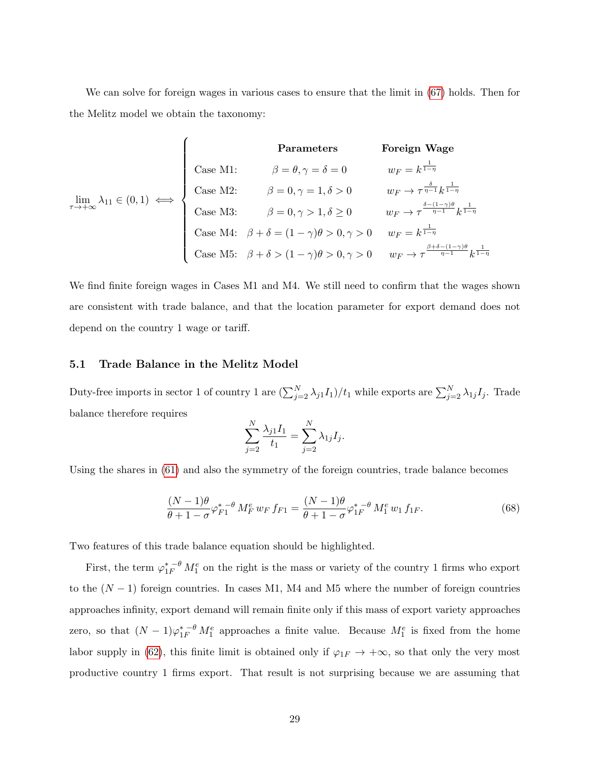We can solve for foreign wages in various cases to ensure that the limit in (67) holds. Then for the Melitz model we obtain the taxonomy:

$$
\lim_{\tau \to +\infty} \lambda_{11} \in (0,1) \iff
\begin{cases}
 & \textbf{Parameters} & \textbf{Foreign Wage} \\
\text{Case M1:} & \beta = \theta, \gamma = \delta = 0 & w_F = k^{\frac{1}{1-\eta}} \\
\text{Case M2:} & \beta = 0, \gamma = 1, \delta > 0 & w_F \to \tau^{\frac{\delta}{\eta-1}} k^{\frac{1}{1-\eta}} \\
\text{Case M3:} & \beta = 0, \gamma > 1, \delta \geq 0 & w_F \to \tau^{\frac{\delta-(1-\gamma)\theta}{\eta-1}} k^{\frac{1}{1-\eta}} \\
\text{Case M4:} & \beta + \delta = (1-\gamma)\theta > 0, \gamma > 0 & w_F = k^{\frac{1}{1-\eta}} \\
\text{Case M5:} & \beta + \delta > (1-\gamma)\theta > 0, \gamma > 0 & w_F \to \tau^{\frac{\beta+\delta-(1-\gamma)\theta}{\eta-1}} k^{\frac{1}{1-\eta}}
\end{cases}
$$

We find finite foreign wages in Cases M1 and M4. We still need to confirm that the wages shown are consistent with trade balance, and that the location parameter for export demand does not depend on the country 1 wage or tariff.

### 5.1 Trade Balance in the Melitz Model

Duty-free imports in sector 1 of country 1 are $(\sum_{j=2}^{N} \lambda_{j1} I_1)/t_1$ while exports are $\sum_{j=2}^{N} \lambda_{1j} I_j$. Trade balance therefore requires

$$
\sum_{j=2}^{N} \frac{\lambda_{j1} I_1}{t_1} = \sum_{j=2}^{N} \lambda_{1j} I_j.
$$

Using the shares in (61) and also the symmetry of the foreign countries, trade balance becomes

$$
\frac{(N-1)\theta}{\theta+1-\sigma} {\varphi_{F1}^{*}}^{-\theta} M_F^e \, w_F \, f_{F1} = \frac{(N-1)\theta}{\theta+1-\sigma} {\varphi_{1F}^{*}}^{-\theta} M_1^e \, w_1 \, f_{1F}. \tag{68}
$$

Two features of this trade balance equation should be highlighted.

First, the term ${\varphi_{1F}^{*}}^{-\theta} M_1^e$ on the right is the mass or variety of the country 1 firms who export to the $(N-1)$ foreign countries. In cases M1, M4 and M5 where the number of foreign countries approaches infinity, export demand will remain finite only if this mass of export variety approaches zero, so that $(N-1){\varphi_{1F}^{*}}^{-\theta} M_1^e$ approaches a finite value. Because $M_1^e$ is fixed from the home labor supply in (62), this finite limit is obtained only if $\varphi_{1F} \to +\infty$, so that only the very most productive country 1 firms export. That result is not surprising because we are assuming that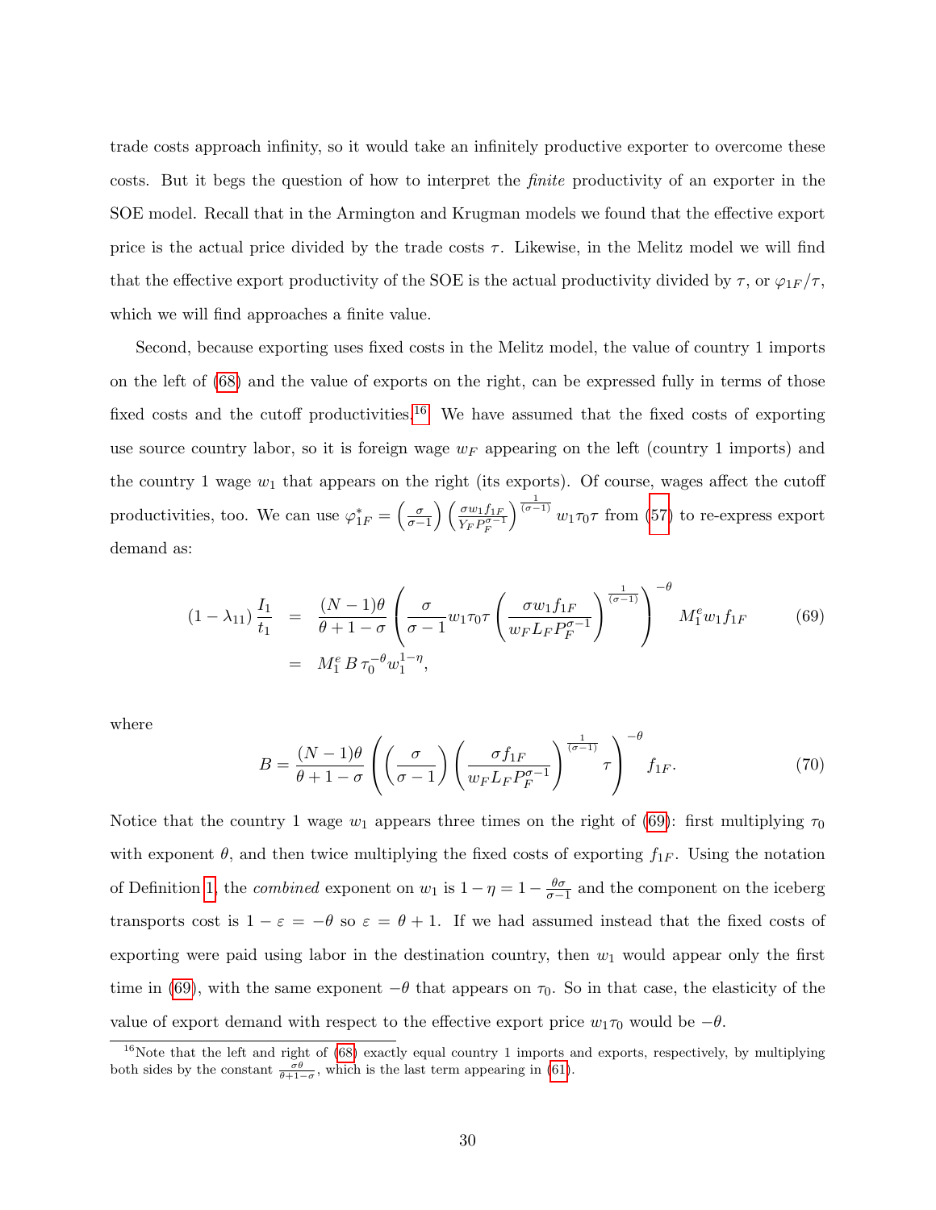trade costs approach infinity, so it would take an infinitely productive exporter to overcome these costs. But it begs the question of how to interpret the *finite* productivity of an exporter in the SOE model. Recall that in the Armington and Krugman models we found that the effective export price is the actual price divided by the trade costs $\tau$. Likewise, in the Melitz model we will find that the effective export productivity of the SOE is the actual productivity divided by $\tau$, or $\varphi_{1F}/\tau$, which we will find approaches a finite value.

Second, because exporting uses fixed costs in the Melitz model, the value of country 1 imports on the left of (68) and the value of exports on the right, can be expressed fully in terms of those fixed costs and the cutoff productivities.[16] We have assumed that the fixed costs of exporting use source country labor, so it is foreign wage $w_F$ appearing on the left (country 1 imports) and the country 1 wage $w_1$ that appears on the right (its exports). Of course, wages affect the cutoff productivities, too. We can use $\varphi_{1F}^* = \left(\frac{\sigma}{\sigma-1}\right)\left(\frac{\sigma w_1 f_{1F}}{Y_F P_F^{\sigma-1}}\right)^{\frac{1}{(\sigma-1)}} w_1 \tau_0 \tau$ from (57) to re-express export demand as:

$$
\begin{aligned}
(1-\lambda_{11})\,\frac{I_1}{t_1} &= \frac{(N-1)\theta}{\theta+1-\sigma}\left(\frac{\sigma}{\sigma-1} w_1 \tau_0 \tau \left(\frac{\sigma w_1 f_{1F}}{w_F L_F P_F^{\sigma-1}}\right)^{\frac{1}{(\sigma-1)}}\right)^{-\theta} M_1^e w_1 f_{1F} \qquad (69)\\
&= M_1^e\, B\, \tau_0^{-\theta} w_1^{1-\eta},
\end{aligned}
$$

where

$$
B = \frac{(N-1)\theta}{\theta+1-\sigma}\left(\left(\frac{\sigma}{\sigma-1}\right)\left(\frac{\sigma f_{1F}}{w_F L_F P_F^{\sigma-1}}\right)^{\frac{1}{(\sigma-1)}} \tau\right)^{-\theta} f_{1F}. \qquad (70)
$$

Notice that the country 1 wage $w_1$ appears three times on the right of (69): first multiplying $\tau_0$ with exponent $\theta$, and then twice multiplying the fixed costs of exporting $f_{1F}$. Using the notation of Definition 1, the *combined* exponent on $w_1$ is $1-\eta = 1-\frac{\theta\sigma}{\sigma-1}$ and the component on the iceberg transports cost is $1-\varepsilon = -\theta$ so $\varepsilon = \theta+1$. If we had assumed instead that the fixed costs of exporting were paid using labor in the destination country, then $w_1$ would appear only the first time in (69), with the same exponent $-\theta$ that appears on $\tau_0$. So in that case, the elasticity of the value of export demand with respect to the effective export price $w_1\tau_0$ would be $-\theta$.

[16] Note that the left and right of (68) exactly equal country 1 imports and exports, respectively, by multiplying both sides by the constant $\frac{\sigma\theta}{\theta+1-\sigma}$, which is the last term appearing in (61).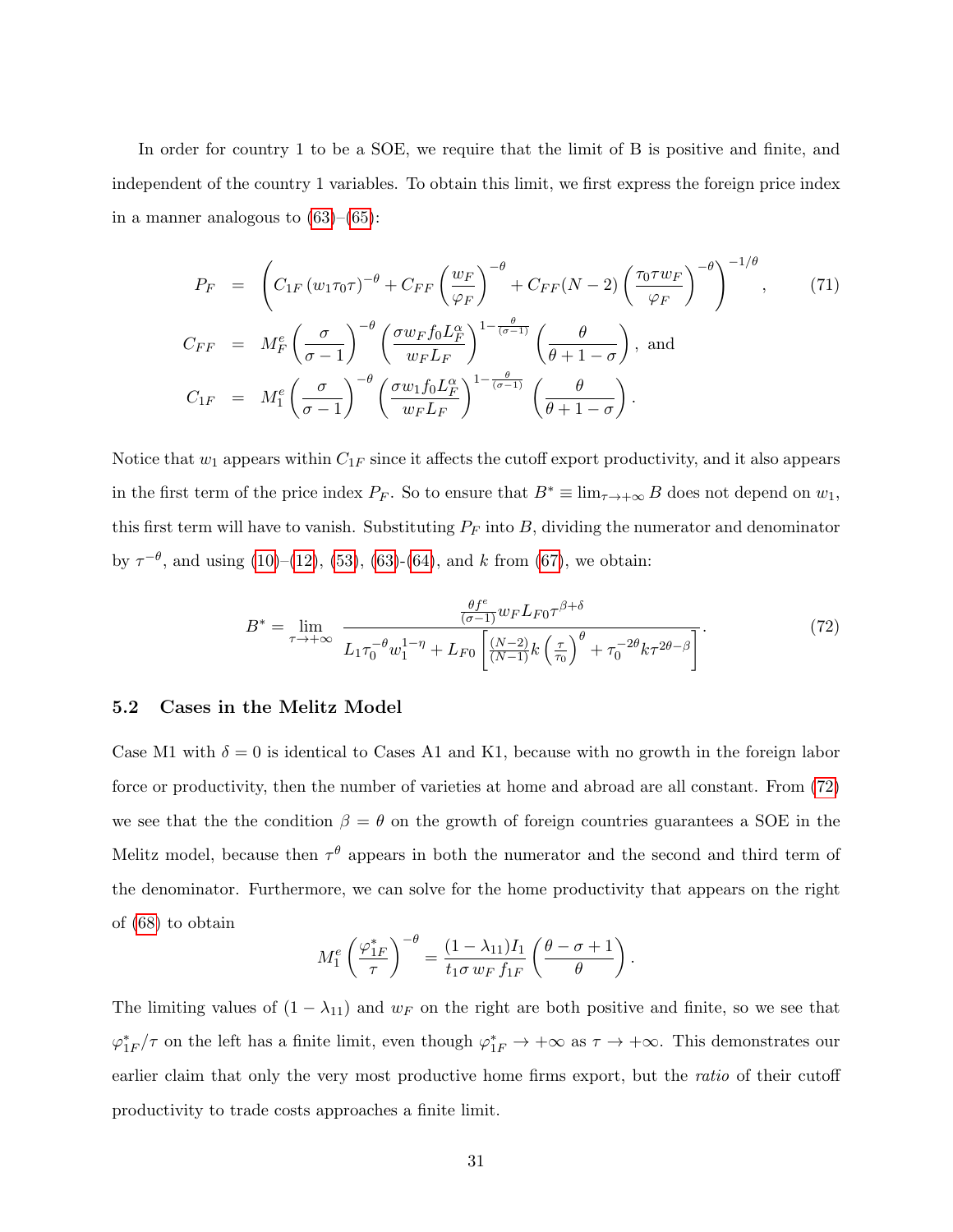In order for country 1 to be a SOE, we require that the limit of B is positive and finite, and independent of the country 1 variables. To obtain this limit, we first express the foreign price index in a manner analogous to (63)–(65):

$$
\begin{aligned}
P_F &= \left( C_{1F} \left( w_1 \tau_0 \tau \right)^{-\theta} + C_{FF} \left( \frac{w_F}{\varphi_F} \right)^{-\theta} + C_{FF}(N-2) \left( \frac{\tau_0 \tau w_F}{\varphi_F} \right)^{-\theta} \right)^{-1/\theta}, \qquad (71) \\
C_{FF} &= M_F^e \left( \frac{\sigma}{\sigma-1} \right)^{-\theta} \left( \frac{\sigma w_F f_0 L_F^{\alpha}}{w_F L_F} \right)^{1-\frac{\theta}{(\sigma-1)}} \left( \frac{\theta}{\theta+1-\sigma} \right), \text{ and} \\
C_{1F} &= M_1^e \left( \frac{\sigma}{\sigma-1} \right)^{-\theta} \left( \frac{\sigma w_1 f_0 L_F^{\alpha}}{w_F L_F} \right)^{1-\frac{\theta}{(\sigma-1)}} \left( \frac{\theta}{\theta+1-\sigma} \right).
\end{aligned}
$$

Notice that $w_1$ appears within $C_{1F}$ since it affects the cutoff export productivity, and it also appears in the first term of the price index $P_F$. So to ensure that $B^* \equiv \lim_{\tau \to +\infty} B$ does not depend on $w_1$, this first term will have to vanish. Substituting $P_F$ into $B$, dividing the numerator and denominator by $\tau^{-\theta}$, and using (10)–(12), (53), (63)-(64), and $k$ from (67), we obtain:

$$
B^* = \lim_{\tau \to +\infty} \frac{\frac{\theta f^e}{(\sigma-1)} w_F L_{F0} \tau^{\beta+\delta}}{L_1 \tau_0^{-\theta} w_1^{1-\eta} + L_{F0} \left[ \frac{(N-2)}{(N-1)} k \left( \frac{\tau}{\tau_0} \right)^{\theta} + \tau_0^{-2\theta} k \tau^{2\theta-\beta} \right]}. \qquad (72)
$$

## 5.2 Cases in the Melitz Model

Case M1 with $\delta = 0$ is identical to Cases A1 and K1, because with no growth in the foreign labor force or productivity, then the number of varieties at home and abroad are all constant. From (72) we see that the the condition $\beta = \theta$ on the growth of foreign countries guarantees a SOE in the Melitz model, because then $\tau^{\theta}$ appears in both the numerator and the second and third term of the denominator. Furthermore, we can solve for the home productivity that appears on the right of (68) to obtain

$$
M_1^e \left( \frac{\varphi_{1F}^*}{\tau} \right)^{-\theta} = \frac{(1-\lambda_{11}) I_1}{t_1 \sigma \, w_F \, f_{1F}} \left( \frac{\theta - \sigma + 1}{\theta} \right).
$$

The limiting values of $(1-\lambda_{11})$ and $w_F$ on the right are both positive and finite, so we see that $\varphi_{1F}^*/\tau$ on the left has a finite limit, even though $\varphi_{1F}^* \to +\infty$ as $\tau \to +\infty$. This demonstrates our earlier claim that only the very most productive home firms export, but the *ratio* of their cutoff productivity to trade costs approaches a finite limit.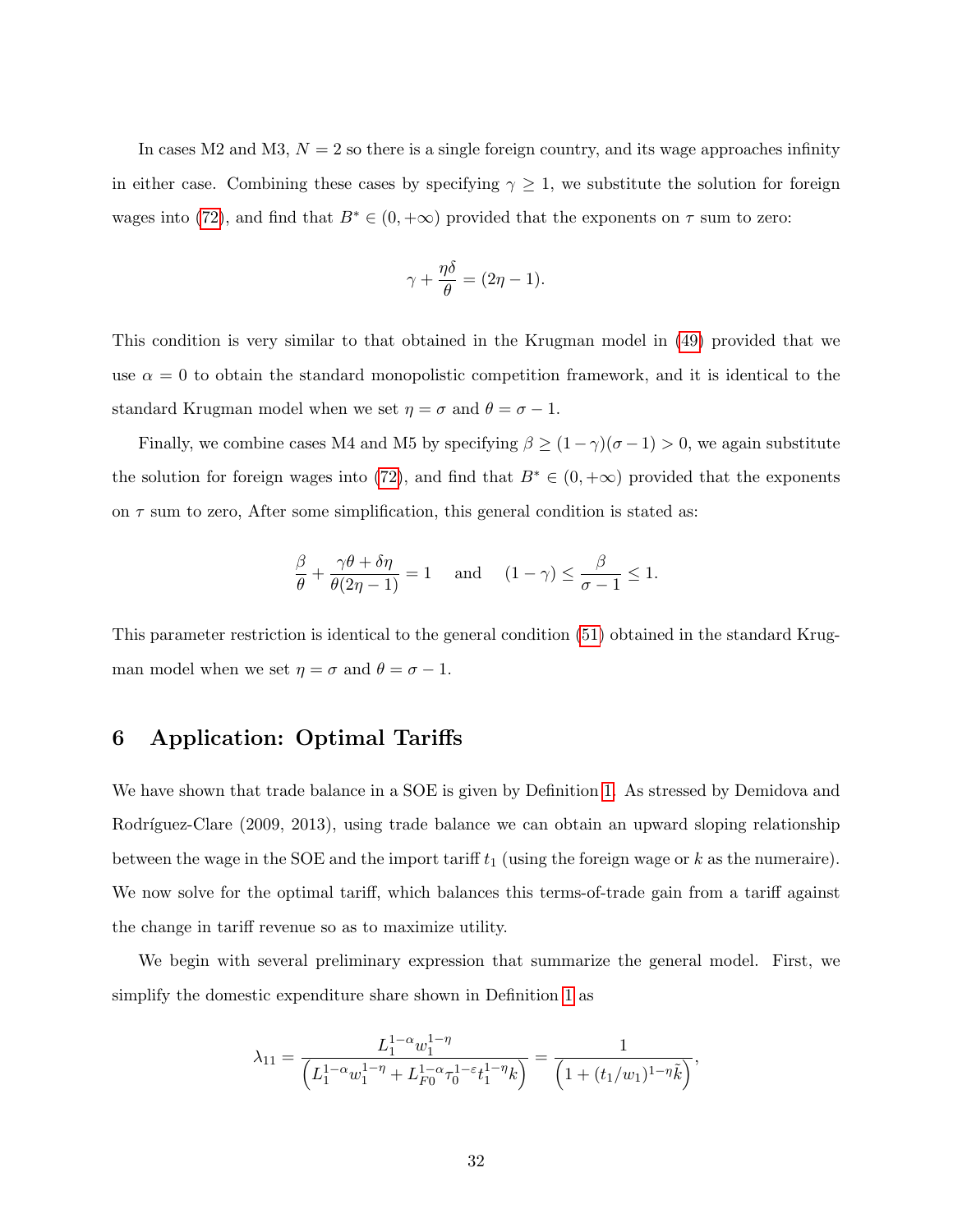In cases M2 and M3, $N = 2$ so there is a single foreign country, and its wage approaches infinity in either case. Combining these cases by specifying $\gamma \geq 1$, we substitute the solution for foreign wages into (72), and find that $B^* \in (0, +\infty)$ provided that the exponents on $\tau$ sum to zero:

$$\gamma + \frac{\eta\delta}{\theta} = (2\eta - 1).$$

This condition is very similar to that obtained in the Krugman model in (49) provided that we use $\alpha = 0$ to obtain the standard monopolistic competition framework, and it is identical to the standard Krugman model when we set $\eta = \sigma$ and $\theta = \sigma - 1$.

Finally, we combine cases M4 and M5 by specifying $\beta \geq (1 - \gamma)(\sigma - 1) > 0$, we again substitute the solution for foreign wages into (72), and find that $B^* \in (0, +\infty)$ provided that the exponents on $\tau$ sum to zero, After some simplification, this general condition is stated as:

$$\frac{\beta}{\theta} + \frac{\gamma\theta + \delta\eta}{\theta(2\eta - 1)} = 1 \quad \text{ and } \quad (1 - \gamma) \leq \frac{\beta}{\sigma - 1} \leq 1.$$

This parameter restriction is identical to the general condition (51) obtained in the standard Krugman model when we set $\eta = \sigma$ and $\theta = \sigma - 1$.

## 6 Application: Optimal Tariffs

We have shown that trade balance in a SOE is given by Definition 1. As stressed by Demidova and Rodríguez-Clare (2009, 2013), using trade balance we can obtain an upward sloping relationship between the wage in the SOE and the import tariff $t_1$ (using the foreign wage or $k$ as the numeraire). We now solve for the optimal tariff, which balances this terms-of-trade gain from a tariff against the change in tariff revenue so as to maximize utility.

We begin with several preliminary expression that summarize the general model. First, we simplify the domestic expenditure share shown in Definition 1 as

$$\lambda_{11} = \frac{L_1^{1-\alpha} w_1^{1-\eta}}{\left(L_1^{1-\alpha} w_1^{1-\eta} + L_{F0}^{1-\alpha} \tau_0^{1-\varepsilon} t_1^{1-\eta} k\right)} = \frac{1}{\left(1 + (t_1/w_1)^{1-\eta} \tilde{k}\right)},$$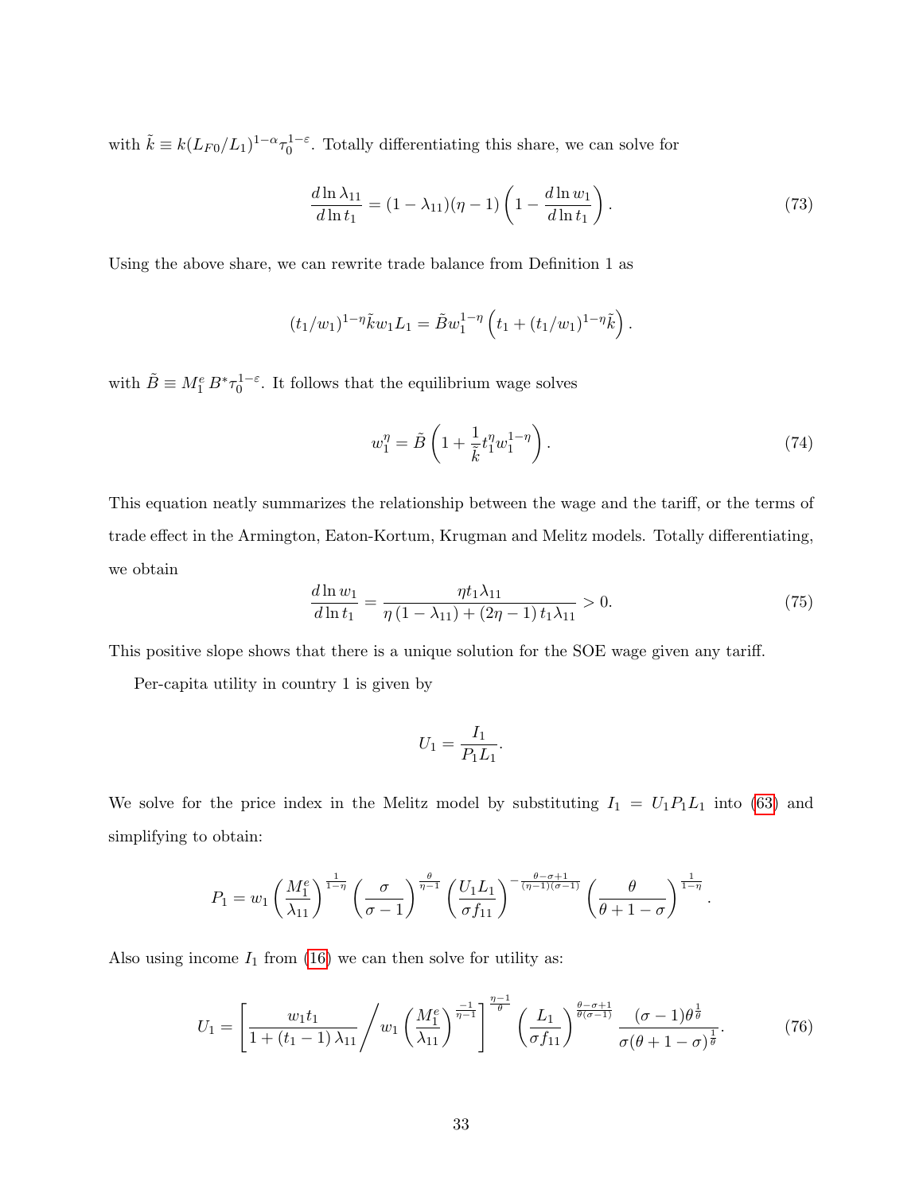with $\tilde{k} \equiv k(L_{F0}/L_1)^{1-\alpha}\tau_0^{1-\varepsilon}$. Totally differentiating this share, we can solve for

$$\frac{d\ln\lambda_{11}}{d\ln t_1} = (1-\lambda_{11})(\eta-1)\left(1 - \frac{d\ln w_1}{d\ln t_1}\right). \tag{73}$$

Using the above share, we can rewrite trade balance from Definition 1 as

$$(t_1/w_1)^{1-\eta}\tilde{k}w_1 L_1 = \tilde{B}w_1^{1-\eta}\left(t_1 + (t_1/w_1)^{1-\eta}\tilde{k}\right).$$

with $\tilde{B} \equiv M_1^e\, B^* \tau_0^{1-\varepsilon}$. It follows that the equilibrium wage solves

$$w_1^{\eta} = \tilde{B}\left(1 + \frac{1}{\tilde{k}}t_1^{\eta}w_1^{1-\eta}\right). \tag{74}$$

This equation neatly summarizes the relationship between the wage and the tariff, or the terms of trade effect in the Armington, Eaton-Kortum, Krugman and Melitz models. Totally differentiating, we obtain

$$\frac{d\ln w_1}{d\ln t_1} = \frac{\eta t_1 \lambda_{11}}{\eta\left(1-\lambda_{11}\right) + \left(2\eta - 1\right)t_1\lambda_{11}} > 0. \tag{75}$$

This positive slope shows that there is a unique solution for the SOE wage given any tariff.

Per-capita utility in country 1 is given by

$$U_1 = \frac{I_1}{P_1 L_1}.$$

We solve for the price index in the Melitz model by substituting $I_1 = U_1 P_1 L_1$ into (63) and simplifying to obtain:

$$P_1 = w_1\left(\frac{M_1^e}{\lambda_{11}}\right)^{\frac{1}{1-\eta}}\left(\frac{\sigma}{\sigma-1}\right)^{\frac{\theta}{\eta-1}}\left(\frac{U_1 L_1}{\sigma f_{11}}\right)^{-\frac{\theta-\sigma+1}{(\eta-1)(\sigma-1)}}\left(\frac{\theta}{\theta+1-\sigma}\right)^{\frac{1}{1-\eta}}.$$

Also using income $I_1$ from (16) we can then solve for utility as:

$$U_1 = \left[\frac{w_1 t_1}{1 + \left(t_1 - 1\right)\lambda_{11}}\Bigg/ w_1\left(\frac{M_1^e}{\lambda_{11}}\right)^{\frac{-1}{\eta-1}}\right]^{\frac{\eta-1}{\theta}}\left(\frac{L_1}{\sigma f_{11}}\right)^{\frac{\theta-\sigma+1}{\theta(\sigma-1)}}\frac{(\sigma-1)\theta^{\frac{1}{\theta}}}{\sigma(\theta+1-\sigma)^{\frac{1}{\theta}}}. \tag{76}$$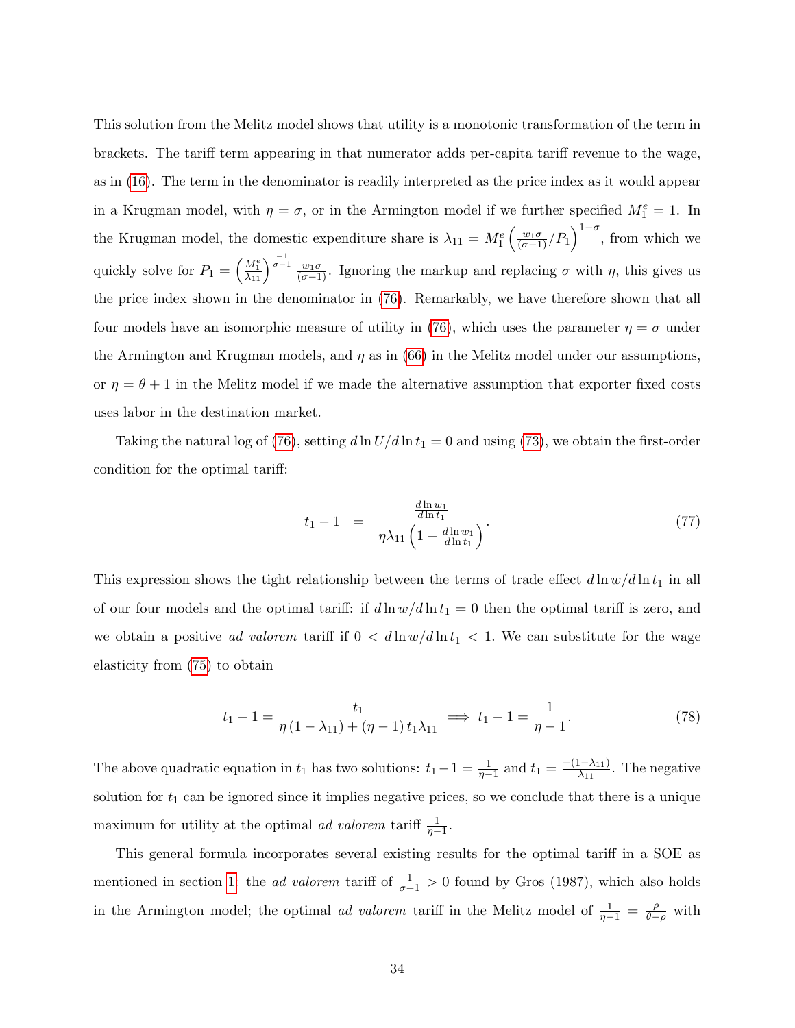This solution from the Melitz model shows that utility is a monotonic transformation of the term in brackets. The tariff term appearing in that numerator adds per-capita tariff revenue to the wage, as in (16). The term in the denominator is readily interpreted as the price index as it would appear in a Krugman model, with $\eta = \sigma$, or in the Armington model if we further specified $M_1^e = 1$. In the Krugman model, the domestic expenditure share is $\lambda_{11} = M_1^e \left(\frac{w_1\sigma}{(\sigma-1)}/P_1\right)^{1-\sigma}$, from which we quickly solve for $P_1 = \left(\frac{M_1^e}{\lambda_{11}}\right)^{\frac{-1}{\sigma-1}} \frac{w_1\sigma}{(\sigma-1)}$. Ignoring the markup and replacing $\sigma$ with $\eta$, this gives us the price index shown in the denominator in (76). Remarkably, we have therefore shown that all four models have an isomorphic measure of utility in (76), which uses the parameter $\eta = \sigma$ under the Armington and Krugman models, and $\eta$ as in (66) in the Melitz model under our assumptions, or $\eta = \theta + 1$ in the Melitz model if we made the alternative assumption that exporter fixed costs uses labor in the destination market.

Taking the natural log of (76), setting $d\ln U/d\ln t_1 = 0$ and using (73), we obtain the first-order condition for the optimal tariff:

$$t_1 - 1 \quad = \quad \frac{\frac{d\ln w_1}{d\ln t_1}}{\eta\lambda_{11}\left(1 - \frac{d\ln w_1}{d\ln t_1}\right)}. \tag{77}$$

This expression shows the tight relationship between the terms of trade effect $d\ln w/d\ln t_1$ in all of our four models and the optimal tariff: if $d\ln w/d\ln t_1 = 0$ then the optimal tariff is zero, and we obtain a positive *ad valorem* tariff if $0 < d\ln w/d\ln t_1 < 1$. We can substitute for the wage elasticity from (75) to obtain

$$t_1 - 1 = \frac{t_1}{\eta(1-\lambda_{11}) + (\eta - 1)t_1\lambda_{11}} \implies t_1 - 1 = \frac{1}{\eta - 1}. \tag{78}$$

The above quadratic equation in $t_1$ has two solutions: $t_1 - 1 = \frac{1}{\eta-1}$ and $t_1 = \frac{-(1-\lambda_{11})}{\lambda_{11}}$. The negative solution for $t_1$ can be ignored since it implies negative prices, so we conclude that there is a unique maximum for utility at the optimal *ad valorem* tariff $\frac{1}{\eta-1}$.

This general formula incorporates several existing results for the optimal tariff in a SOE as mentioned in section 1: the *ad valorem* tariff of $\frac{1}{\sigma-1} > 0$ found by Gros (1987), which also holds in the Armington model; the optimal *ad valorem* tariff in the Melitz model of $\frac{1}{\eta-1} = \frac{\rho}{\theta-\rho}$ with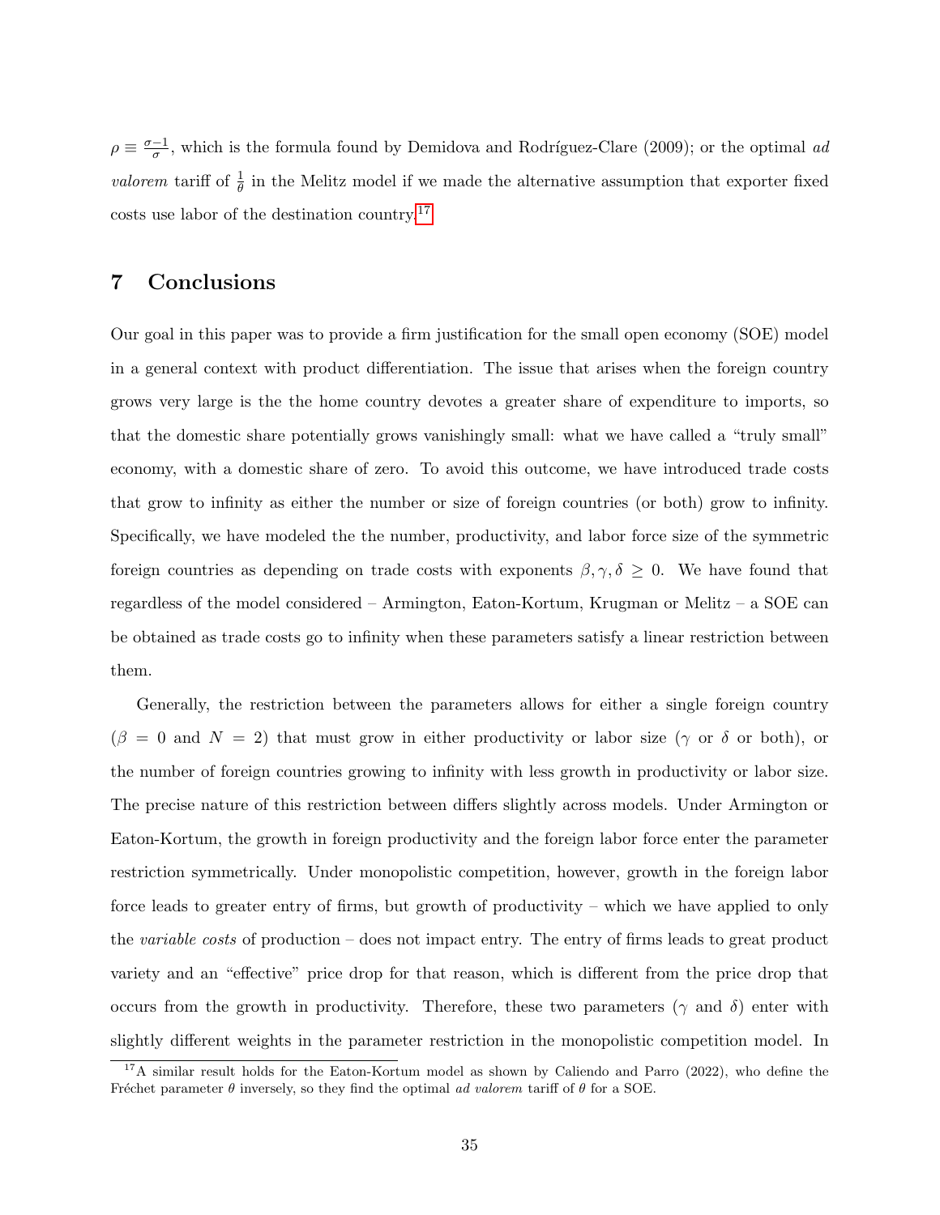$\rho \equiv \frac{\sigma-1}{\sigma}$, which is the formula found by Demidova and Rodríguez-Clare (2009); or the optimal *ad valorem* tariff of $\frac{1}{\theta}$ in the Melitz model if we made the alternative assumption that exporter fixed costs use labor of the destination country.[17]

## 7 Conclusions

Our goal in this paper was to provide a firm justification for the small open economy (SOE) model in a general context with product differentiation. The issue that arises when the foreign country grows very large is the the home country devotes a greater share of expenditure to imports, so that the domestic share potentially grows vanishingly small: what we have called a "truly small" economy, with a domestic share of zero. To avoid this outcome, we have introduced trade costs that grow to infinity as either the number or size of foreign countries (or both) grow to infinity. Specifically, we have modeled the the number, productivity, and labor force size of the symmetric foreign countries as depending on trade costs with exponents $\beta, \gamma, \delta \geq 0$. We have found that regardless of the model considered – Armington, Eaton-Kortum, Krugman or Melitz – a SOE can be obtained as trade costs go to infinity when these parameters satisfy a linear restriction between them.

Generally, the restriction between the parameters allows for either a single foreign country ($\beta = 0$ and $N = 2$) that must grow in either productivity or labor size ($\gamma$ or $\delta$ or both), or the number of foreign countries growing to infinity with less growth in productivity or labor size. The precise nature of this restriction between differs slightly across models. Under Armington or Eaton-Kortum, the growth in foreign productivity and the foreign labor force enter the parameter restriction symmetrically. Under monopolistic competition, however, growth in the foreign labor force leads to greater entry of firms, but growth of productivity – which we have applied to only the *variable costs* of production – does not impact entry. The entry of firms leads to great product variety and an "effective" price drop for that reason, which is different from the price drop that occurs from the growth in productivity. Therefore, these two parameters ($\gamma$ and $\delta$) enter with slightly different weights in the parameter restriction in the monopolistic competition model. In

[17] A similar result holds for the Eaton-Kortum model as shown by Caliendo and Parro (2022), who define the Fréchet parameter $\theta$ inversely, so they find the optimal *ad valorem* tariff of $\theta$ for a SOE.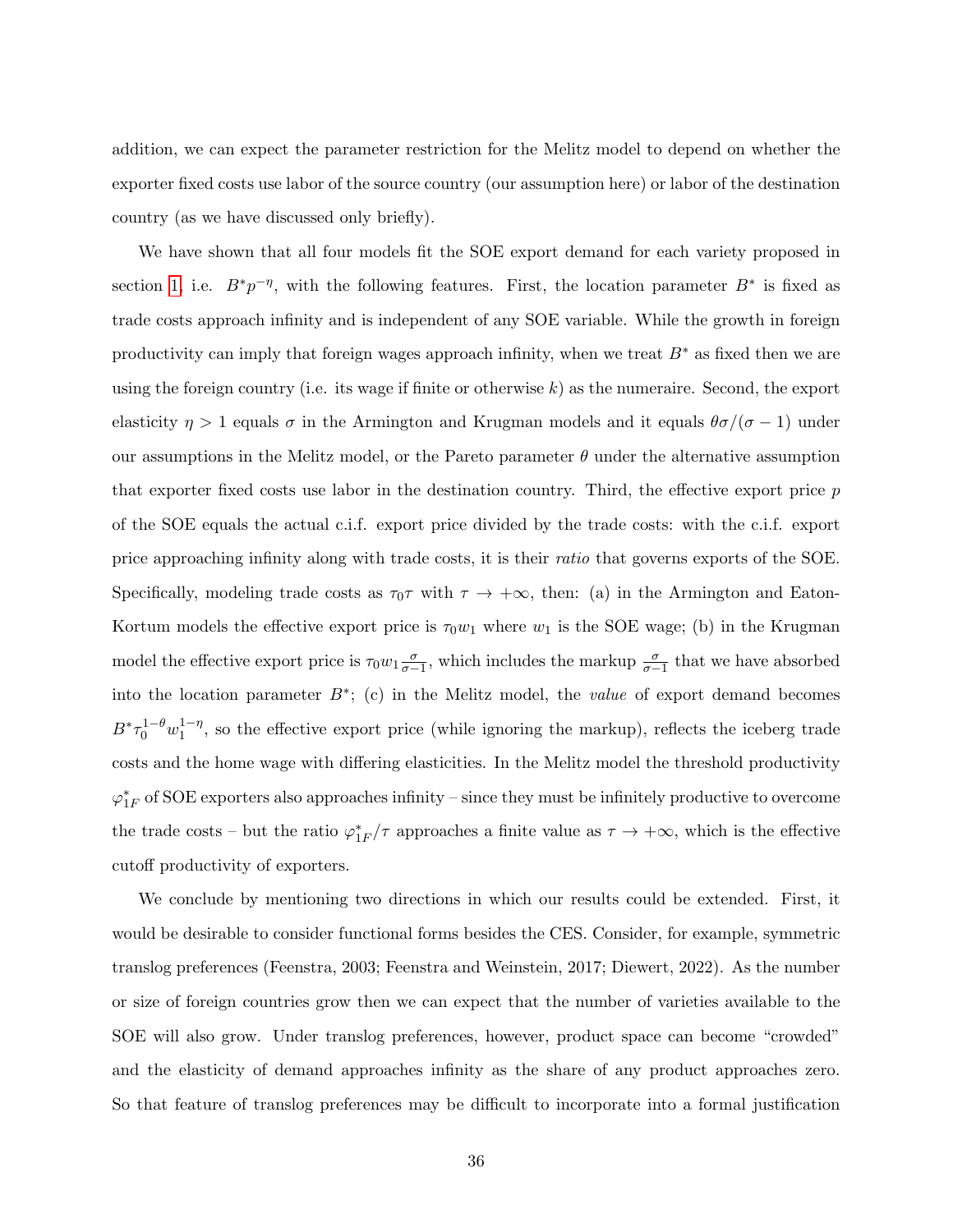addition, we can expect the parameter restriction for the Melitz model to depend on whether the exporter fixed costs use labor of the source country (our assumption here) or labor of the destination country (as we have discussed only briefly).

We have shown that all four models fit the SOE export demand for each variety proposed in section 1, i.e. $B^* p^{-\eta}$, with the following features. First, the location parameter $B^*$ is fixed as trade costs approach infinity and is independent of any SOE variable. While the growth in foreign productivity can imply that foreign wages approach infinity, when we treat $B^*$ as fixed then we are using the foreign country (i.e. its wage if finite or otherwise $k$) as the numeraire. Second, the export elasticity $\eta > 1$ equals $\sigma$ in the Armington and Krugman models and it equals $\theta\sigma/(\sigma-1)$ under our assumptions in the Melitz model, or the Pareto parameter $\theta$ under the alternative assumption that exporter fixed costs use labor in the destination country. Third, the effective export price $p$ of the SOE equals the actual c.i.f. export price divided by the trade costs: with the c.i.f. export price approaching infinity along with trade costs, it is their *ratio* that governs exports of the SOE. Specifically, modeling trade costs as $\tau_0\tau$ with $\tau \to +\infty$, then: (a) in the Armington and Eaton-Kortum models the effective export price is $\tau_0 w_1$ where $w_1$ is the SOE wage; (b) in the Krugman model the effective export price is $\tau_0 w_1 \frac{\sigma}{\sigma-1}$, which includes the markup $\frac{\sigma}{\sigma-1}$ that we have absorbed into the location parameter $B^*$; (c) in the Melitz model, the *value* of export demand becomes $B^* \tau_0^{1-\theta} w_1^{1-\eta}$, so the effective export price (while ignoring the markup), reflects the iceberg trade costs and the home wage with differing elasticities. In the Melitz model the threshold productivity $\varphi_{1F}^*$ of SOE exporters also approaches infinity – since they must be infinitely productive to overcome the trade costs – but the ratio $\varphi_{1F}^*/\tau$ approaches a finite value as $\tau \to +\infty$, which is the effective cutoff productivity of exporters.

We conclude by mentioning two directions in which our results could be extended. First, it would be desirable to consider functional forms besides the CES. Consider, for example, symmetric translog preferences (Feenstra, 2003; Feenstra and Weinstein, 2017; Diewert, 2022). As the number or size of foreign countries grow then we can expect that the number of varieties available to the SOE will also grow. Under translog preferences, however, product space can become "crowded" and the elasticity of demand approaches infinity as the share of any product approaches zero. So that feature of translog preferences may be difficult to incorporate into a formal justification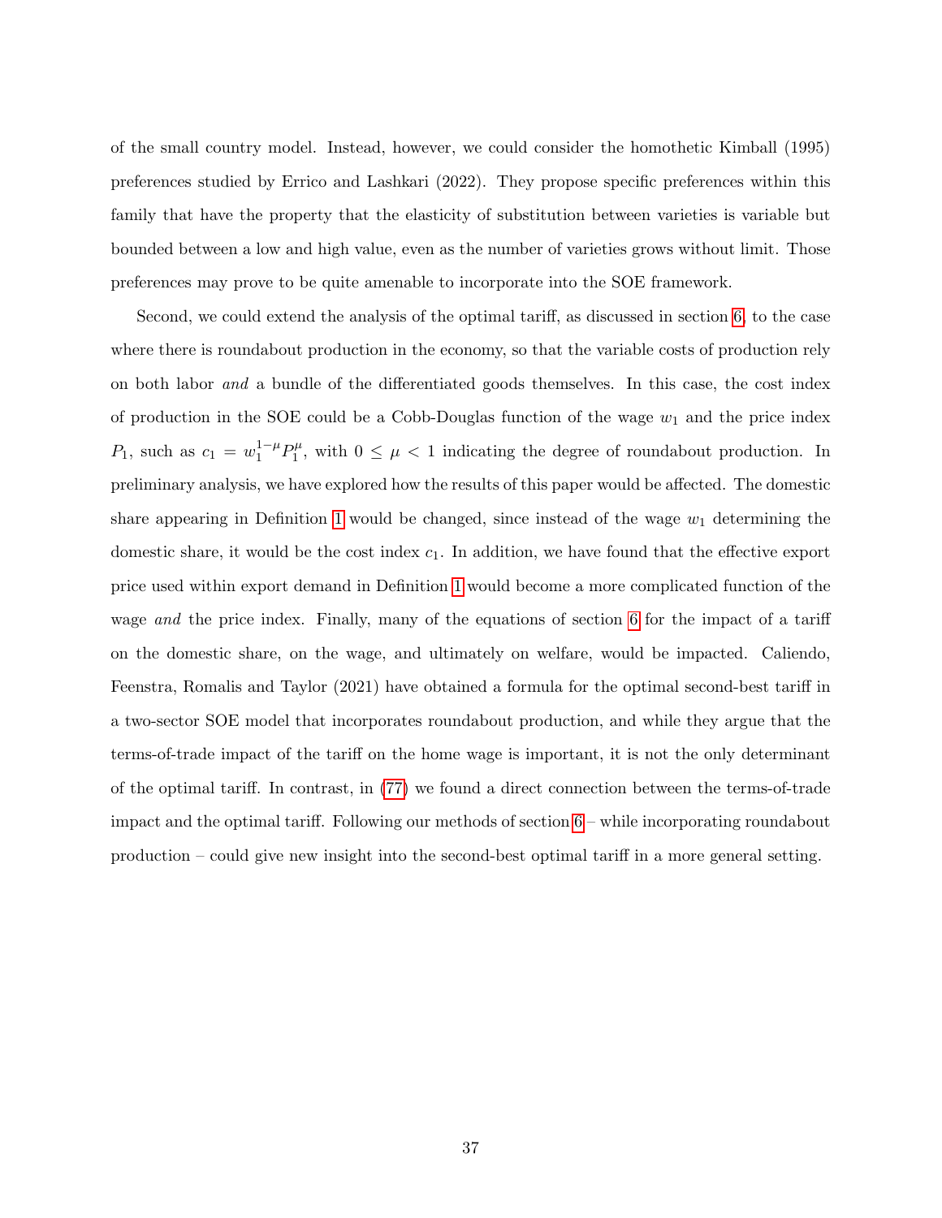of the small country model. Instead, however, we could consider the homothetic Kimball (1995) preferences studied by Errico and Lashkari (2022). They propose specific preferences within this family that have the property that the elasticity of substitution between varieties is variable but bounded between a low and high value, even as the number of varieties grows without limit. Those preferences may prove to be quite amenable to incorporate into the SOE framework.

Second, we could extend the analysis of the optimal tariff, as discussed in section 6, to the case where there is roundabout production in the economy, so that the variable costs of production rely on both labor *and* a bundle of the differentiated goods themselves. In this case, the cost index of production in the SOE could be a Cobb-Douglas function of the wage $w_1$ and the price index $P_1$, such as $c_1 = w_1^{1-\mu} P_1^{\mu}$, with $0 \leq \mu < 1$ indicating the degree of roundabout production. In preliminary analysis, we have explored how the results of this paper would be affected. The domestic share appearing in Definition 1 would be changed, since instead of the wage $w_1$ determining the domestic share, it would be the cost index $c_1$. In addition, we have found that the effective export price used within export demand in Definition 1 would become a more complicated function of the wage *and* the price index. Finally, many of the equations of section 6 for the impact of a tariff on the domestic share, on the wage, and ultimately on welfare, would be impacted. Caliendo, Feenstra, Romalis and Taylor (2021) have obtained a formula for the optimal second-best tariff in a two-sector SOE model that incorporates roundabout production, and while they argue that the terms-of-trade impact of the tariff on the home wage is important, it is not the only determinant of the optimal tariff. In contrast, in (77) we found a direct connection between the terms-of-trade impact and the optimal tariff. Following our methods of section 6 – while incorporating roundabout production – could give new insight into the second-best optimal tariff in a more general setting.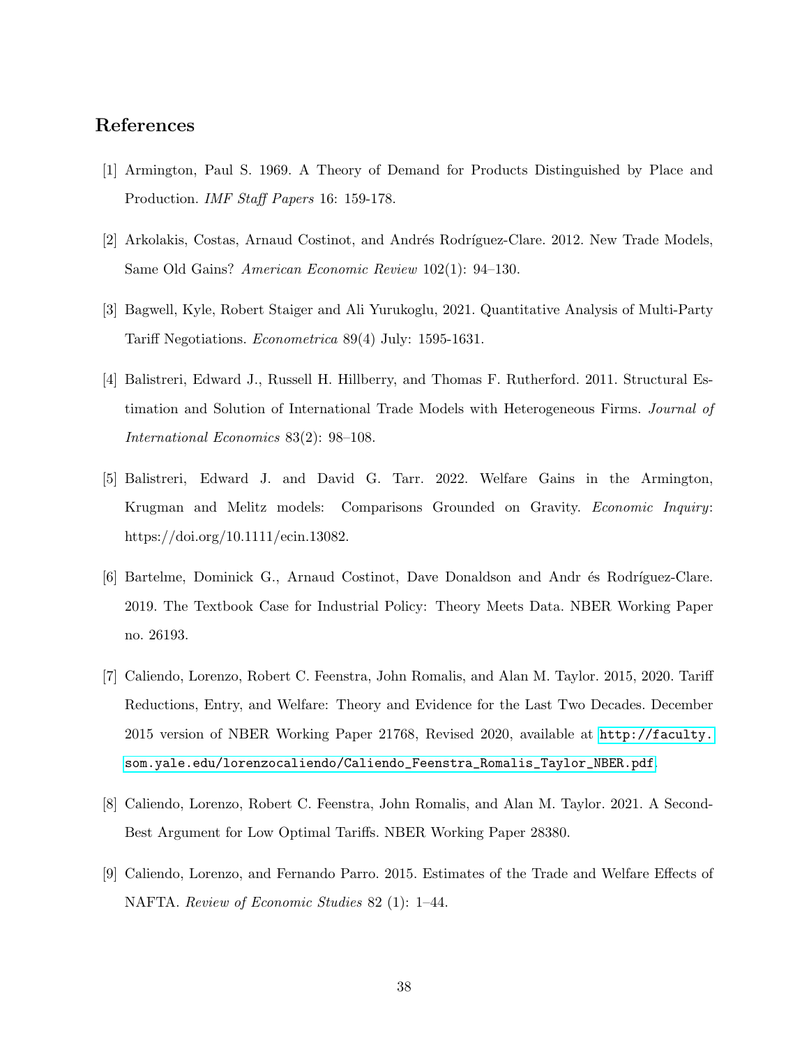## References

[1] Armington, Paul S. 1969. A Theory of Demand for Products Distinguished by Place and Production. *IMF Staff Papers* 16: 159-178.

[2] Arkolakis, Costas, Arnaud Costinot, and Andrés Rodríguez-Clare. 2012. New Trade Models, Same Old Gains? *American Economic Review* 102(1): 94–130.

[3] Bagwell, Kyle, Robert Staiger and Ali Yurukoglu, 2021. Quantitative Analysis of Multi-Party Tariff Negotiations. *Econometrica* 89(4) July: 1595-1631.

[4] Balistreri, Edward J., Russell H. Hillberry, and Thomas F. Rutherford. 2011. Structural Estimation and Solution of International Trade Models with Heterogeneous Firms. *Journal of International Economics* 83(2): 98–108.

[5] Balistreri, Edward J. and David G. Tarr. 2022. Welfare Gains in the Armington, Krugman and Melitz models: Comparisons Grounded on Gravity. *Economic Inquiry*: https://doi.org/10.1111/ecin.13082.

[6] Bartelme, Dominick G., Arnaud Costinot, Dave Donaldson and Andr és Rodríguez-Clare. 2019. The Textbook Case for Industrial Policy: Theory Meets Data. NBER Working Paper no. 26193.

[7] Caliendo, Lorenzo, Robert C. Feenstra, John Romalis, and Alan M. Taylor. 2015, 2020. Tariff Reductions, Entry, and Welfare: Theory and Evidence for the Last Two Decades. December 2015 version of NBER Working Paper 21768, Revised 2020, available at http://faculty.som.yale.edu/lorenzocaliendo/Caliendo_Feenstra_Romalis_Taylor_NBER.pdf.

[8] Caliendo, Lorenzo, Robert C. Feenstra, John Romalis, and Alan M. Taylor. 2021. A Second-Best Argument for Low Optimal Tariffs. NBER Working Paper 28380.

[9] Caliendo, Lorenzo, and Fernando Parro. 2015. Estimates of the Trade and Welfare Effects of NAFTA. *Review of Economic Studies* 82 (1): 1–44.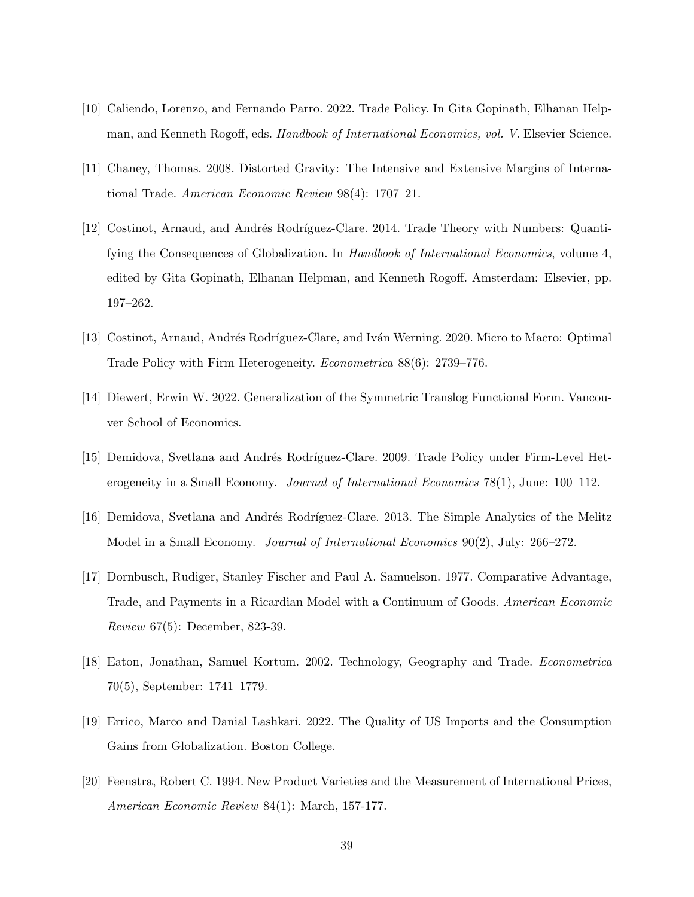[10] Caliendo, Lorenzo, and Fernando Parro. 2022. Trade Policy. In Gita Gopinath, Elhanan Helpman, and Kenneth Rogoff, eds. *Handbook of International Economics, vol. V*. Elsevier Science.

[11] Chaney, Thomas. 2008. Distorted Gravity: The Intensive and Extensive Margins of International Trade. *American Economic Review* 98(4): 1707–21.

[12] Costinot, Arnaud, and Andrés Rodríguez-Clare. 2014. Trade Theory with Numbers: Quantifying the Consequences of Globalization. In *Handbook of International Economics*, volume 4, edited by Gita Gopinath, Elhanan Helpman, and Kenneth Rogoff. Amsterdam: Elsevier, pp. 197–262.

[13] Costinot, Arnaud, Andrés Rodríguez-Clare, and Iván Werning. 2020. Micro to Macro: Optimal Trade Policy with Firm Heterogeneity. *Econometrica* 88(6): 2739–776.

[14] Diewert, Erwin W. 2022. Generalization of the Symmetric Translog Functional Form. Vancouver School of Economics.

[15] Demidova, Svetlana and Andrés Rodríguez-Clare. 2009. Trade Policy under Firm-Level Heterogeneity in a Small Economy. *Journal of International Economics* 78(1), June: 100–112.

[16] Demidova, Svetlana and Andrés Rodríguez-Clare. 2013. The Simple Analytics of the Melitz Model in a Small Economy. *Journal of International Economics* 90(2), July: 266–272.

[17] Dornbusch, Rudiger, Stanley Fischer and Paul A. Samuelson. 1977. Comparative Advantage, Trade, and Payments in a Ricardian Model with a Continuum of Goods. *American Economic Review* 67(5): December, 823-39.

[18] Eaton, Jonathan, Samuel Kortum. 2002. Technology, Geography and Trade. *Econometrica* 70(5), September: 1741–1779.

[19] Errico, Marco and Danial Lashkari. 2022. The Quality of US Imports and the Consumption Gains from Globalization. Boston College.

[20] Feenstra, Robert C. 1994. New Product Varieties and the Measurement of International Prices, *American Economic Review* 84(1): March, 157-177.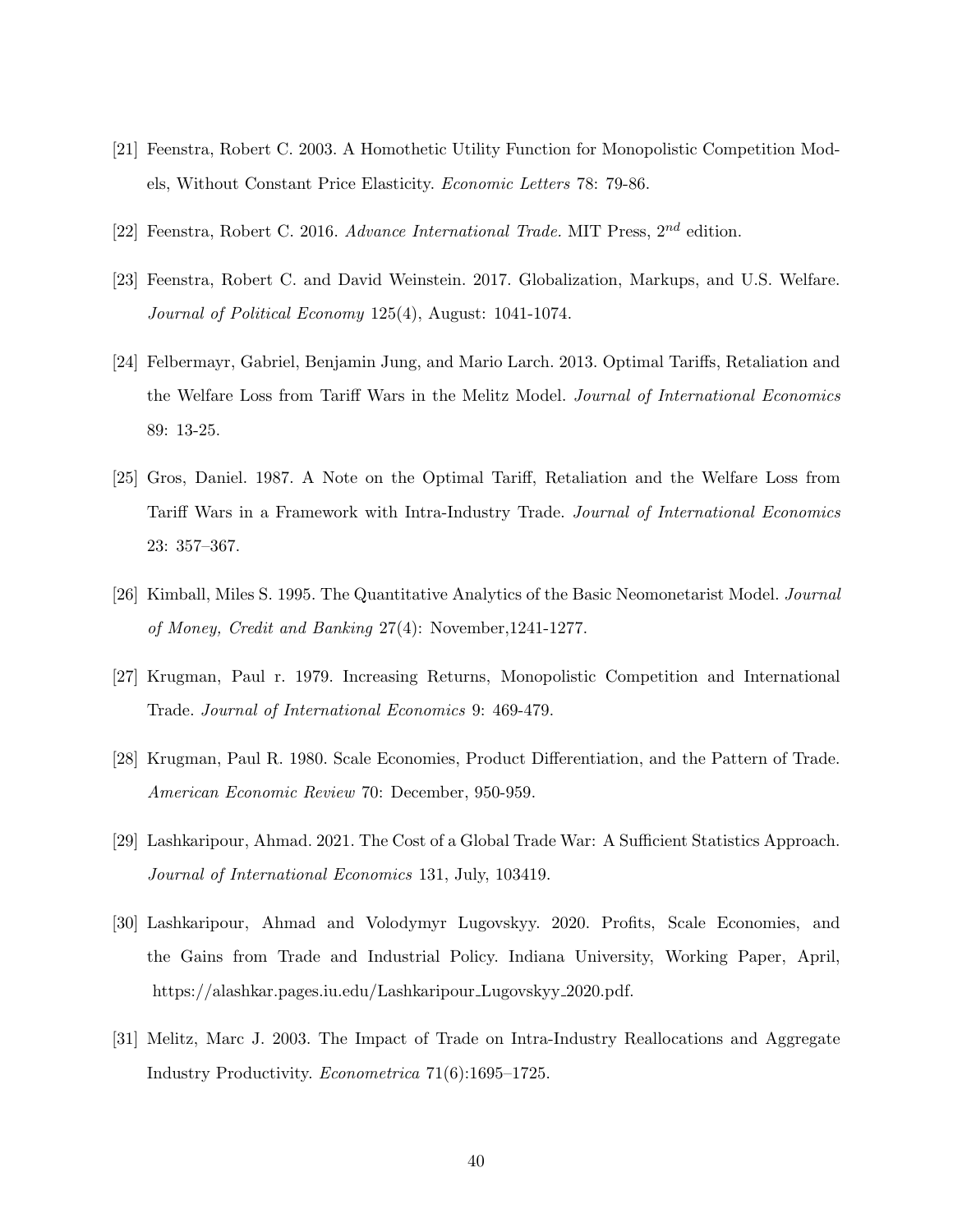[21] Feenstra, Robert C. 2003. A Homothetic Utility Function for Monopolistic Competition Models, Without Constant Price Elasticity. *Economic Letters* 78: 79-86.

[22] Feenstra, Robert C. 2016. *Advance International Trade.* MIT Press, $2^{nd}$ edition.

[23] Feenstra, Robert C. and David Weinstein. 2017. Globalization, Markups, and U.S. Welfare. *Journal of Political Economy* 125(4), August: 1041-1074.

[24] Felbermayr, Gabriel, Benjamin Jung, and Mario Larch. 2013. Optimal Tariffs, Retaliation and the Welfare Loss from Tariff Wars in the Melitz Model. *Journal of International Economics* 89: 13-25.

[25] Gros, Daniel. 1987. A Note on the Optimal Tariff, Retaliation and the Welfare Loss from Tariff Wars in a Framework with Intra-Industry Trade. *Journal of International Economics* 23: 357–367.

[26] Kimball, Miles S. 1995. The Quantitative Analytics of the Basic Neomonetarist Model. *Journal of Money, Credit and Banking* 27(4): November,1241-1277.

[27] Krugman, Paul r. 1979. Increasing Returns, Monopolistic Competition and International Trade. *Journal of International Economics* 9: 469-479.

[28] Krugman, Paul R. 1980. Scale Economies, Product Differentiation, and the Pattern of Trade. *American Economic Review* 70: December, 950-959.

[29] Lashkaripour, Ahmad. 2021. The Cost of a Global Trade War: A Sufficient Statistics Approach. *Journal of International Economics* 131, July, 103419.

[30] Lashkaripour, Ahmad and Volodymyr Lugovskyy. 2020. Profits, Scale Economies, and the Gains from Trade and Industrial Policy. Indiana University, Working Paper, April, https://alashkar.pages.iu.edu/Lashkaripour_Lugovskyy_2020.pdf.

[31] Melitz, Marc J. 2003. The Impact of Trade on Intra-Industry Reallocations and Aggregate Industry Productivity. *Econometrica* 71(6):1695–1725.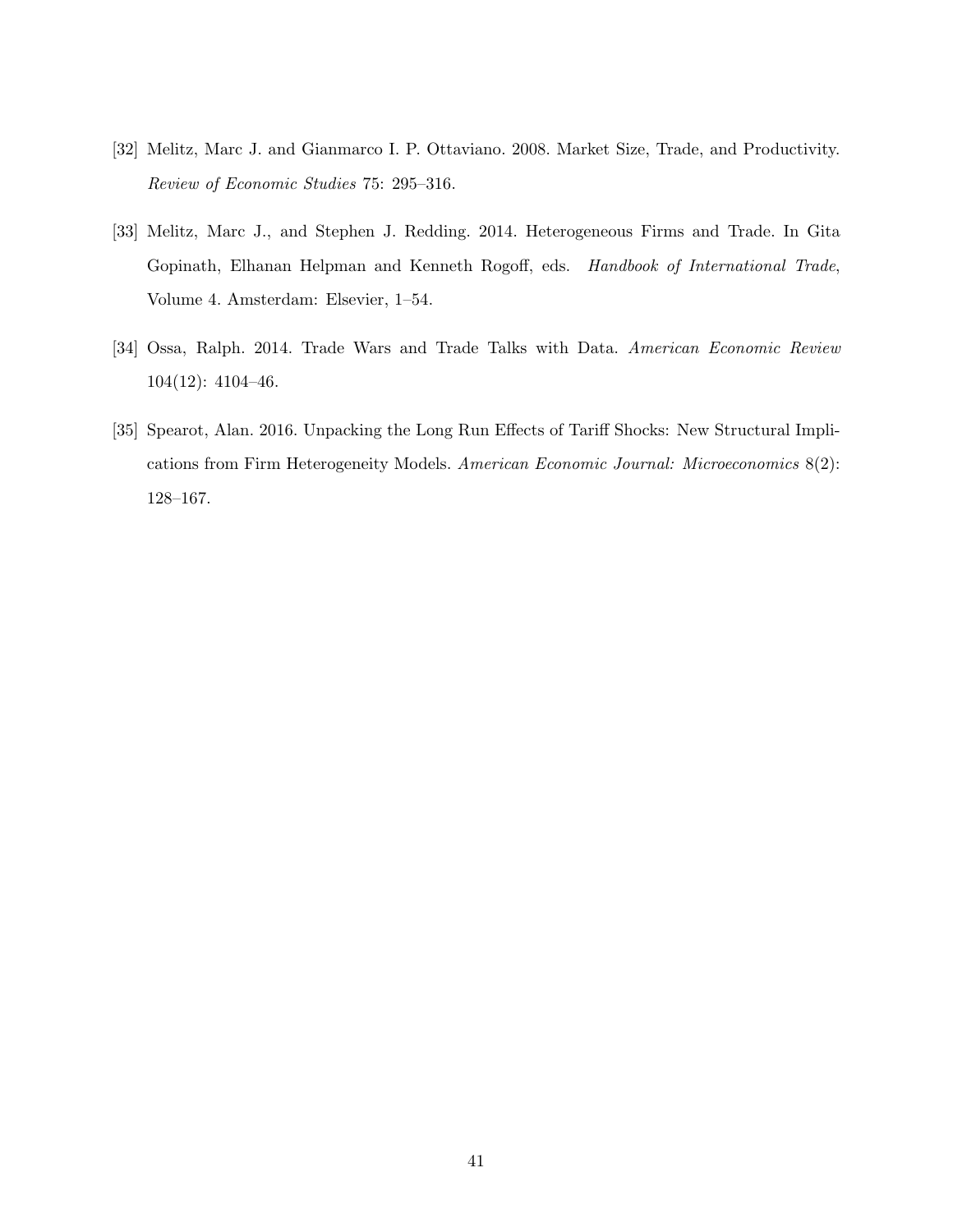[32] Melitz, Marc J. and Gianmarco I. P. Ottaviano. 2008. Market Size, Trade, and Productivity. *Review of Economic Studies* 75: 295–316.

[33] Melitz, Marc J., and Stephen J. Redding. 2014. Heterogeneous Firms and Trade. In Gita Gopinath, Elhanan Helpman and Kenneth Rogoff, eds. *Handbook of International Trade*, Volume 4. Amsterdam: Elsevier, 1–54.

[34] Ossa, Ralph. 2014. Trade Wars and Trade Talks with Data. *American Economic Review* 104(12): 4104–46.

[35] Spearot, Alan. 2016. Unpacking the Long Run Effects of Tariff Shocks: New Structural Implications from Firm Heterogeneity Models. *American Economic Journal: Microeconomics* 8(2): 128–167.